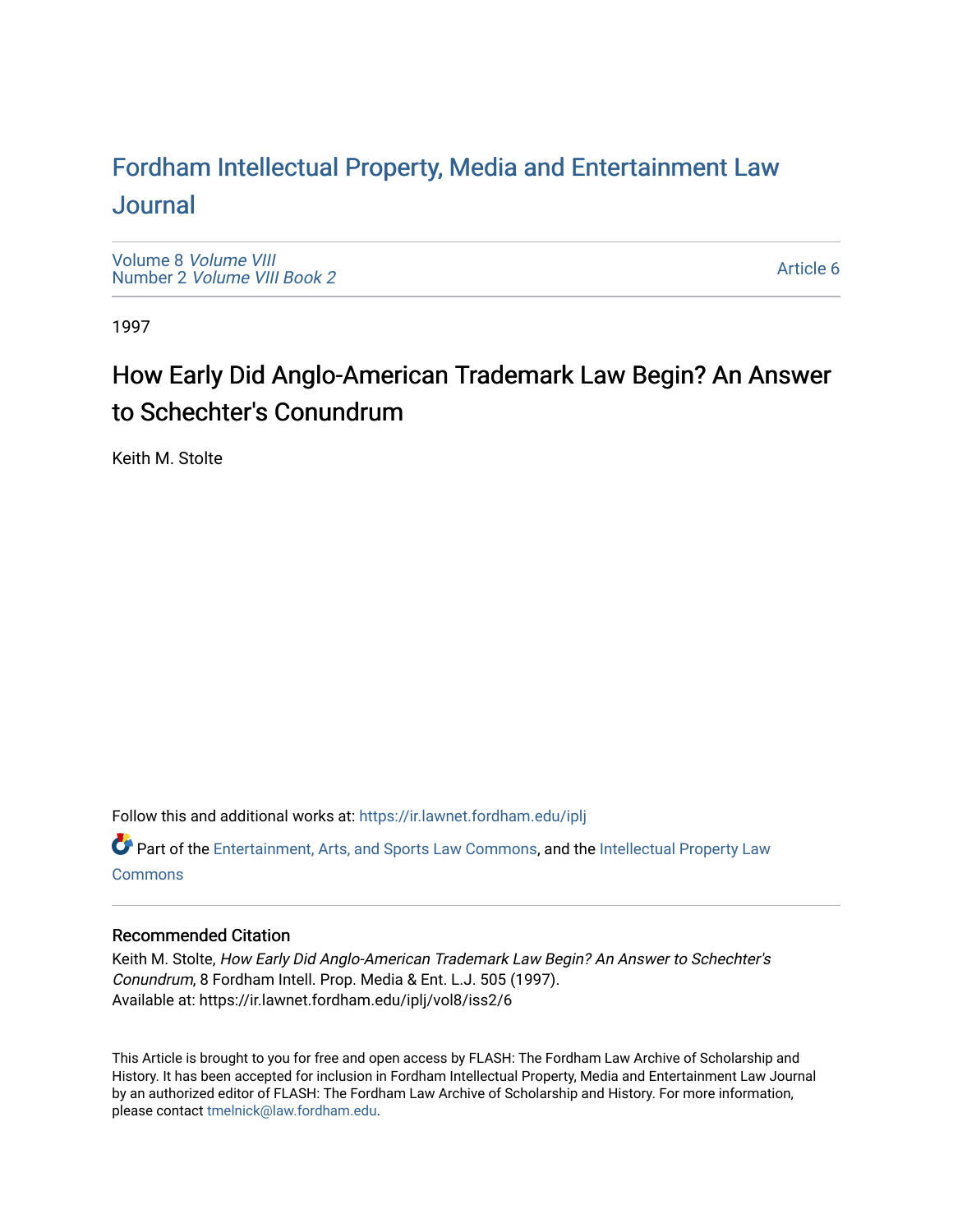# Fordham Intellectual Property, Media and Entertainment Law Journal

Volume 8 *Volume VIII*
Number 2 *Volume VIII Book 2*

Article 6

1997

## How Early Did Anglo-American Trademark Law Begin? An Answer to Schechter's Conundrum

Keith M. Stolte

Follow this and additional works at: https://ir.lawnet.fordham.edu/iplj

Part of the Entertainment, Arts, and Sports Law Commons, and the Intellectual Property Law Commons

### Recommended Citation

Keith M. Stolte, *How Early Did Anglo-American Trademark Law Begin? An Answer to Schechter's Conundrum*, 8 Fordham Intell. Prop. Media & Ent. L.J. 505 (1997).
Available at: https://ir.lawnet.fordham.edu/iplj/vol8/iss2/6

This Article is brought to you for free and open access by FLASH: The Fordham Law Archive of Scholarship and History. It has been accepted for inclusion in Fordham Intellectual Property, Media and Entertainment Law Journal by an authorized editor of FLASH: The Fordham Law Archive of Scholarship and History. For more information, please contact tmelnick@law.fordham.edu.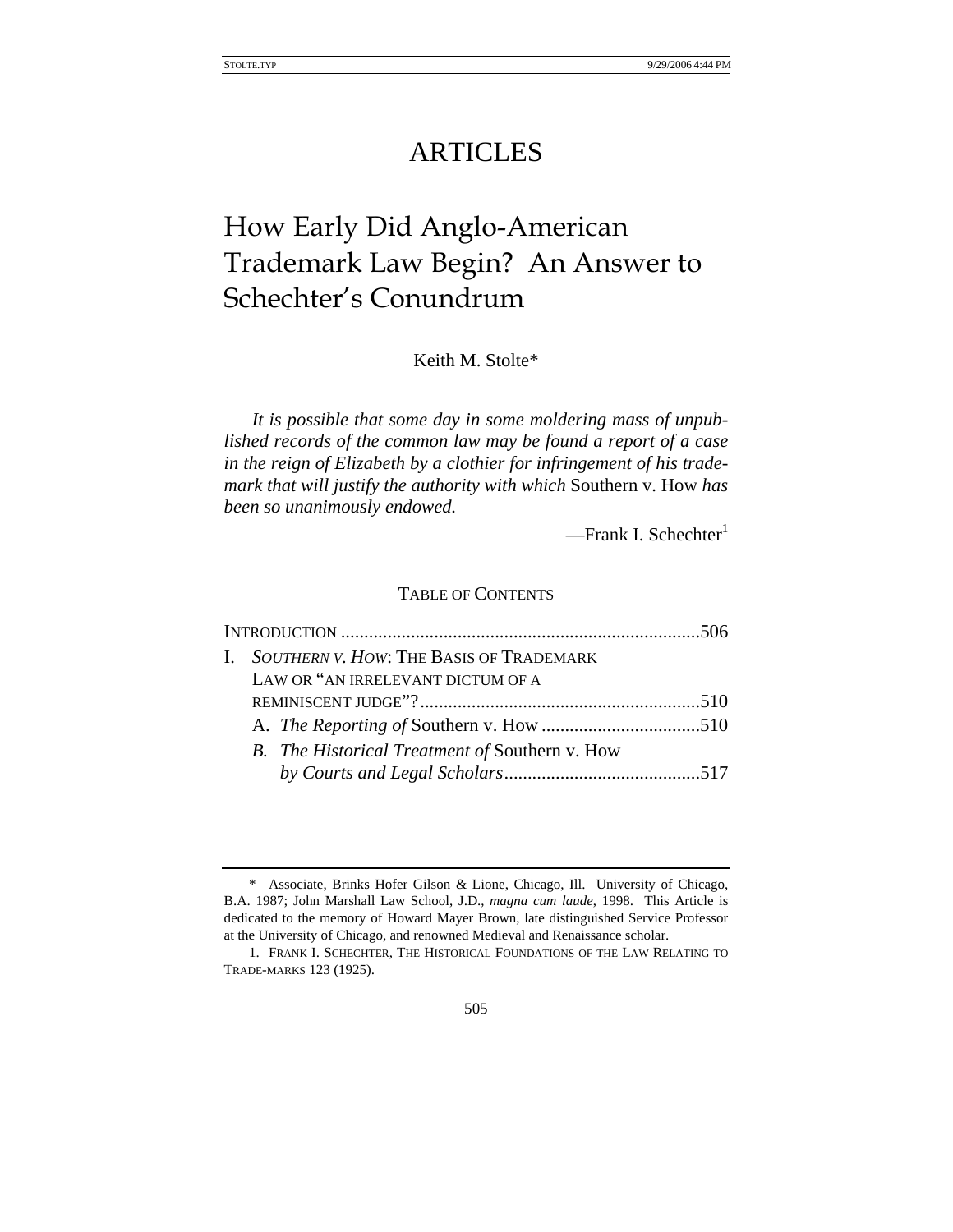# ARTICLES

# How Early Did Anglo-American Trademark Law Begin? An Answer to Schechter's Conundrum

Keith M. Stolte*

> *It is possible that some day in some moldering mass of unpublished records of the common law may be found a report of a case in the reign of Elizabeth by a clothier for infringement of his trademark that will justify the authority with which* Southern v. How *has been so unanimously endowed.*
>
> —Frank I. Schechter[1]

TABLE OF CONTENTS

INTRODUCTION ............................................................................506

I. *SOUTHERN V. HOW*: THE BASIS OF TRADEMARK LAW OR "AN IRRELEVANT DICTUM OF A REMINISCENT JUDGE"? ............................................................510

- A. *The Reporting of* Southern v. How ..................................510
- B. *The Historical Treatment of* Southern v. How *by Courts and Legal Scholars*..........................................517

---

\* Associate, Brinks Hofer Gilson & Lione, Chicago, Ill. University of Chicago, B.A. 1987; John Marshall Law School, J.D., *magna cum laude*, 1998. This Article is dedicated to the memory of Howard Mayer Brown, late distinguished Service Professor at the University of Chicago, and renowned Medieval and Renaissance scholar.

1. FRANK I. SCHECHTER, THE HISTORICAL FOUNDATIONS OF THE LAW RELATING TO TRADE-MARKS 123 (1925).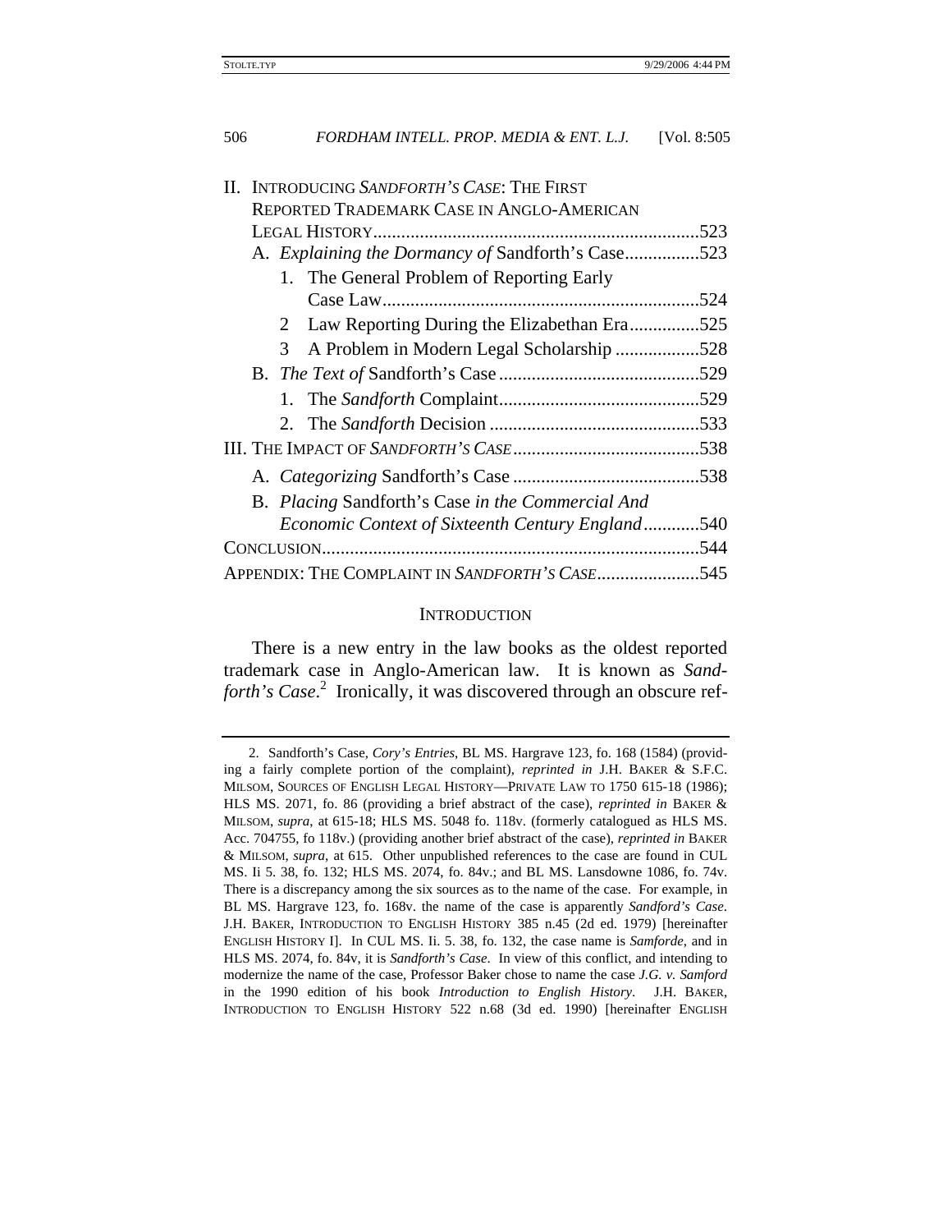II. INTRODUCING *SANDFORTH'S CASE*: THE FIRST REPORTED TRADEMARK CASE IN ANGLO-AMERICAN LEGAL HISTORY.....................................................................523

- A. *Explaining the Dormancy of* Sandforth's Case................523
  - 1. The General Problem of Reporting Early Case Law...................................................................524
  - 2 Law Reporting During the Elizabethan Era...............525
  - 3 A Problem in Modern Legal Scholarship ..................528
- B. *The Text of* Sandforth's Case ...........................................529
  - 1. The *Sandforth* Complaint...........................................529
  - 2. The *Sandforth* Decision .............................................533

III. THE IMPACT OF *SANDFORTH'S CASE* ........................................538

- A. *Categorizing* Sandforth's Case ........................................538
- B. *Placing* Sandforth's Case *in the Commercial And Economic Context of Sixteenth Century England* ............540

CONCLUSION.................................................................................544

APPENDIX: THE COMPLAINT IN *SANDFORTH'S CASE*......................545

## INTRODUCTION

There is a new entry in the law books as the oldest reported trademark case in Anglo-American law. It is known as *Sandforth's Case*.[2] Ironically, it was discovered through an obscure ref-

---

2. Sandforth's Case, *Cory's Entries*, BL MS. Hargrave 123, fo. 168 (1584) (providing a fairly complete portion of the complaint), *reprinted in* J.H. BAKER & S.F.C. MILSOM, SOURCES OF ENGLISH LEGAL HISTORY—PRIVATE LAW TO 1750 615-18 (1986); HLS MS. 2071, fo. 86 (providing a brief abstract of the case), *reprinted in* BAKER & MILSOM, *supra*, at 615-18; HLS MS. 5048 fo. 118v. (formerly catalogued as HLS MS. Acc. 704755, fo 118v.) (providing another brief abstract of the case), *reprinted in* BAKER & MILSOM, *supra*, at 615. Other unpublished references to the case are found in CUL MS. Ii 5. 38, fo. 132; HLS MS. 2074, fo. 84v.; and BL MS. Lansdowne 1086, fo. 74v. There is a discrepancy among the six sources as to the name of the case. For example, in BL MS. Hargrave 123, fo. 168v. the name of the case is apparently *Sandford's Case*. J.H. BAKER, INTRODUCTION TO ENGLISH HISTORY 385 n.45 (2d ed. 1979) [hereinafter ENGLISH HISTORY I]. In CUL MS. Ii. 5. 38, fo. 132, the case name is *Samforde*, and in HLS MS. 2074, fo. 84v, it is *Sandforth's Case*. In view of this conflict, and intending to modernize the name of the case, Professor Baker chose to name the case *J.G. v. Samford* in the 1990 edition of his book *Introduction to English History*. J.H. BAKER, INTRODUCTION TO ENGLISH HISTORY 522 n.68 (3d ed. 1990) [hereinafter ENGLISH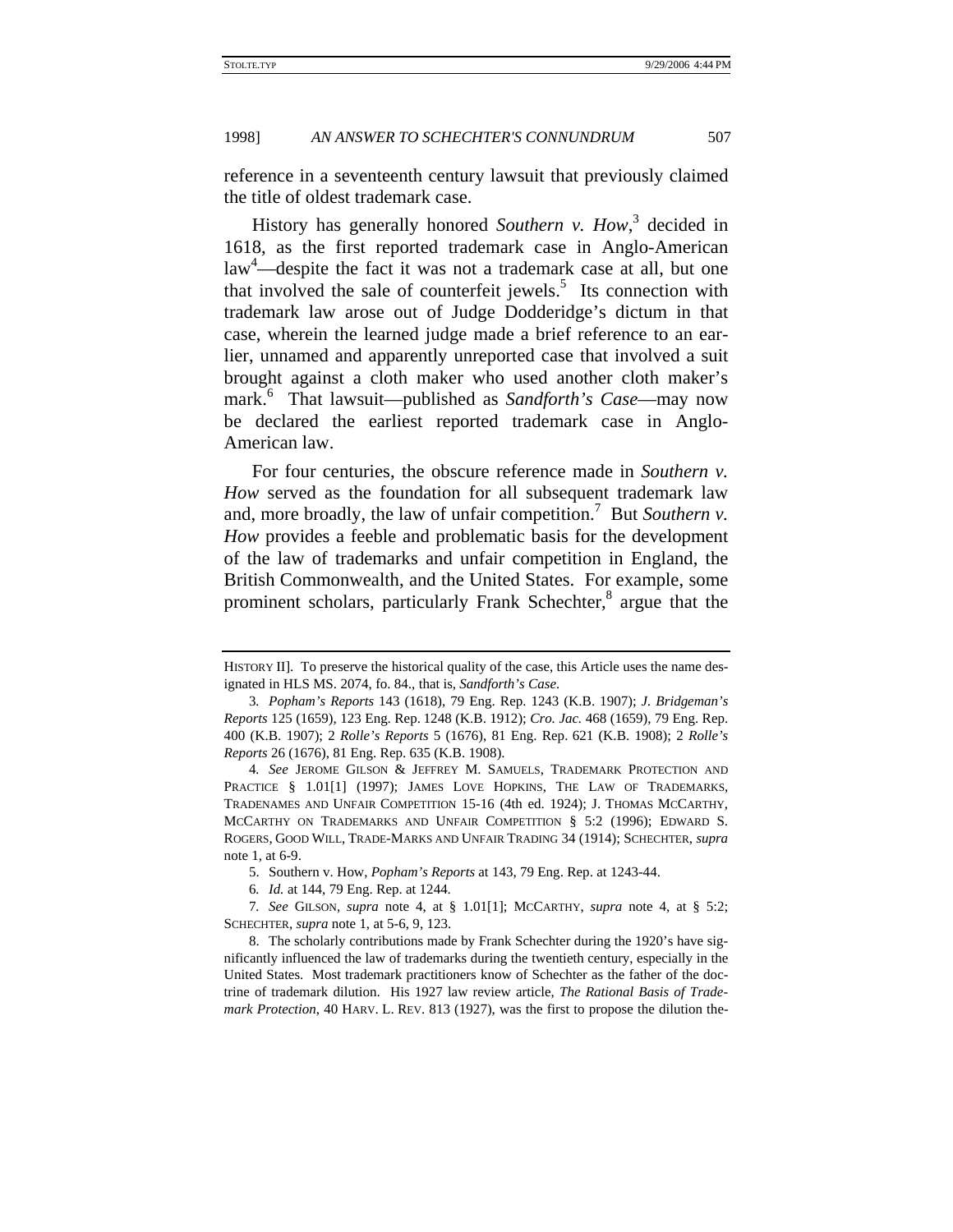reference in a seventeenth century lawsuit that previously claimed the title of oldest trademark case.

History has generally honored *Southern v. How*,[3] decided in 1618, as the first reported trademark case in Anglo-American law[4]—despite the fact it was not a trademark case at all, but one that involved the sale of counterfeit jewels.[5] Its connection with trademark law arose out of Judge Dodderidge's dictum in that case, wherein the learned judge made a brief reference to an earlier, unnamed and apparently unreported case that involved a suit brought against a cloth maker who used another cloth maker's mark.[6] That lawsuit—published as *Sandforth's Case*—may now be declared the earliest reported trademark case in Anglo-American law.

For four centuries, the obscure reference made in *Southern v. How* served as the foundation for all subsequent trademark law and, more broadly, the law of unfair competition.[7] But *Southern v. How* provides a feeble and problematic basis for the development of the law of trademarks and unfair competition in England, the British Commonwealth, and the United States. For example, some prominent scholars, particularly Frank Schechter,[8] argue that the

---

HISTORY II]. To preserve the historical quality of the case, this Article uses the name designated in HLS MS. 2074, fo. 84., that is, *Sandforth's Case*.

3. *Popham's Reports* 143 (1618), 79 Eng. Rep. 1243 (K.B. 1907); *J. Bridgeman's Reports* 125 (1659), 123 Eng. Rep. 1248 (K.B. 1912); *Cro. Jac.* 468 (1659), 79 Eng. Rep. 400 (K.B. 1907); 2 *Rolle's Reports* 5 (1676), 81 Eng. Rep. 621 (K.B. 1908); 2 *Rolle's Reports* 26 (1676), 81 Eng. Rep. 635 (K.B. 1908).

4. *See* JEROME GILSON & JEFFREY M. SAMUELS, TRADEMARK PROTECTION AND PRACTICE § 1.01[1] (1997); JAMES LOVE HOPKINS, THE LAW OF TRADEMARKS, TRADENAMES AND UNFAIR COMPETITION 15-16 (4th ed. 1924); J. THOMAS MCCARTHY, MCCARTHY ON TRADEMARKS AND UNFAIR COMPETITION § 5:2 (1996); EDWARD S. ROGERS, GOOD WILL, TRADE-MARKS AND UNFAIR TRADING 34 (1914); SCHECHTER, *supra* note 1, at 6-9.

5. Southern v. How, *Popham's Reports* at 143, 79 Eng. Rep. at 1243-44.

6. *Id.* at 144, 79 Eng. Rep. at 1244.

7. *See* GILSON, *supra* note 4, at § 1.01[1]; MCCARTHY, *supra* note 4, at § 5:2; SCHECHTER, *supra* note 1, at 5-6, 9, 123.

8. The scholarly contributions made by Frank Schechter during the 1920's have significantly influenced the law of trademarks during the twentieth century, especially in the United States. Most trademark practitioners know of Schechter as the father of the doctrine of trademark dilution. His 1927 law review article, *The Rational Basis of Trademark Protection*, 40 HARV. L. REV. 813 (1927), was the first to propose the dilution the-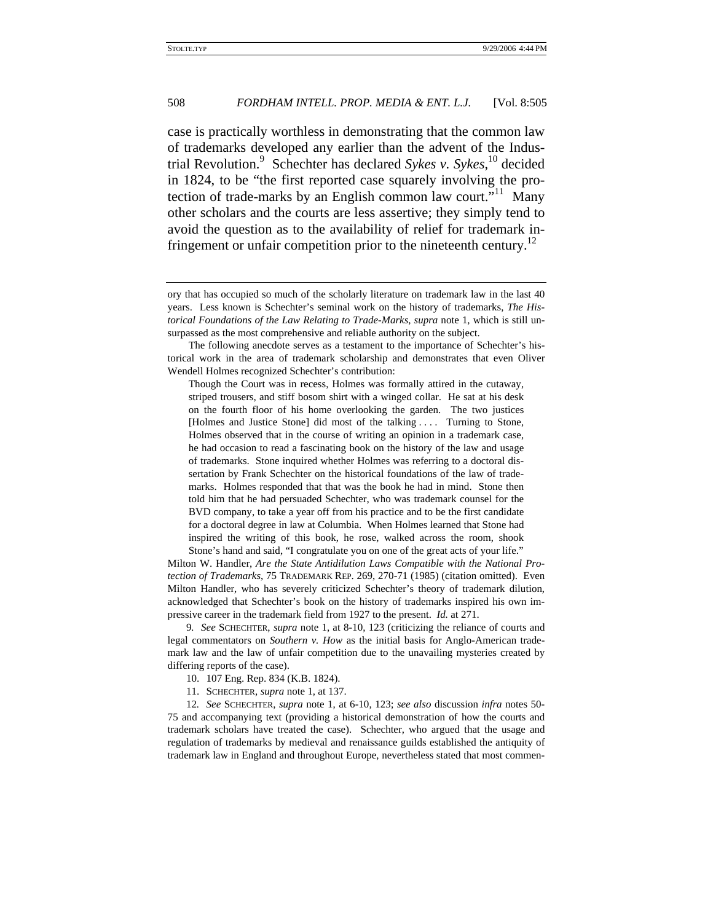case is practically worthless in demonstrating that the common law of trademarks developed any earlier than the advent of the Industrial Revolution.[9] Schechter has declared *Sykes v. Sykes*,[10] decided in 1824, to be "the first reported case squarely involving the protection of trade-marks by an English common law court."[11] Many other scholars and the courts are less assertive; they simply tend to avoid the question as to the availability of relief for trademark infringement or unfair competition prior to the nineteenth century.[12]

---

ory that has occupied so much of the scholarly literature on trademark law in the last 40 years. Less known is Schechter's seminal work on the history of trademarks, *The Historical Foundations of the Law Relating to Trade-Marks*, *supra* note 1, which is still unsurpassed as the most comprehensive and reliable authority on the subject.

The following anecdote serves as a testament to the importance of Schechter's historical work in the area of trademark scholarship and demonstrates that even Oliver Wendell Holmes recognized Schechter's contribution:

> Though the Court was in recess, Holmes was formally attired in the cutaway, striped trousers, and stiff bosom shirt with a winged collar. He sat at his desk on the fourth floor of his home overlooking the garden. The two justices [Holmes and Justice Stone] did most of the talking . . . . Turning to Stone, Holmes observed that in the course of writing an opinion in a trademark case, he had occasion to read a fascinating book on the history of the law and usage of trademarks. Stone inquired whether Holmes was referring to a doctoral dissertation by Frank Schechter on the historical foundations of the law of trademarks. Holmes responded that that was the book he had in mind. Stone then told him that he had persuaded Schechter, who was trademark counsel for the BVD company, to take a year off from his practice and to be the first candidate for a doctoral degree in law at Columbia. When Holmes learned that Stone had inspired the writing of this book, he rose, walked across the room, shook Stone's hand and said, "I congratulate you on one of the great acts of your life."

Milton W. Handler, *Are the State Antidilution Laws Compatible with the National Protection of Trademarks*, 75 TRADEMARK REP. 269, 270-71 (1985) (citation omitted). Even Milton Handler, who has severely criticized Schechter's theory of trademark dilution, acknowledged that Schechter's book on the history of trademarks inspired his own impressive career in the trademark field from 1927 to the present. *Id.* at 271.

9. *See* SCHECHTER, *supra* note 1, at 8-10, 123 (criticizing the reliance of courts and legal commentators on *Southern v. How* as the initial basis for Anglo-American trademark law and the law of unfair competition due to the unavailing mysteries created by differing reports of the case).

10. 107 Eng. Rep. 834 (K.B. 1824).

11. SCHECHTER, *supra* note 1, at 137.

12. *See* SCHECHTER, *supra* note 1, at 6-10, 123; *see also* discussion *infra* notes 50-75 and accompanying text (providing a historical demonstration of how the courts and trademark scholars have treated the case). Schechter, who argued that the usage and regulation of trademarks by medieval and renaissance guilds established the antiquity of trademark law in England and throughout Europe, nevertheless stated that most commen-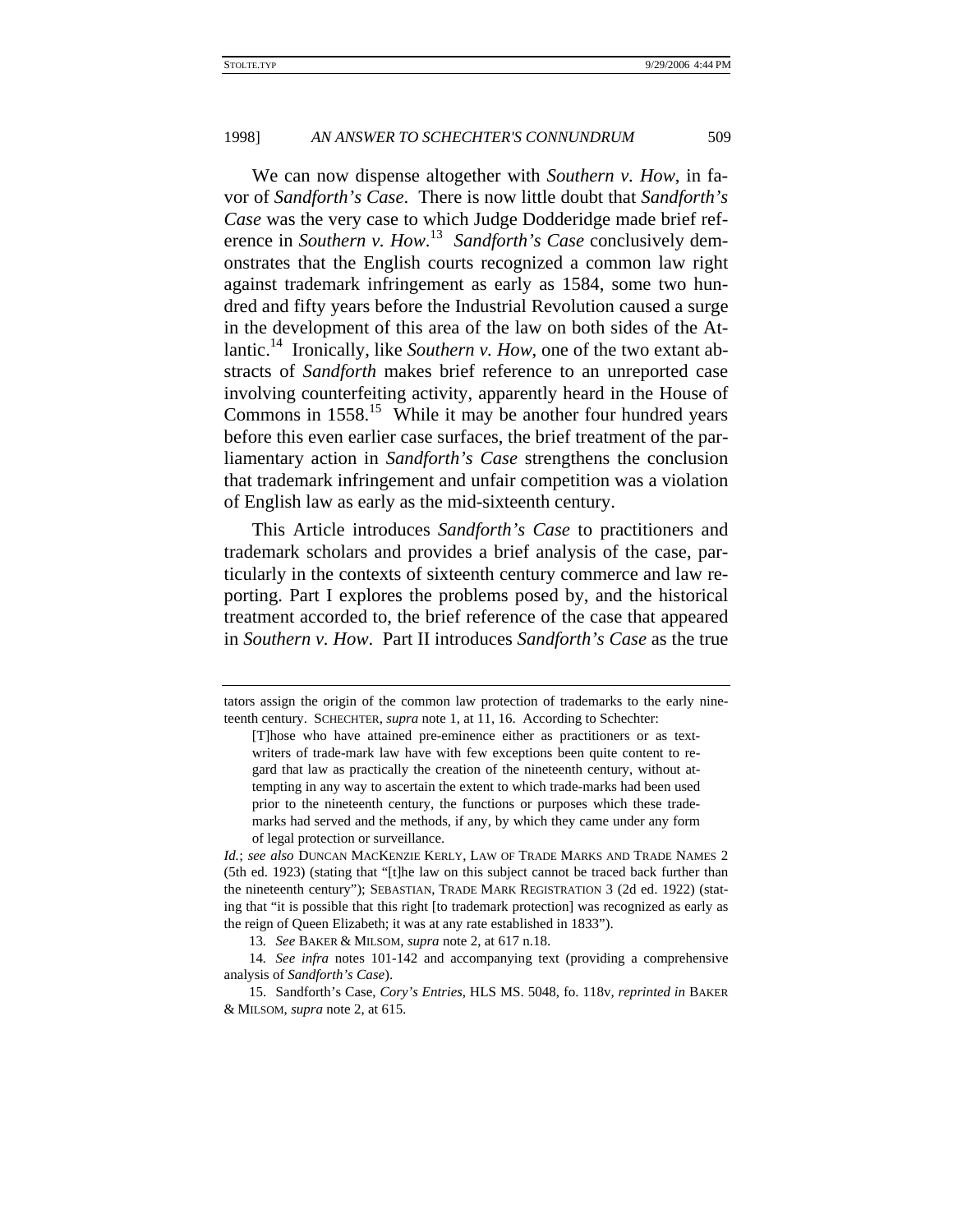We can now dispense altogether with *Southern v. How*, in favor of *Sandforth's Case*. There is now little doubt that *Sandforth's Case* was the very case to which Judge Dodderidge made brief reference in *Southern v. How*.[13] *Sandforth's Case* conclusively demonstrates that the English courts recognized a common law right against trademark infringement as early as 1584, some two hundred and fifty years before the Industrial Revolution caused a surge in the development of this area of the law on both sides of the Atlantic.[14] Ironically, like *Southern v. How*, one of the two extant abstracts of *Sandforth* makes brief reference to an unreported case involving counterfeiting activity, apparently heard in the House of Commons in 1558.[15] While it may be another four hundred years before this even earlier case surfaces, the brief treatment of the parliamentary action in *Sandforth's Case* strengthens the conclusion that trademark infringement and unfair competition was a violation of English law as early as the mid-sixteenth century.

This Article introduces *Sandforth's Case* to practitioners and trademark scholars and provides a brief analysis of the case, particularly in the contexts of sixteenth century commerce and law reporting. Part I explores the problems posed by, and the historical treatment accorded to, the brief reference of the case that appeared in *Southern v. How*. Part II introduces *Sandforth's Case* as the true

---

tators assign the origin of the common law protection of trademarks to the early nineteenth century. SCHECHTER, *supra* note 1, at 11, 16. According to Schechter:

> [T]hose who have attained pre-eminence either as practitioners or as text-writers of trade-mark law have with few exceptions been quite content to regard that law as practically the creation of the nineteenth century, without attempting in any way to ascertain the extent to which trade-marks had been used prior to the nineteenth century, the functions or purposes which these trade-marks had served and the methods, if any, by which they came under any form of legal protection or surveillance.

*Id.*; *see also* DUNCAN MACKENZIE KERLY, LAW OF TRADE MARKS AND TRADE NAMES 2 (5th ed. 1923) (stating that "[t]he law on this subject cannot be traced back further than the nineteenth century"); SEBASTIAN, TRADE MARK REGISTRATION 3 (2d ed. 1922) (stating that "it is possible that this right [to trademark protection] was recognized as early as the reign of Queen Elizabeth; it was at any rate established in 1833").

13. *See* BAKER & MILSOM, *supra* note 2, at 617 n.18.

14. *See infra* notes 101-142 and accompanying text (providing a comprehensive analysis of *Sandforth's Case*).

15. Sandforth's Case, *Cory's Entries*, HLS MS. 5048, fo. 118v, *reprinted in* BAKER & MILSOM, *supra* note 2, at 615.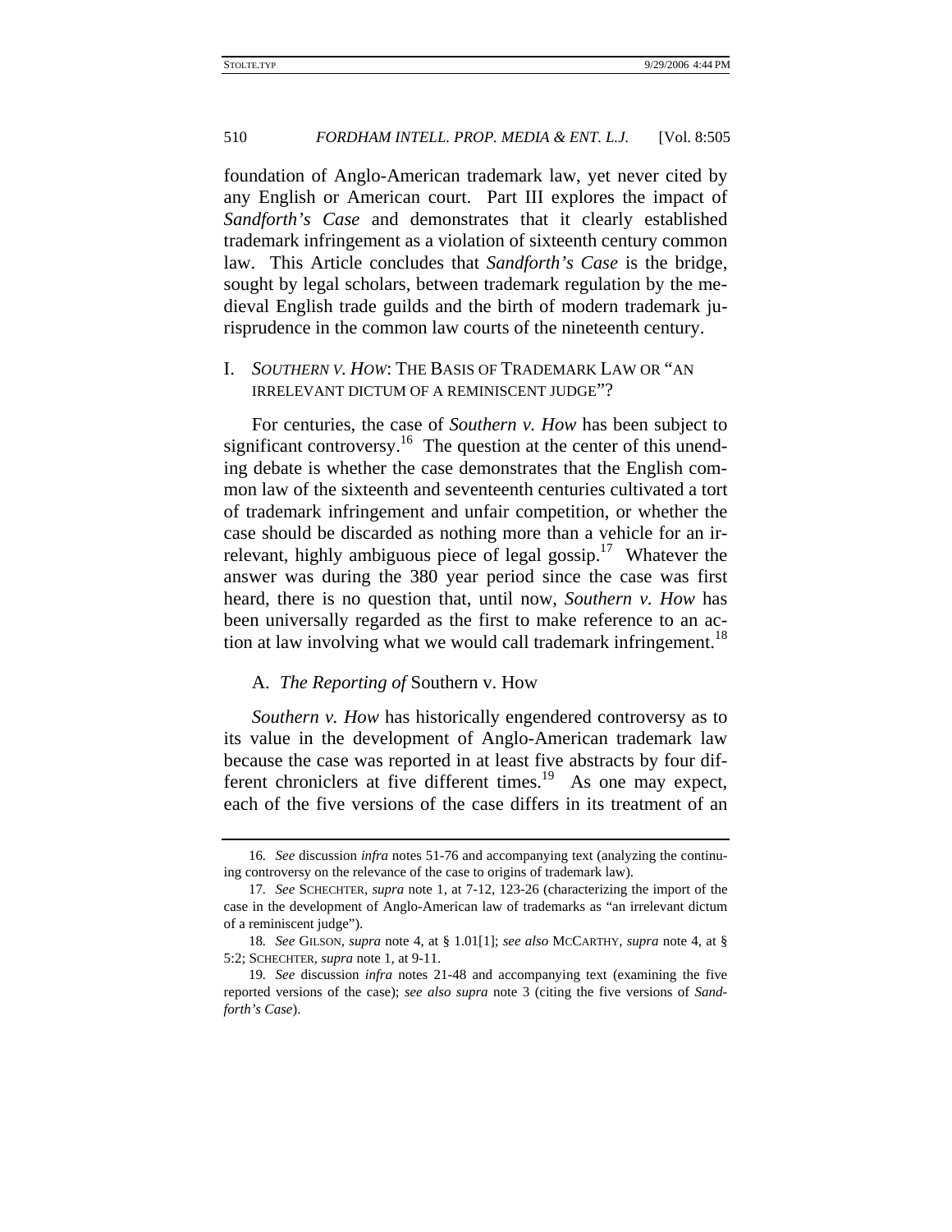foundation of Anglo-American trademark law, yet never cited by any English or American court. Part III explores the impact of *Sandforth's Case* and demonstrates that it clearly established trademark infringement as a violation of sixteenth century common law. This Article concludes that *Sandforth's Case* is the bridge, sought by legal scholars, between trademark regulation by the medieval English trade guilds and the birth of modern trademark jurisprudence in the common law courts of the nineteenth century.

## I. *SOUTHERN V. HOW*: THE BASIS OF TRADEMARK LAW OR "AN IRRELEVANT DICTUM OF A REMINISCENT JUDGE"?

For centuries, the case of *Southern v. How* has been subject to significant controversy.[16] The question at the center of this unending debate is whether the case demonstrates that the English common law of the sixteenth and seventeenth centuries cultivated a tort of trademark infringement and unfair competition, or whether the case should be discarded as nothing more than a vehicle for an irrelevant, highly ambiguous piece of legal gossip.[17] Whatever the answer was during the 380 year period since the case was first heard, there is no question that, until now, *Southern v. How* has been universally regarded as the first to make reference to an action at law involving what we would call trademark infringement.[18]

### A. *The Reporting of* Southern v. How

*Southern v. How* has historically engendered controversy as to its value in the development of Anglo-American trademark law because the case was reported in at least five abstracts by four different chroniclers at five different times.[19] As one may expect, each of the five versions of the case differs in its treatment of an

---

16. *See* discussion *infra* notes 51-76 and accompanying text (analyzing the continuing controversy on the relevance of the case to origins of trademark law).

17. *See* SCHECHTER, *supra* note 1, at 7-12, 123-26 (characterizing the import of the case in the development of Anglo-American law of trademarks as "an irrelevant dictum of a reminiscent judge").

18. *See* GILSON, *supra* note 4, at § 1.01[1]; *see also* MCCARTHY, *supra* note 4, at § 5:2; SCHECHTER, *supra* note 1, at 9-11.

19. *See* discussion *infra* notes 21-48 and accompanying text (examining the five reported versions of the case); *see also supra* note 3 (citing the five versions of *Sandforth's Case*).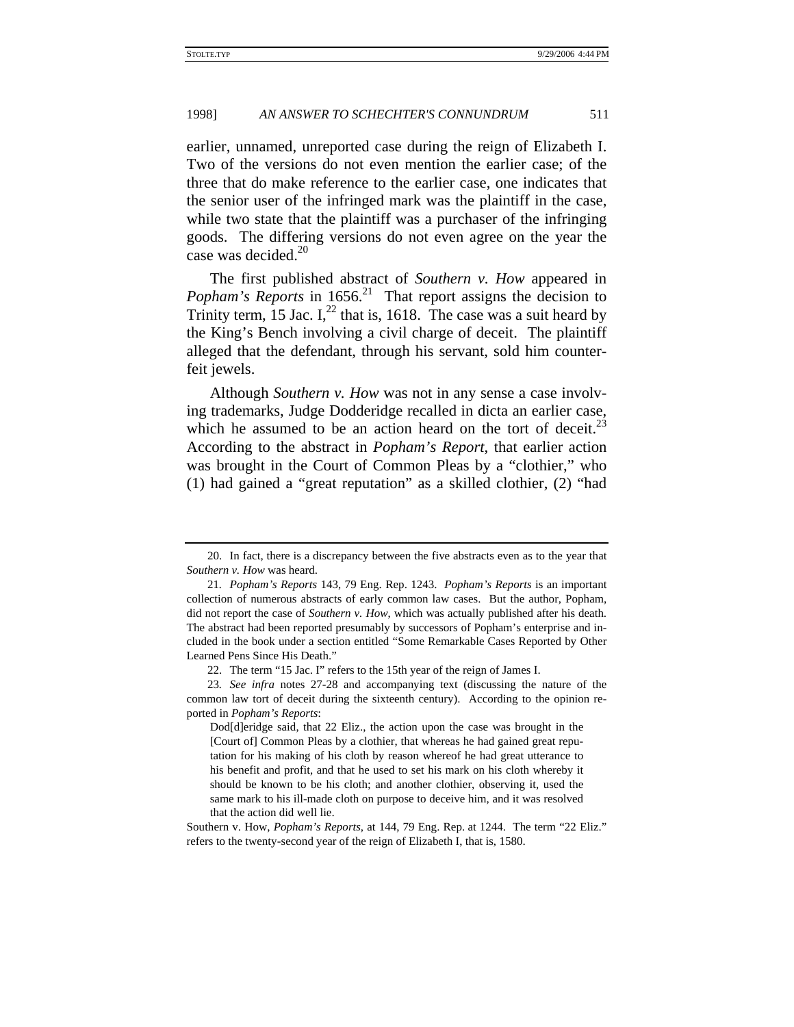earlier, unnamed, unreported case during the reign of Elizabeth I. Two of the versions do not even mention the earlier case; of the three that do make reference to the earlier case, one indicates that the senior user of the infringed mark was the plaintiff in the case, while two state that the plaintiff was a purchaser of the infringing goods. The differing versions do not even agree on the year the case was decided.[20]

The first published abstract of *Southern v. How* appeared in *Popham's Reports* in 1656.[21] That report assigns the decision to Trinity term, 15 Jac. I,[22] that is, 1618. The case was a suit heard by the King's Bench involving a civil charge of deceit. The plaintiff alleged that the defendant, through his servant, sold him counterfeit jewels.

Although *Southern v. How* was not in any sense a case involving trademarks, Judge Dodderidge recalled in dicta an earlier case, which he assumed to be an action heard on the tort of deceit.[23] According to the abstract in *Popham's Report*, that earlier action was brought in the Court of Common Pleas by a "clothier," who (1) had gained a "great reputation" as a skilled clothier, (2) "had

---

20. In fact, there is a discrepancy between the five abstracts even as to the year that *Southern v. How* was heard.

21. *Popham's Reports* 143, 79 Eng. Rep. 1243. *Popham's Reports* is an important collection of numerous abstracts of early common law cases. But the author, Popham, did not report the case of *Southern v. How*, which was actually published after his death. The abstract had been reported presumably by successors of Popham's enterprise and included in the book under a section entitled "Some Remarkable Cases Reported by Other Learned Pens Since His Death."

22. The term "15 Jac. I" refers to the 15th year of the reign of James I.

23. *See infra* notes 27-28 and accompanying text (discussing the nature of the common law tort of deceit during the sixteenth century). According to the opinion reported in *Popham's Reports*:

> Dod[d]eridge said, that 22 Eliz., the action upon the case was brought in the [Court of] Common Pleas by a clothier, that whereas he had gained great reputation for his making of his cloth by reason whereof he had great utterance to his benefit and profit, and that he used to set his mark on his cloth whereby it should be known to be his cloth; and another clothier, observing it, used the same mark to his ill-made cloth on purpose to deceive him, and it was resolved that the action did well lie.

Southern v. How, *Popham's Reports*, at 144, 79 Eng. Rep. at 1244. The term "22 Eliz." refers to the twenty-second year of the reign of Elizabeth I, that is, 1580.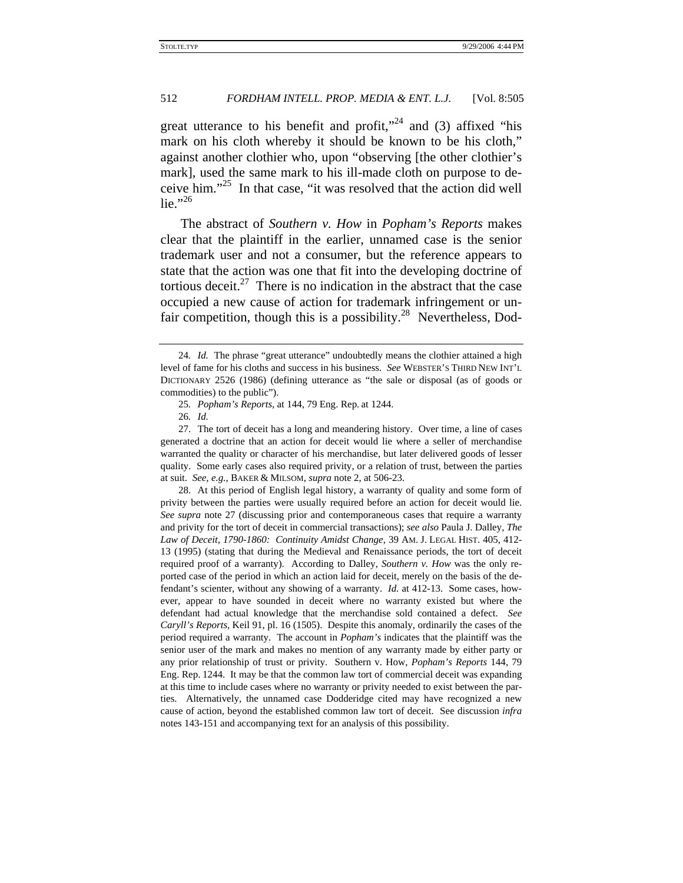great utterance to his benefit and profit,"[24] and (3) affixed "his mark on his cloth whereby it should be known to be his cloth," against another clothier who, upon "observing [the other clothier's mark], used the same mark to his ill-made cloth on purpose to deceive him."[25] In that case, "it was resolved that the action did well lie."[26]

The abstract of *Southern v. How* in *Popham's Reports* makes clear that the plaintiff in the earlier, unnamed case is the senior trademark user and not a consumer, but the reference appears to state that the action was one that fit into the developing doctrine of tortious deceit.[27] There is no indication in the abstract that the case occupied a new cause of action for trademark infringement or unfair competition, though this is a possibility.[28] Nevertheless, Dod-

---

24. *Id.* The phrase "great utterance" undoubtedly means the clothier attained a high level of fame for his cloths and success in his business. *See* WEBSTER'S THIRD NEW INT'L DICTIONARY 2526 (1986) (defining utterance as "the sale or disposal (as of goods or commodities) to the public").

25. *Popham's Reports*, at 144, 79 Eng. Rep. at 1244.

26. *Id.*

27. The tort of deceit has a long and meandering history. Over time, a line of cases generated a doctrine that an action for deceit would lie where a seller of merchandise warranted the quality or character of his merchandise, but later delivered goods of lesser quality. Some early cases also required privity, or a relation of trust, between the parties at suit. *See, e.g.*, BAKER & MILSOM, *supra* note 2, at 506-23.

28. At this period of English legal history, a warranty of quality and some form of privity between the parties were usually required before an action for deceit would lie. *See supra* note 27 (discussing prior and contemporaneous cases that require a warranty and privity for the tort of deceit in commercial transactions); *see also* Paula J. Dalley, *The Law of Deceit, 1790-1860: Continuity Amidst Change*, 39 AM. J. LEGAL HIST. 405, 412-13 (1995) (stating that during the Medieval and Renaissance periods, the tort of deceit required proof of a warranty). According to Dalley, *Southern v. How* was the only reported case of the period in which an action laid for deceit, merely on the basis of the defendant's scienter, without any showing of a warranty. *Id.* at 412-13. Some cases, however, appear to have sounded in deceit where no warranty existed but where the defendant had actual knowledge that the merchandise sold contained a defect. *See Caryll's Reports*, Keil 91, pl. 16 (1505). Despite this anomaly, ordinarily the cases of the period required a warranty. The account in *Popham's* indicates that the plaintiff was the senior user of the mark and makes no mention of any warranty made by either party or any prior relationship of trust or privity. Southern v. How, *Popham's Reports* 144, 79 Eng. Rep. 1244. It may be that the common law tort of commercial deceit was expanding at this time to include cases where no warranty or privity needed to exist between the parties. Alternatively, the unnamed case Dodderidge cited may have recognized a new cause of action, beyond the established common law tort of deceit. See discussion *infra* notes 143-151 and accompanying text for an analysis of this possibility.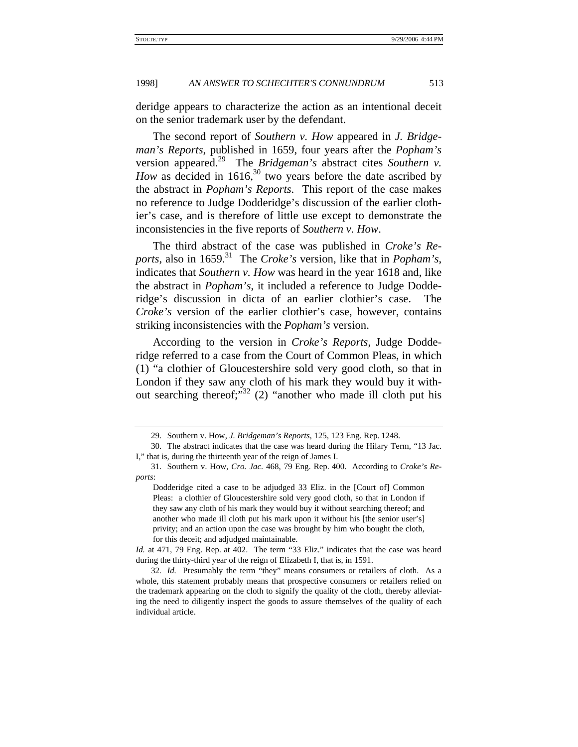deridge appears to characterize the action as an intentional deceit on the senior trademark user by the defendant.

The second report of *Southern v. How* appeared in *J. Bridgeman's Reports*, published in 1659, four years after the *Popham's* version appeared.[29] The *Bridgeman's* abstract cites *Southern v. How* as decided in 1616,[30] two years before the date ascribed by the abstract in *Popham's Reports*. This report of the case makes no reference to Judge Dodderidge's discussion of the earlier clothier's case, and is therefore of little use except to demonstrate the inconsistencies in the five reports of *Southern v. How*.

The third abstract of the case was published in *Croke's Reports*, also in 1659.[31] The *Croke's* version, like that in *Popham's*, indicates that *Southern v. How* was heard in the year 1618 and, like the abstract in *Popham's*, it included a reference to Judge Dodderidge's discussion in dicta of an earlier clothier's case. The *Croke's* version of the earlier clothier's case, however, contains striking inconsistencies with the *Popham's* version.

According to the version in *Croke's Reports*, Judge Dodderidge referred to a case from the Court of Common Pleas, in which (1) "a clothier of Gloucestershire sold very good cloth, so that in London if they saw any cloth of his mark they would buy it without searching thereof;"[32] (2) "another who made ill cloth put his

---

29. Southern v. How, *J. Bridgeman's Reports*, 125, 123 Eng. Rep. 1248.

30. The abstract indicates that the case was heard during the Hilary Term, "13 Jac. I," that is, during the thirteenth year of the reign of James I.

31. Southern v. How, *Cro. Jac.* 468, 79 Eng. Rep. 400. According to *Croke's Reports*:

> Dodderidge cited a case to be adjudged 33 Eliz. in the [Court of] Common Pleas: a clothier of Gloucestershire sold very good cloth, so that in London if they saw any cloth of his mark they would buy it without searching thereof; and another who made ill cloth put his mark upon it without his [the senior user's] privity; and an action upon the case was brought by him who bought the cloth, for this deceit; and adjudged maintainable.

*Id.* at 471, 79 Eng. Rep. at 402. The term "33 Eliz." indicates that the case was heard during the thirty-third year of the reign of Elizabeth I, that is, in 1591.

32. *Id.* Presumably the term "they" means consumers or retailers of cloth. As a whole, this statement probably means that prospective consumers or retailers relied on the trademark appearing on the cloth to signify the quality of the cloth, thereby alleviating the need to diligently inspect the goods to assure themselves of the quality of each individual article.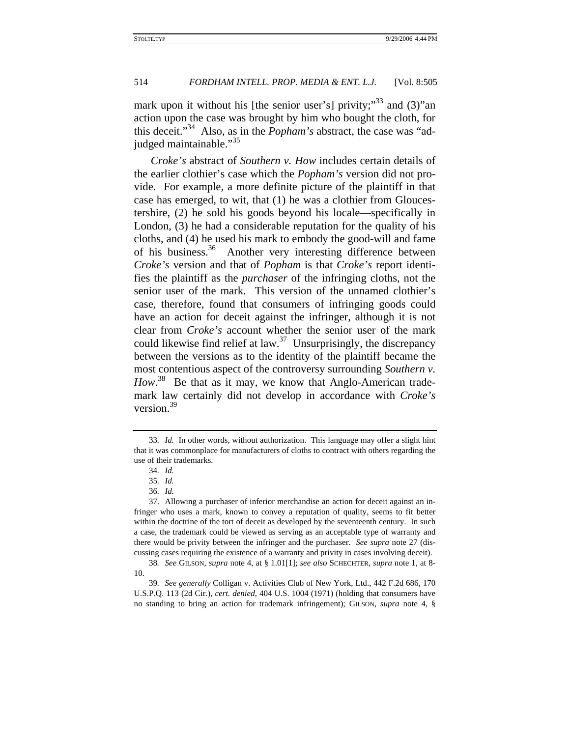mark upon it without his [the senior user's] privity;"[33] and (3)"an action upon the case was brought by him who bought the cloth, for this deceit."[34] Also, as in the *Popham's* abstract, the case was "adjudged maintainable."[35]

*Croke's* abstract of *Southern v. How* includes certain details of the earlier clothier's case which the *Popham's* version did not provide. For example, a more definite picture of the plaintiff in that case has emerged, to wit, that (1) he was a clothier from Gloucestershire, (2) he sold his goods beyond his locale—specifically in London, (3) he had a considerable reputation for the quality of his cloths, and (4) he used his mark to embody the good-will and fame of his business.[36] Another very interesting difference between *Croke's* version and that of *Popham* is that *Croke's* report identifies the plaintiff as the *purchaser* of the infringing cloths, not the senior user of the mark. This version of the unnamed clothier's case, therefore, found that consumers of infringing goods could have an action for deceit against the infringer, although it is not clear from *Croke's* account whether the senior user of the mark could likewise find relief at law.[37] Unsurprisingly, the discrepancy between the versions as to the identity of the plaintiff became the most contentious aspect of the controversy surrounding *Southern v. How*.[38] Be that as it may, we know that Anglo-American trademark law certainly did not develop in accordance with *Croke's* version.[39]

---

33. *Id.* In other words, without authorization. This language may offer a slight hint that it was commonplace for manufacturers of cloths to contract with others regarding the use of their trademarks.

34. *Id.*

35. *Id.*

36. *Id.*

37. Allowing a purchaser of inferior merchandise an action for deceit against an infringer who uses a mark, known to convey a reputation of quality, seems to fit better within the doctrine of the tort of deceit as developed by the seventeenth century. In such a case, the trademark could be viewed as serving as an acceptable type of warranty and there would be privity between the infringer and the purchaser. *See supra* note 27 (discussing cases requiring the existence of a warranty and privity in cases involving deceit).

38. *See* GILSON, *supra* note 4, at § 1.01[1]; *see also* SCHECHTER, *supra* note 1, at 8-10.

39. *See generally* Colligan v. Activities Club of New York, Ltd., 442 F.2d 686, 170 U.S.P.Q. 113 (2d Cir.), *cert. denied*, 404 U.S. 1004 (1971) (holding that consumers have no standing to bring an action for trademark infringement); GILSON, *supra* note 4, §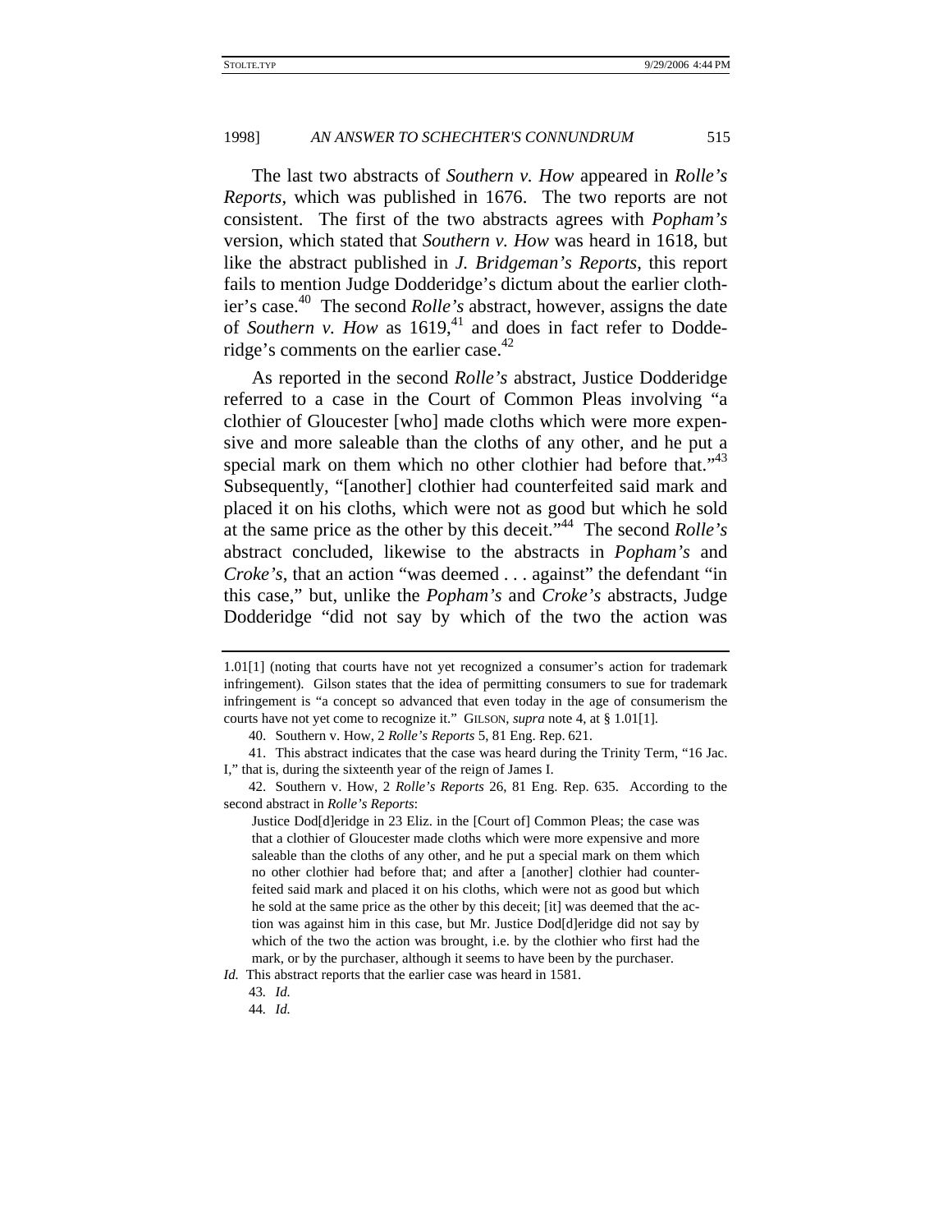The last two abstracts of *Southern v. How* appeared in *Rolle's Reports*, which was published in 1676. The two reports are not consistent. The first of the two abstracts agrees with *Popham's* version, which stated that *Southern v. How* was heard in 1618, but like the abstract published in *J. Bridgeman's Reports*, this report fails to mention Judge Dodderidge's dictum about the earlier clothier's case.[40] The second *Rolle's* abstract, however, assigns the date of *Southern v. How* as 1619,[41] and does in fact refer to Dodderidge's comments on the earlier case.[42]

As reported in the second *Rolle's* abstract, Justice Dodderidge referred to a case in the Court of Common Pleas involving "a clothier of Gloucester [who] made cloths which were more expensive and more saleable than the cloths of any other, and he put a special mark on them which no other clothier had before that."[43] Subsequently, "[another] clothier had counterfeited said mark and placed it on his cloths, which were not as good but which he sold at the same price as the other by this deceit."[44] The second *Rolle's* abstract concluded, likewise to the abstracts in *Popham's* and *Croke's*, that an action "was deemed . . . against" the defendant "in this case," but, unlike the *Popham's* and *Croke's* abstracts, Judge Dodderidge "did not say by which of the two the action was

---

1.01[1] (noting that courts have not yet recognized a consumer's action for trademark infringement). Gilson states that the idea of permitting consumers to sue for trademark infringement is "a concept so advanced that even today in the age of consumerism the courts have not yet come to recognize it." GILSON, *supra* note 4, at § 1.01[1].

40. Southern v. How, 2 *Rolle's Reports* 5, 81 Eng. Rep. 621.

41. This abstract indicates that the case was heard during the Trinity Term, "16 Jac. I," that is, during the sixteenth year of the reign of James I.

42. Southern v. How, 2 *Rolle's Reports* 26, 81 Eng. Rep. 635. According to the second abstract in *Rolle's Reports*:

> Justice Dod[d]eridge in 23 Eliz. in the [Court of] Common Pleas; the case was that a clothier of Gloucester made cloths which were more expensive and more saleable than the cloths of any other, and he put a special mark on them which no other clothier had before that; and after a [another] clothier had counterfeited said mark and placed it on his cloths, which were not as good but which he sold at the same price as the other by this deceit; [it] was deemed that the action was against him in this case, but Mr. Justice Dod[d]eridge did not say by which of the two the action was brought, i.e. by the clothier who first had the mark, or by the purchaser, although it seems to have been by the purchaser.

*Id.* This abstract reports that the earlier case was heard in 1581.

43. *Id.*

44. *Id.*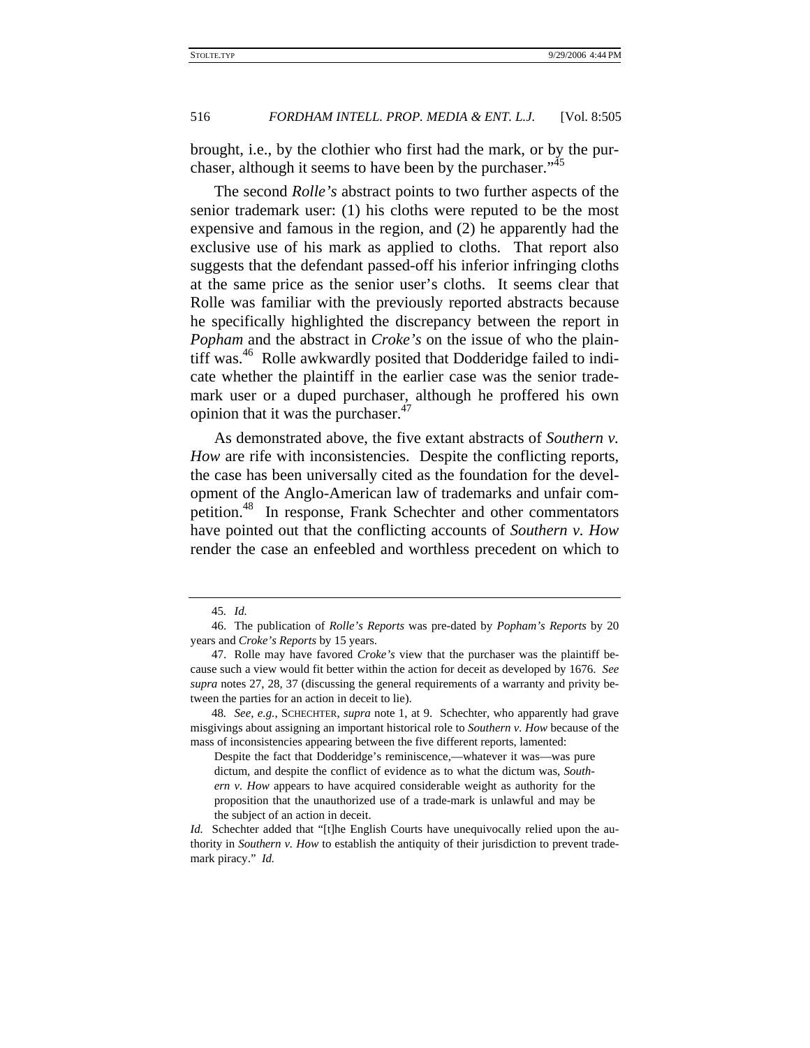brought, i.e., by the clothier who first had the mark, or by the purchaser, although it seems to have been by the purchaser."[45]

The second *Rolle's* abstract points to two further aspects of the senior trademark user: (1) his cloths were reputed to be the most expensive and famous in the region, and (2) he apparently had the exclusive use of his mark as applied to cloths. That report also suggests that the defendant passed-off his inferior infringing cloths at the same price as the senior user's cloths. It seems clear that Rolle was familiar with the previously reported abstracts because he specifically highlighted the discrepancy between the report in *Popham* and the abstract in *Croke's* on the issue of who the plaintiff was.[46] Rolle awkwardly posited that Dodderidge failed to indicate whether the plaintiff in the earlier case was the senior trademark user or a duped purchaser, although he proffered his own opinion that it was the purchaser.[47]

As demonstrated above, the five extant abstracts of *Southern v. How* are rife with inconsistencies. Despite the conflicting reports, the case has been universally cited as the foundation for the development of the Anglo-American law of trademarks and unfair competition.[48] In response, Frank Schechter and other commentators have pointed out that the conflicting accounts of *Southern v. How* render the case an enfeebled and worthless precedent on which to

---

45. *Id.*

46. The publication of *Rolle's Reports* was pre-dated by *Popham's Reports* by 20 years and *Croke's Reports* by 15 years.

47. Rolle may have favored *Croke's* view that the purchaser was the plaintiff because such a view would fit better within the action for deceit as developed by 1676. *See supra* notes 27, 28, 37 (discussing the general requirements of a warranty and privity between the parties for an action in deceit to lie).

48. *See, e.g.*, SCHECHTER, *supra* note 1, at 9. Schechter, who apparently had grave misgivings about assigning an important historical role to *Southern v. How* because of the mass of inconsistencies appearing between the five different reports, lamented:

> Despite the fact that Dodderidge's reminiscence,—whatever it was—was pure dictum, and despite the conflict of evidence as to what the dictum was, *Southern v. How* appears to have acquired considerable weight as authority for the proposition that the unauthorized use of a trade-mark is unlawful and may be the subject of an action in deceit.

*Id.* Schechter added that "[t]he English Courts have unequivocally relied upon the authority in *Southern v. How* to establish the antiquity of their jurisdiction to prevent trademark piracy." *Id.*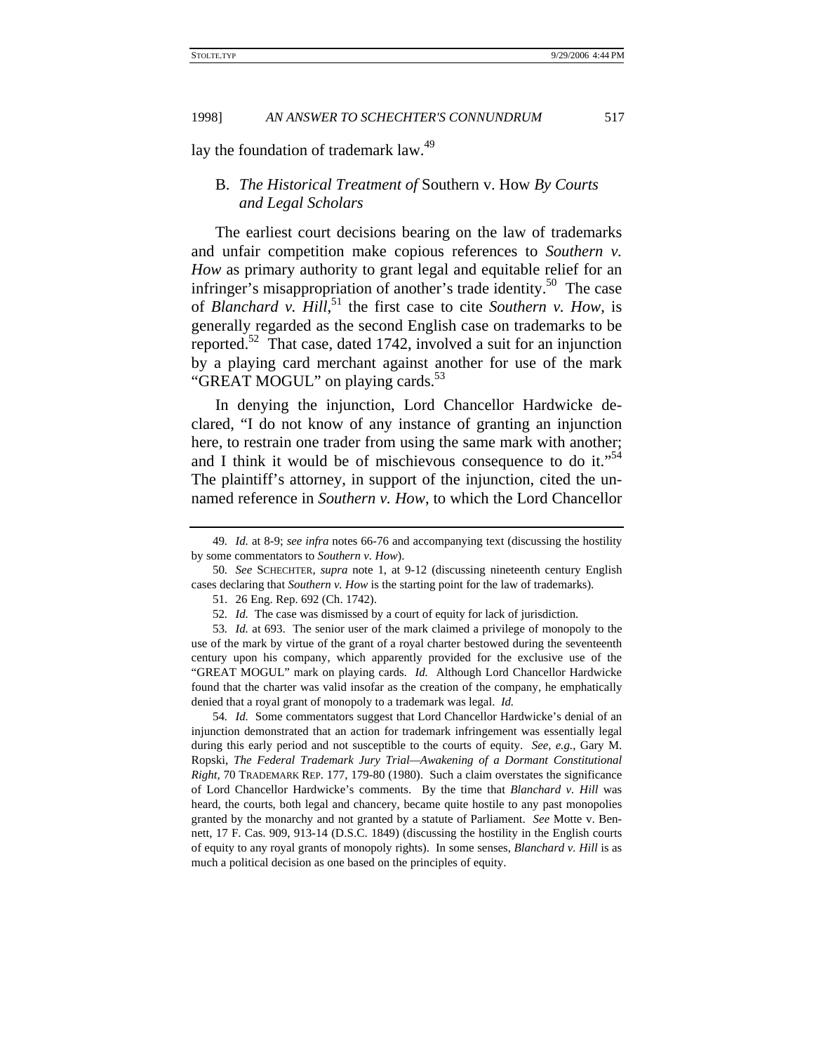lay the foundation of trademark law.[49]

## B. *The Historical Treatment of* Southern v. How *By Courts and Legal Scholars*

The earliest court decisions bearing on the law of trademarks and unfair competition make copious references to *Southern v. How* as primary authority to grant legal and equitable relief for an infringer's misappropriation of another's trade identity.[50] The case of *Blanchard v. Hill*,[51] the first case to cite *Southern v. How*, is generally regarded as the second English case on trademarks to be reported.[52] That case, dated 1742, involved a suit for an injunction by a playing card merchant against another for use of the mark "GREAT MOGUL" on playing cards.[53]

In denying the injunction, Lord Chancellor Hardwicke declared, "I do not know of any instance of granting an injunction here, to restrain one trader from using the same mark with another; and I think it would be of mischievous consequence to do it."[54] The plaintiff's attorney, in support of the injunction, cited the unnamed reference in *Southern v. How*, to which the Lord Chancellor

---

49. *Id.* at 8-9; *see infra* notes 66-76 and accompanying text (discussing the hostility by some commentators to *Southern v. How*).

50. *See* SCHECHTER, *supra* note 1, at 9-12 (discussing nineteenth century English cases declaring that *Southern v. How* is the starting point for the law of trademarks).

51. 26 Eng. Rep. 692 (Ch. 1742).

52. *Id.* The case was dismissed by a court of equity for lack of jurisdiction.

53. *Id.* at 693. The senior user of the mark claimed a privilege of monopoly to the use of the mark by virtue of the grant of a royal charter bestowed during the seventeenth century upon his company, which apparently provided for the exclusive use of the "GREAT MOGUL" mark on playing cards. *Id.* Although Lord Chancellor Hardwicke found that the charter was valid insofar as the creation of the company, he emphatically denied that a royal grant of monopoly to a trademark was legal. *Id.*

54. *Id.* Some commentators suggest that Lord Chancellor Hardwicke's denial of an injunction demonstrated that an action for trademark infringement was essentially legal during this early period and not susceptible to the courts of equity. *See, e.g.*, Gary M. Ropski, *The Federal Trademark Jury Trial—Awakening of a Dormant Constitutional Right*, 70 TRADEMARK REP. 177, 179-80 (1980). Such a claim overstates the significance of Lord Chancellor Hardwicke's comments. By the time that *Blanchard v. Hill* was heard, the courts, both legal and chancery, became quite hostile to any past monopolies granted by the monarchy and not granted by a statute of Parliament. *See* Motte v. Bennett, 17 F. Cas. 909, 913-14 (D.S.C. 1849) (discussing the hostility in the English courts of equity to any royal grants of monopoly rights). In some senses, *Blanchard v. Hill* is as much a political decision as one based on the principles of equity.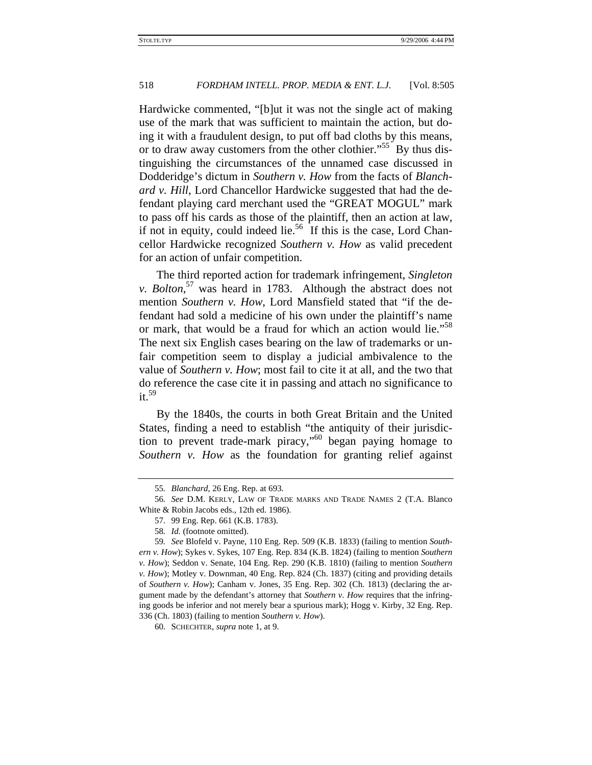Hardwicke commented, "[b]ut it was not the single act of making use of the mark that was sufficient to maintain the action, but doing it with a fraudulent design, to put off bad cloths by this means, or to draw away customers from the other clothier."[55] By thus distinguishing the circumstances of the unnamed case discussed in Dodderidge's dictum in *Southern v. How* from the facts of *Blanchard v. Hill*, Lord Chancellor Hardwicke suggested that had the defendant playing card merchant used the "GREAT MOGUL" mark to pass off his cards as those of the plaintiff, then an action at law, if not in equity, could indeed lie.[56] If this is the case, Lord Chancellor Hardwicke recognized *Southern v. How* as valid precedent for an action of unfair competition.

The third reported action for trademark infringement, *Singleton v. Bolton*,[57] was heard in 1783. Although the abstract does not mention *Southern v. How*, Lord Mansfield stated that "if the defendant had sold a medicine of his own under the plaintiff's name or mark, that would be a fraud for which an action would lie."[58] The next six English cases bearing on the law of trademarks or unfair competition seem to display a judicial ambivalence to the value of *Southern v. How*; most fail to cite it at all, and the two that do reference the case cite it in passing and attach no significance to it.[59]

By the 1840s, the courts in both Great Britain and the United States, finding a need to establish "the antiquity of their jurisdiction to prevent trade-mark piracy,"[60] began paying homage to *Southern v. How* as the foundation for granting relief against

---

55. *Blanchard*, 26 Eng. Rep. at 693.

56. *See* D.M. KERLY, LAW OF TRADE MARKS AND TRADE NAMES 2 (T.A. Blanco White & Robin Jacobs eds., 12th ed. 1986).

57. 99 Eng. Rep. 661 (K.B. 1783).

58. *Id.* (footnote omitted).

59. *See* Blofeld v. Payne, 110 Eng. Rep. 509 (K.B. 1833) (failing to mention *Southern v. How*); Sykes v. Sykes, 107 Eng. Rep. 834 (K.B. 1824) (failing to mention *Southern v. How*); Seddon v. Senate, 104 Eng. Rep. 290 (K.B. 1810) (failing to mention *Southern v. How*); Motley v. Downman, 40 Eng. Rep. 824 (Ch. 1837) (citing and providing details of *Southern v. How*); Canham v. Jones, 35 Eng. Rep. 302 (Ch. 1813) (declaring the argument made by the defendant's attorney that *Southern v. How* requires that the infringing goods be inferior and not merely bear a spurious mark); Hogg v. Kirby, 32 Eng. Rep. 336 (Ch. 1803) (failing to mention *Southern v. How*).

60. SCHECHTER, *supra* note 1, at 9.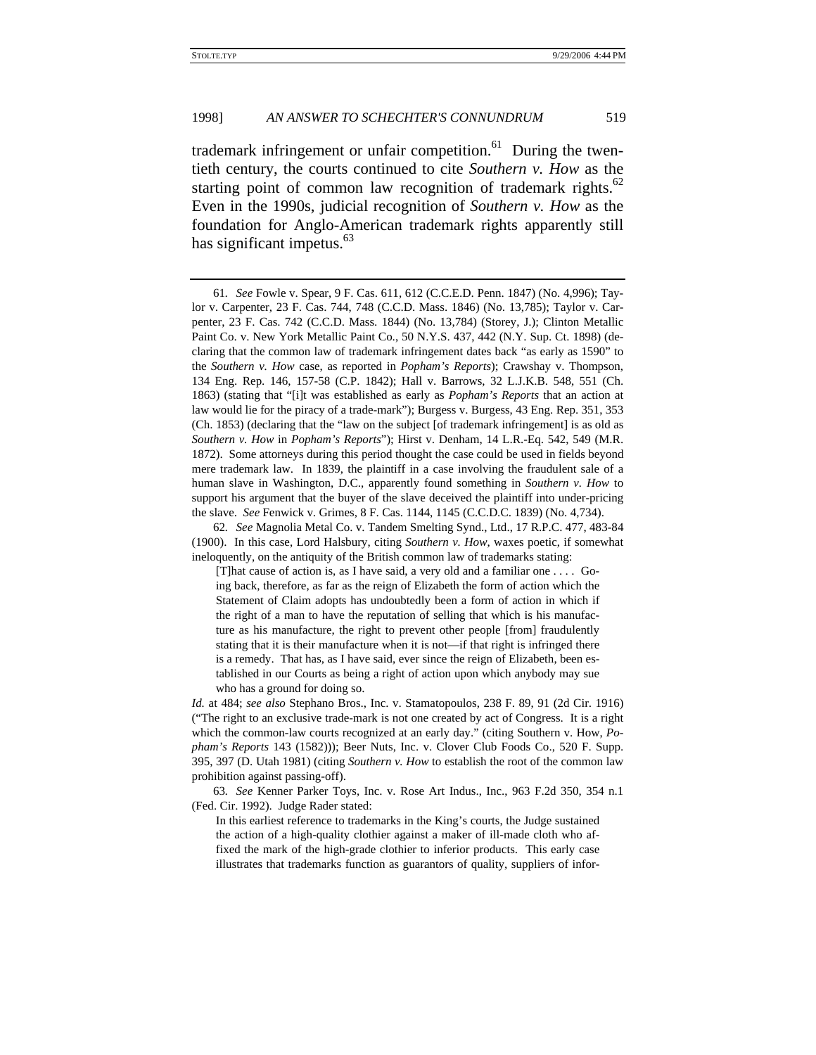trademark infringement or unfair competition.[61] During the twentieth century, the courts continued to cite *Southern v. How* as the starting point of common law recognition of trademark rights.[62] Even in the 1990s, judicial recognition of *Southern v. How* as the foundation for Anglo-American trademark rights apparently still has significant impetus.[63]

---

61. *See* Fowle v. Spear, 9 F. Cas. 611, 612 (C.C.E.D. Penn. 1847) (No. 4,996); Taylor v. Carpenter, 23 F. Cas. 744, 748 (C.C.D. Mass. 1846) (No. 13,785); Taylor v. Carpenter, 23 F. Cas. 742 (C.C.D. Mass. 1844) (No. 13,784) (Storey, J.); Clinton Metallic Paint Co. v. New York Metallic Paint Co., 50 N.Y.S. 437, 442 (N.Y. Sup. Ct. 1898) (declaring that the common law of trademark infringement dates back "as early as 1590" to the *Southern v. How* case, as reported in *Popham's Reports*); Crawshay v. Thompson, 134 Eng. Rep. 146, 157-58 (C.P. 1842); Hall v. Barrows, 32 L.J.K.B. 548, 551 (Ch. 1863) (stating that "[i]t was established as early as *Popham's Reports* that an action at law would lie for the piracy of a trade-mark"); Burgess v. Burgess, 43 Eng. Rep. 351, 353 (Ch. 1853) (declaring that the "law on the subject [of trademark infringement] is as old as *Southern v. How* in *Popham's Reports*"); Hirst v. Denham, 14 L.R.-Eq. 542, 549 (M.R. 1872). Some attorneys during this period thought the case could be used in fields beyond mere trademark law. In 1839, the plaintiff in a case involving the fraudulent sale of a human slave in Washington, D.C., apparently found something in *Southern v. How* to support his argument that the buyer of the slave deceived the plaintiff into under-pricing the slave. *See* Fenwick v. Grimes, 8 F. Cas. 1144, 1145 (C.C.D.C. 1839) (No. 4,734).

62. *See* Magnolia Metal Co. v. Tandem Smelting Synd., Ltd., 17 R.P.C. 477, 483-84 (1900). In this case, Lord Halsbury, citing *Southern v. How*, waxes poetic, if somewhat ineloquently, on the antiquity of the British common law of trademarks stating:

> [T]hat cause of action is, as I have said, a very old and a familiar one . . . . Going back, therefore, as far as the reign of Elizabeth the form of action which the Statement of Claim adopts has undoubtedly been a form of action in which if the right of a man to have the reputation of selling that which is his manufacture as his manufacture, the right to prevent other people [from] fraudulently stating that it is their manufacture when it is not—if that right is infringed there is a remedy. That has, as I have said, ever since the reign of Elizabeth, been established in our Courts as being a right of action upon which anybody may sue who has a ground for doing so.

*Id.* at 484; *see also* Stephano Bros., Inc. v. Stamatopoulos, 238 F. 89, 91 (2d Cir. 1916) ("The right to an exclusive trade-mark is not one created by act of Congress. It is a right which the common-law courts recognized at an early day." (citing Southern v. How, *Popham's Reports* 143 (1582))); Beer Nuts, Inc. v. Clover Club Foods Co., 520 F. Supp. 395, 397 (D. Utah 1981) (citing *Southern v. How* to establish the root of the common law prohibition against passing-off).

63. *See* Kenner Parker Toys, Inc. v. Rose Art Indus., Inc., 963 F.2d 350, 354 n.1 (Fed. Cir. 1992). Judge Rader stated:

> In this earliest reference to trademarks in the King's courts, the Judge sustained the action of a high-quality clothier against a maker of ill-made cloth who affixed the mark of the high-grade clothier to inferior products. This early case illustrates that trademarks function as guarantors of quality, suppliers of infor-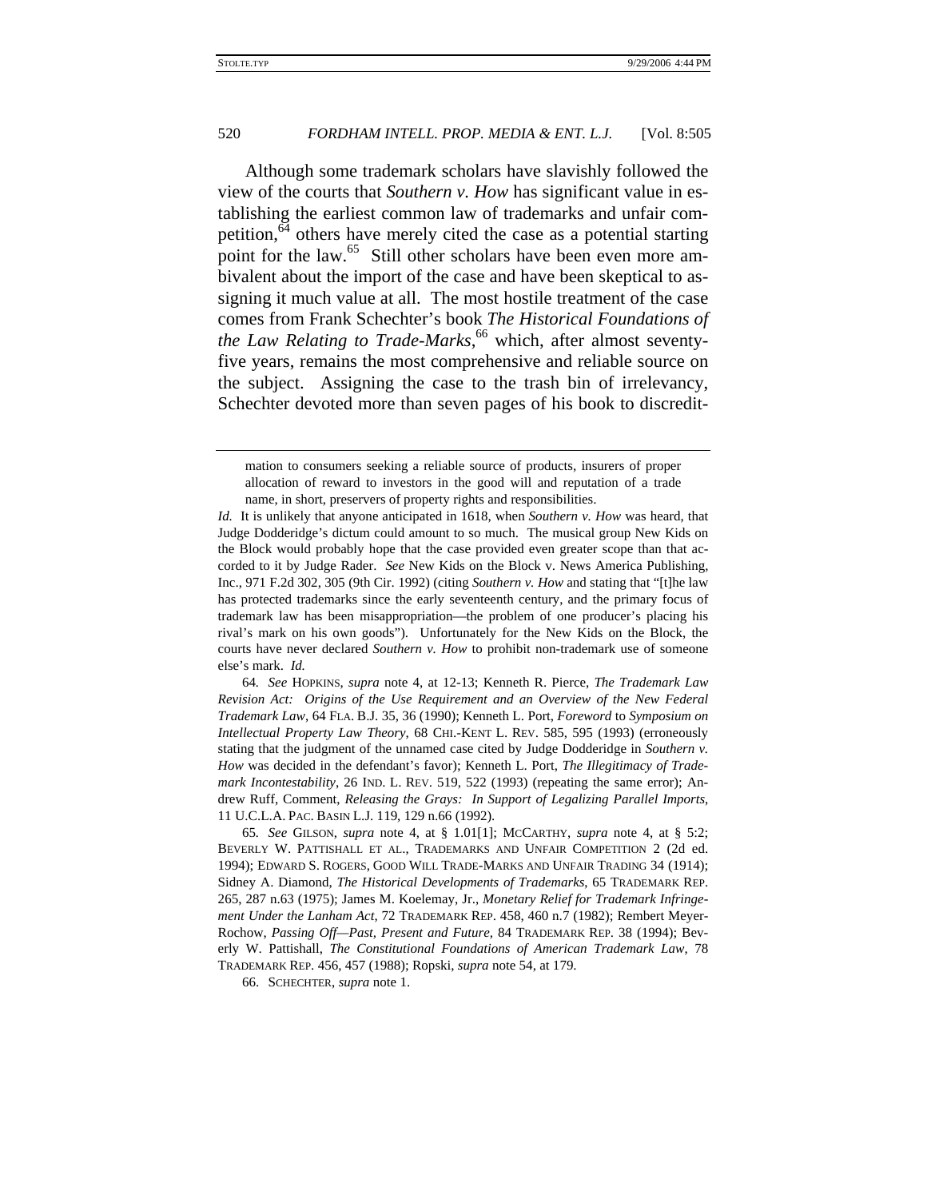Although some trademark scholars have slavishly followed the view of the courts that *Southern v. How* has significant value in establishing the earliest common law of trademarks and unfair competition,[64] others have merely cited the case as a potential starting point for the law.[65] Still other scholars have been even more ambivalent about the import of the case and have been skeptical to assigning it much value at all. The most hostile treatment of the case comes from Frank Schechter's book *The Historical Foundations of the Law Relating to Trade-Marks*,[66] which, after almost seventy-five years, remains the most comprehensive and reliable source on the subject. Assigning the case to the trash bin of irrelevancy, Schechter devoted more than seven pages of his book to discredit-

---

> mation to consumers seeking a reliable source of products, insurers of proper allocation of reward to investors in the good will and reputation of a trade name, in short, preservers of property rights and responsibilities.

*Id.* It is unlikely that anyone anticipated in 1618, when *Southern v. How* was heard, that Judge Dodderidge's dictum could amount to so much. The musical group New Kids on the Block would probably hope that the case provided even greater scope than that accorded to it by Judge Rader. *See* New Kids on the Block v. News America Publishing, Inc., 971 F.2d 302, 305 (9th Cir. 1992) (citing *Southern v. How* and stating that "[t]he law has protected trademarks since the early seventeenth century, and the primary focus of trademark law has been misappropriation—the problem of one producer's placing his rival's mark on his own goods"). Unfortunately for the New Kids on the Block, the courts have never declared *Southern v. How* to prohibit non-trademark use of someone else's mark. *Id.*

64. *See* HOPKINS, *supra* note 4, at 12-13; Kenneth R. Pierce, *The Trademark Law Revision Act: Origins of the Use Requirement and an Overview of the New Federal Trademark Law*, 64 FLA. B.J. 35, 36 (1990); Kenneth L. Port, *Foreword* to *Symposium on Intellectual Property Law Theory*, 68 CHI.-KENT L. REV. 585, 595 (1993) (erroneously stating that the judgment of the unnamed case cited by Judge Dodderidge in *Southern v. How* was decided in the defendant's favor); Kenneth L. Port, *The Illegitimacy of Trademark Incontestability*, 26 IND. L. REV. 519, 522 (1993) (repeating the same error); Andrew Ruff, Comment, *Releasing the Grays: In Support of Legalizing Parallel Imports*, 11 U.C.L.A. PAC. BASIN L.J. 119, 129 n.66 (1992).

65. *See* GILSON, *supra* note 4, at § 1.01[1]; MCCARTHY, *supra* note 4, at § 5:2; BEVERLY W. PATTISHALL ET AL., TRADEMARKS AND UNFAIR COMPETITION 2 (2d ed. 1994); EDWARD S. ROGERS, GOOD WILL TRADE-MARKS AND UNFAIR TRADING 34 (1914); Sidney A. Diamond, *The Historical Developments of Trademarks*, 65 TRADEMARK REP. 265, 287 n.63 (1975); James M. Koelemay, Jr., *Monetary Relief for Trademark Infringement Under the Lanham Act*, 72 TRADEMARK REP. 458, 460 n.7 (1982); Rembert Meyer-Rochow, *Passing Off—Past, Present and Future*, 84 TRADEMARK REP. 38 (1994); Beverly W. Pattishall, *The Constitutional Foundations of American Trademark Law*, 78 TRADEMARK REP. 456, 457 (1988); Ropski, *supra* note 54, at 179.

66. SCHECHTER, *supra* note 1.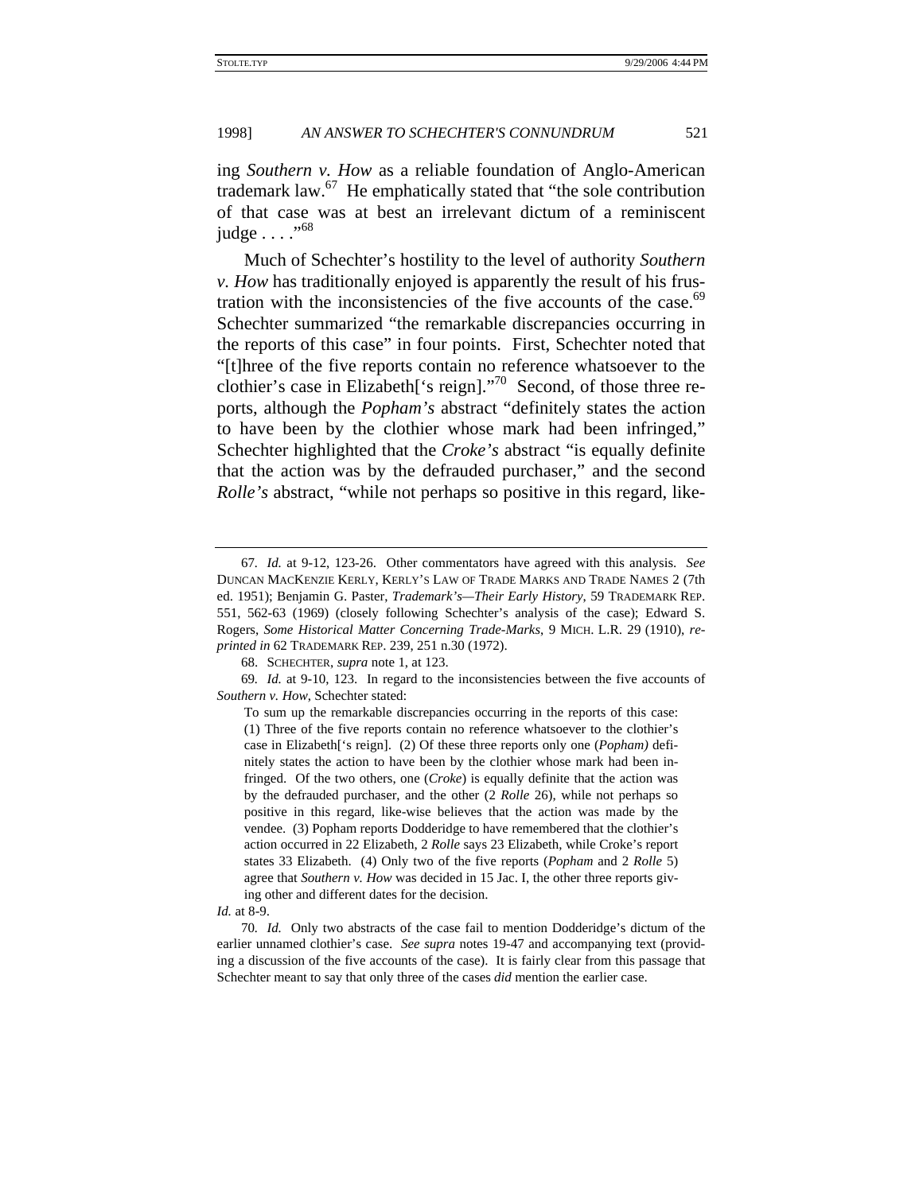ing *Southern v. How* as a reliable foundation of Anglo-American trademark law.[67] He emphatically stated that "the sole contribution of that case was at best an irrelevant dictum of a reminiscent judge . . . ."[68]

Much of Schechter's hostility to the level of authority *Southern v. How* has traditionally enjoyed is apparently the result of his frustration with the inconsistencies of the five accounts of the case.[69] Schechter summarized "the remarkable discrepancies occurring in the reports of this case" in four points. First, Schechter noted that "[t]hree of the five reports contain no reference whatsoever to the clothier's case in Elizabeth['s reign]."[70] Second, of those three reports, although the *Popham's* abstract "definitely states the action to have been by the clothier whose mark had been infringed," Schechter highlighted that the *Croke's* abstract "is equally definite that the action was by the defrauded purchaser," and the second *Rolle's* abstract, "while not perhaps so positive in this regard, like-

---

67. *Id.* at 9-12, 123-26. Other commentators have agreed with this analysis. *See* DUNCAN MACKENZIE KERLY, KERLY'S LAW OF TRADE MARKS AND TRADE NAMES 2 (7th ed. 1951); Benjamin G. Paster, *Trademark's—Their Early History*, 59 TRADEMARK REP. 551, 562-63 (1969) (closely following Schechter's analysis of the case); Edward S. Rogers, *Some Historical Matter Concerning Trade-Marks*, 9 MICH. L.R. 29 (1910), *reprinted in* 62 TRADEMARK REP. 239, 251 n.30 (1972).

68. SCHECHTER, *supra* note 1, at 123.

69. *Id.* at 9-10, 123. In regard to the inconsistencies between the five accounts of *Southern v. How*, Schechter stated:

> To sum up the remarkable discrepancies occurring in the reports of this case: (1) Three of the five reports contain no reference whatsoever to the clothier's case in Elizabeth['s reign]. (2) Of these three reports only one (*Popham)* definitely states the action to have been by the clothier whose mark had been infringed. Of the two others, one (*Croke*) is equally definite that the action was by the defrauded purchaser, and the other (2 *Rolle* 26), while not perhaps so positive in this regard, like-wise believes that the action was made by the vendee. (3) Popham reports Dodderidge to have remembered that the clothier's action occurred in 22 Elizabeth, 2 *Rolle* says 23 Elizabeth, while Croke's report states 33 Elizabeth. (4) Only two of the five reports (*Popham* and 2 *Rolle* 5) agree that *Southern v. How* was decided in 15 Jac. I, the other three reports giving other and different dates for the decision.

*Id.* at 8-9.

70. *Id.* Only two abstracts of the case fail to mention Dodderidge's dictum of the earlier unnamed clothier's case. *See supra* notes 19-47 and accompanying text (providing a discussion of the five accounts of the case). It is fairly clear from this passage that Schechter meant to say that only three of the cases *did* mention the earlier case.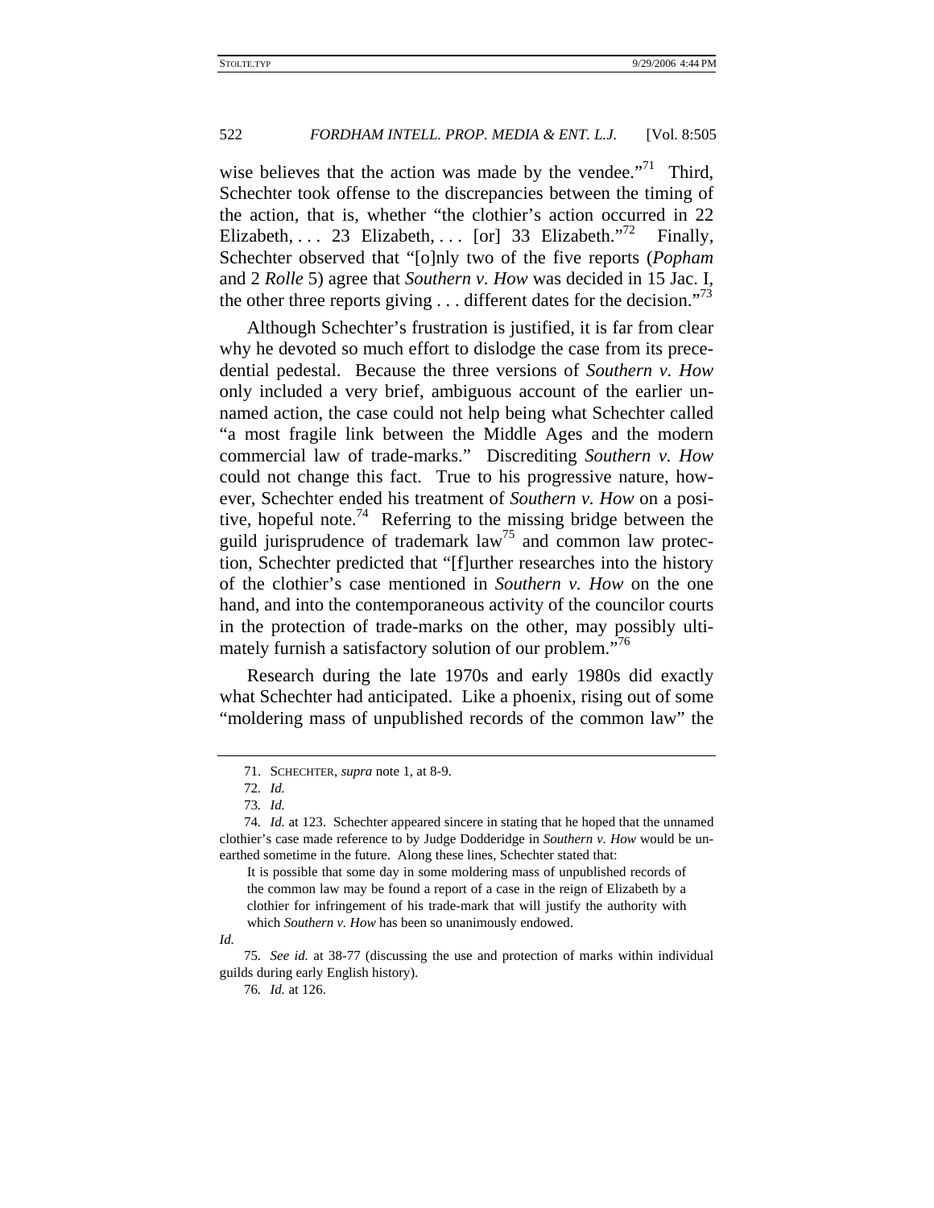wise believes that the action was made by the vendee."[71] Third, Schechter took offense to the discrepancies between the timing of the action, that is, whether "the clothier's action occurred in 22 Elizabeth, . . . 23 Elizabeth, . . . [or] 33 Elizabeth."[72] Finally, Schechter observed that "[o]nly two of the five reports (*Popham* and 2 *Rolle* 5) agree that *Southern v. How* was decided in 15 Jac. I, the other three reports giving . . . different dates for the decision."[73]

Although Schechter's frustration is justified, it is far from clear why he devoted so much effort to dislodge the case from its precedential pedestal. Because the three versions of *Southern v. How* only included a very brief, ambiguous account of the earlier unnamed action, the case could not help being what Schechter called "a most fragile link between the Middle Ages and the modern commercial law of trade-marks." Discrediting *Southern v. How* could not change this fact. True to his progressive nature, however, Schechter ended his treatment of *Southern v. How* on a positive, hopeful note.[74] Referring to the missing bridge between the guild jurisprudence of trademark law[75] and common law protection, Schechter predicted that "[f]urther researches into the history of the clothier's case mentioned in *Southern v. How* on the one hand, and into the contemporaneous activity of the councilor courts in the protection of trade-marks on the other, may possibly ultimately furnish a satisfactory solution of our problem."[76]

Research during the late 1970s and early 1980s did exactly what Schechter had anticipated. Like a phoenix, rising out of some "moldering mass of unpublished records of the common law" the

---

71. SCHECHTER, *supra* note 1, at 8-9.

72. *Id.*

73. *Id.*

74. *Id.* at 123. Schechter appeared sincere in stating that he hoped that the unnamed clothier's case made reference to by Judge Dodderidge in *Southern v. How* would be unearthed sometime in the future. Along these lines, Schechter stated that:

> It is possible that some day in some moldering mass of unpublished records of the common law may be found a report of a case in the reign of Elizabeth by a clothier for infringement of his trade-mark that will justify the authority with which *Southern v. How* has been so unanimously endowed.

*Id.*

75. *See id.* at 38-77 (discussing the use and protection of marks within individual guilds during early English history).

76. *Id.* at 126.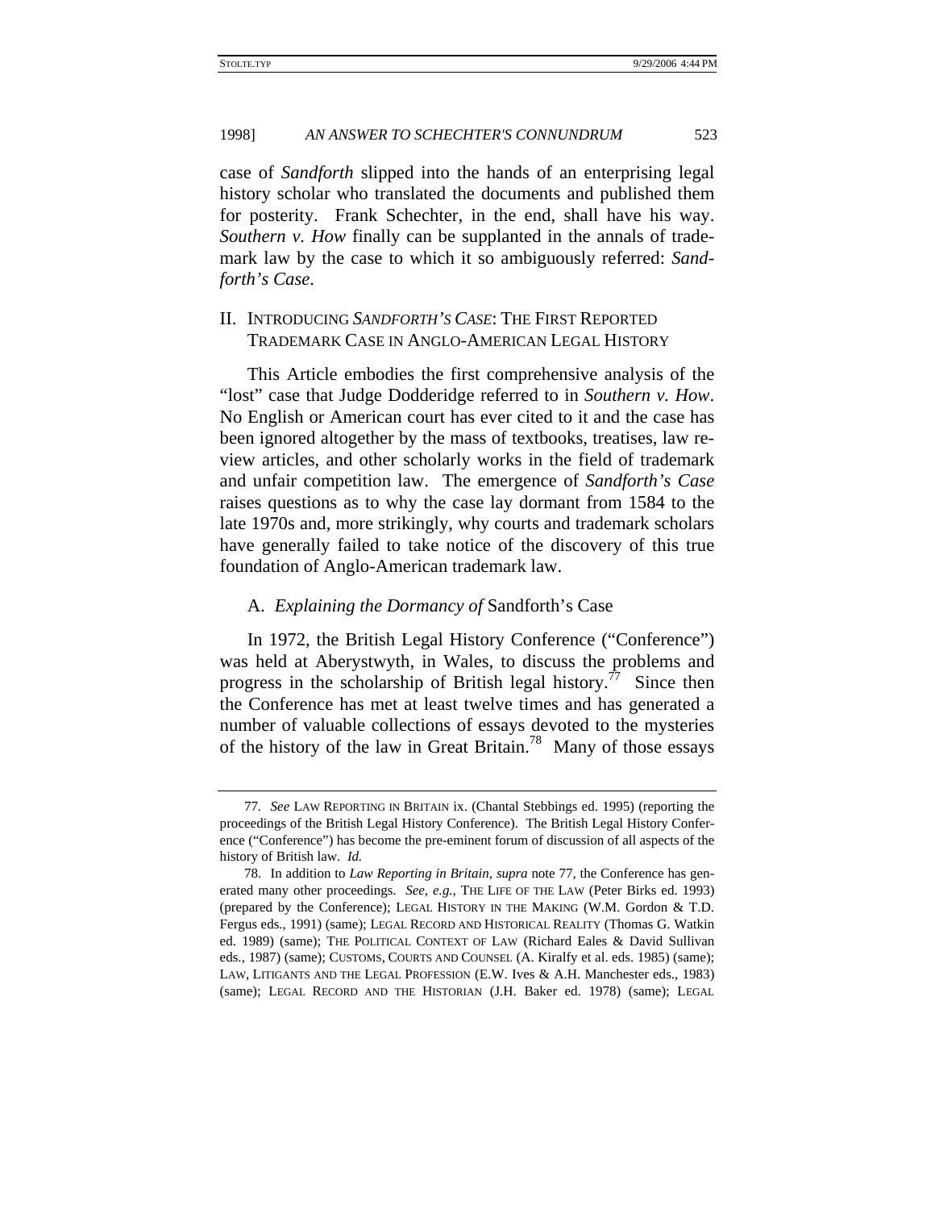case of *Sandforth* slipped into the hands of an enterprising legal history scholar who translated the documents and published them for posterity. Frank Schechter, in the end, shall have his way. *Southern v. How* finally can be supplanted in the annals of trademark law by the case to which it so ambiguously referred: *Sandforth's Case*.

## II. INTRODUCING *SANDFORTH'S CASE*: THE FIRST REPORTED TRADEMARK CASE IN ANGLO-AMERICAN LEGAL HISTORY

This Article embodies the first comprehensive analysis of the "lost" case that Judge Dodderidge referred to in *Southern v. How*. No English or American court has ever cited to it and the case has been ignored altogether by the mass of textbooks, treatises, law review articles, and other scholarly works in the field of trademark and unfair competition law. The emergence of *Sandforth's Case* raises questions as to why the case lay dormant from 1584 to the late 1970s and, more strikingly, why courts and trademark scholars have generally failed to take notice of the discovery of this true foundation of Anglo-American trademark law.

### A. *Explaining the Dormancy of* Sandforth's Case

In 1972, the British Legal History Conference ("Conference") was held at Aberystwyth, in Wales, to discuss the problems and progress in the scholarship of British legal history.[77] Since then the Conference has met at least twelve times and has generated a number of valuable collections of essays devoted to the mysteries of the history of the law in Great Britain.[78] Many of those essays

---

77. *See* LAW REPORTING IN BRITAIN ix. (Chantal Stebbings ed. 1995) (reporting the proceedings of the British Legal History Conference). The British Legal History Conference ("Conference") has become the pre-eminent forum of discussion of all aspects of the history of British law. *Id.*

78. In addition to *Law Reporting in Britain, supra* note 77, the Conference has generated many other proceedings. *See, e.g.*, THE LIFE OF THE LAW (Peter Birks ed. 1993) (prepared by the Conference); LEGAL HISTORY IN THE MAKING (W.M. Gordon & T.D. Fergus eds., 1991) (same); LEGAL RECORD AND HISTORICAL REALITY (Thomas G. Watkin ed. 1989) (same); THE POLITICAL CONTEXT OF LAW (Richard Eales & David Sullivan eds., 1987) (same); CUSTOMS, COURTS AND COUNSEL (A. Kiralfy et al. eds. 1985) (same); LAW, LITIGANTS AND THE LEGAL PROFESSION (E.W. Ives & A.H. Manchester eds., 1983) (same); LEGAL RECORD AND THE HISTORIAN (J.H. Baker ed. 1978) (same); LEGAL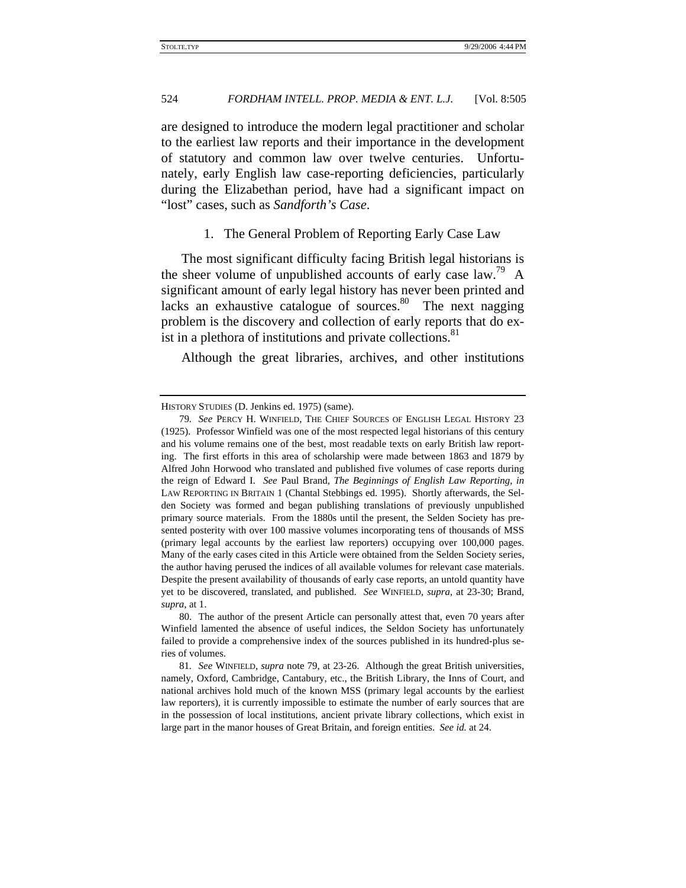are designed to introduce the modern legal practitioner and scholar to the earliest law reports and their importance in the development of statutory and common law over twelve centuries. Unfortunately, early English law case-reporting deficiencies, particularly during the Elizabethan period, have had a significant impact on "lost" cases, such as *Sandforth's Case*.

### 1. The General Problem of Reporting Early Case Law

The most significant difficulty facing British legal historians is the sheer volume of unpublished accounts of early case law.[79] A significant amount of early legal history has never been printed and lacks an exhaustive catalogue of sources.[80] The next nagging problem is the discovery and collection of early reports that do exist in a plethora of institutions and private collections.[81]

Although the great libraries, archives, and other institutions

---

HISTORY STUDIES (D. Jenkins ed. 1975) (same).

79. *See* PERCY H. WINFIELD, THE CHIEF SOURCES OF ENGLISH LEGAL HISTORY 23 (1925). Professor Winfield was one of the most respected legal historians of this century and his volume remains one of the best, most readable texts on early British law reporting. The first efforts in this area of scholarship were made between 1863 and 1879 by Alfred John Horwood who translated and published five volumes of case reports during the reign of Edward I. *See* Paul Brand, *The Beginnings of English Law Reporting*, *in* LAW REPORTING IN BRITAIN 1 (Chantal Stebbings ed. 1995). Shortly afterwards, the Selden Society was formed and began publishing translations of previously unpublished primary source materials. From the 1880s until the present, the Selden Society has presented posterity with over 100 massive volumes incorporating tens of thousands of MSS (primary legal accounts by the earliest law reporters) occupying over 100,000 pages. Many of the early cases cited in this Article were obtained from the Selden Society series, the author having perused the indices of all available volumes for relevant case materials. Despite the present availability of thousands of early case reports, an untold quantity have yet to be discovered, translated, and published. *See* WINFIELD, *supra*, at 23-30; Brand, *supra*, at 1.

80. The author of the present Article can personally attest that, even 70 years after Winfield lamented the absence of useful indices, the Seldon Society has unfortunately failed to provide a comprehensive index of the sources published in its hundred-plus series of volumes.

81. *See* WINFIELD, *supra* note 79, at 23-26. Although the great British universities, namely, Oxford, Cambridge, Cantabury, etc., the British Library, the Inns of Court, and national archives hold much of the known MSS (primary legal accounts by the earliest law reporters), it is currently impossible to estimate the number of early sources that are in the possession of local institutions, ancient private library collections, which exist in large part in the manor houses of Great Britain, and foreign entities. *See id.* at 24.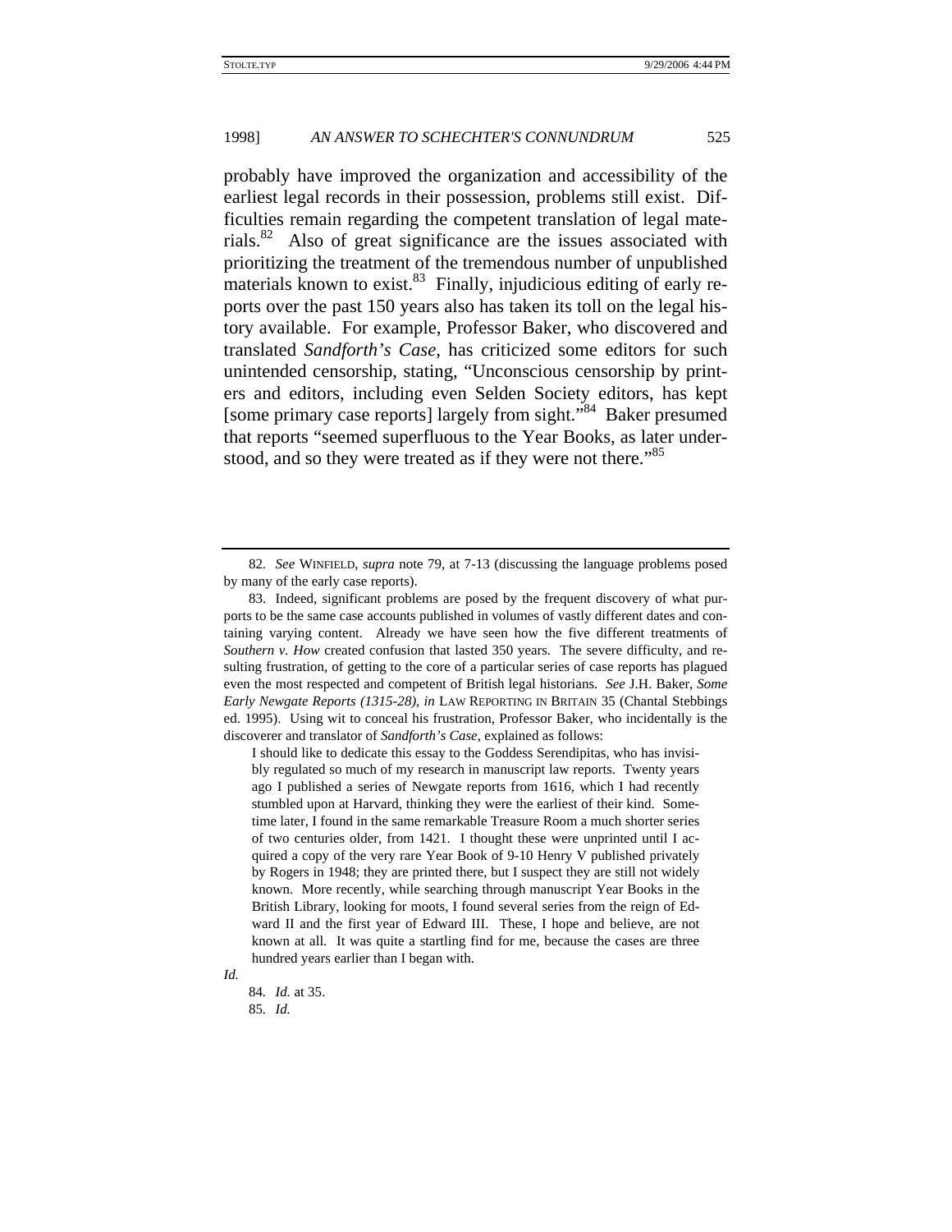probably have improved the organization and accessibility of the earliest legal records in their possession, problems still exist. Difficulties remain regarding the competent translation of legal materials.[82] Also of great significance are the issues associated with prioritizing the treatment of the tremendous number of unpublished materials known to exist.[83] Finally, injudicious editing of early reports over the past 150 years also has taken its toll on the legal history available. For example, Professor Baker, who discovered and translated *Sandforth's Case*, has criticized some editors for such unintended censorship, stating, "Unconscious censorship by printers and editors, including even Selden Society editors, has kept [some primary case reports] largely from sight."[84] Baker presumed that reports "seemed superfluous to the Year Books, as later understood, and so they were treated as if they were not there."[85]

---

82. *See* WINFIELD, *supra* note 79, at 7-13 (discussing the language problems posed by many of the early case reports).

83. Indeed, significant problems are posed by the frequent discovery of what purports to be the same case accounts published in volumes of vastly different dates and containing varying content. Already we have seen how the five different treatments of *Southern v. How* created confusion that lasted 350 years. The severe difficulty, and resulting frustration, of getting to the core of a particular series of case reports has plagued even the most respected and competent of British legal historians. *See* J.H. Baker, *Some Early Newgate Reports (1315-28)*, *in* LAW REPORTING IN BRITAIN 35 (Chantal Stebbings ed. 1995). Using wit to conceal his frustration, Professor Baker, who incidentally is the discoverer and translator of *Sandforth's Case*, explained as follows:

> I should like to dedicate this essay to the Goddess Serendipitas, who has invisibly regulated so much of my research in manuscript law reports. Twenty years ago I published a series of Newgate reports from 1616, which I had recently stumbled upon at Harvard, thinking they were the earliest of their kind. Sometime later, I found in the same remarkable Treasure Room a much shorter series of two centuries older, from 1421. I thought these were unprinted until I acquired a copy of the very rare Year Book of 9-10 Henry V published privately by Rogers in 1948; they are printed there, but I suspect they are still not widely known. More recently, while searching through manuscript Year Books in the British Library, looking for moots, I found several series from the reign of Edward II and the first year of Edward III. These, I hope and believe, are not known at all. It was quite a startling find for me, because the cases are three hundred years earlier than I began with.

*Id.*

84. *Id.* at 35.

85. *Id.*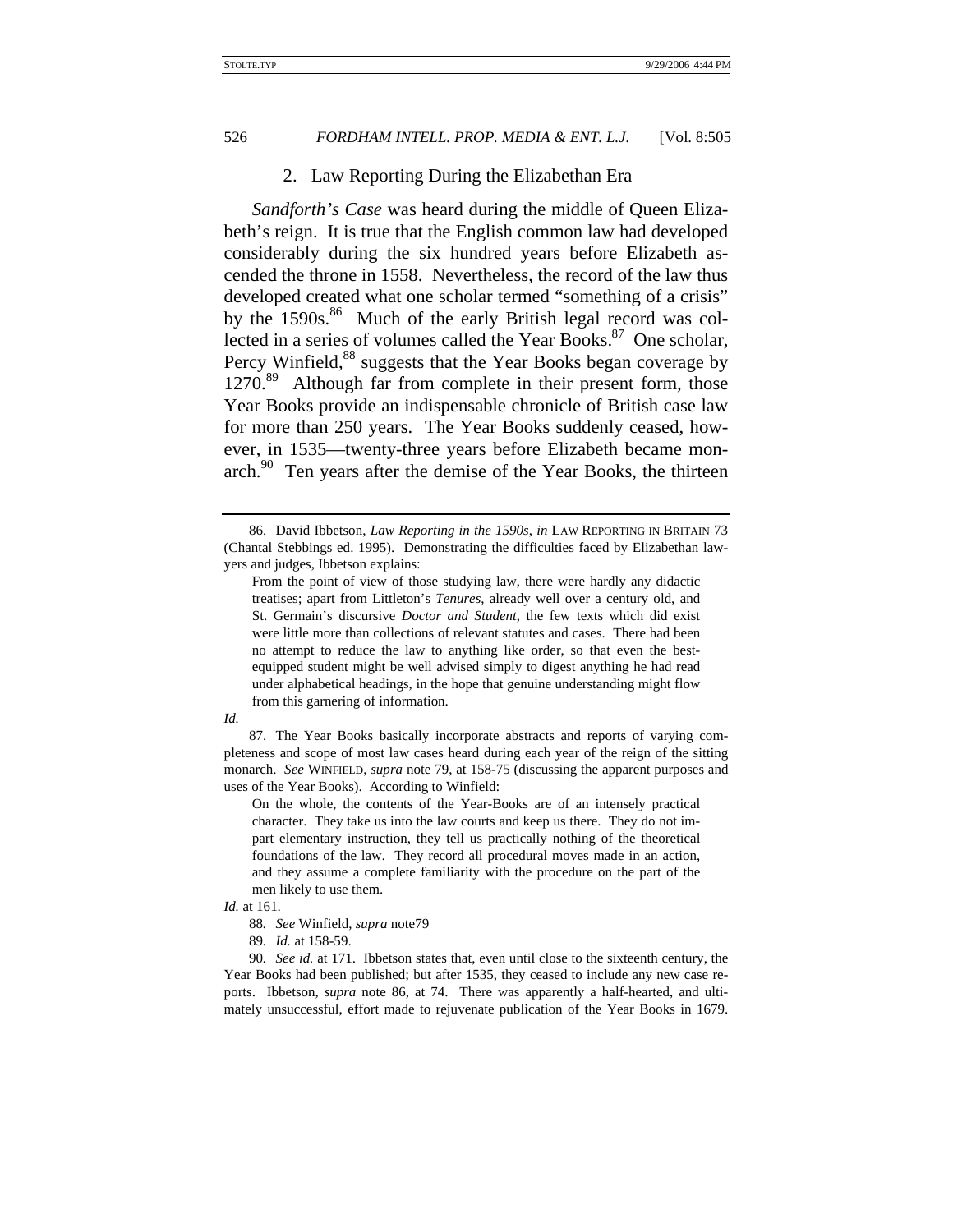### 2. Law Reporting During the Elizabethan Era

*Sandforth's Case* was heard during the middle of Queen Elizabeth's reign. It is true that the English common law had developed considerably during the six hundred years before Elizabeth ascended the throne in 1558. Nevertheless, the record of the law thus developed created what one scholar termed "something of a crisis" by the 1590s.[86] Much of the early British legal record was collected in a series of volumes called the Year Books.[87] One scholar, Percy Winfield,[88] suggests that the Year Books began coverage by 1270.[89] Although far from complete in their present form, those Year Books provide an indispensable chronicle of British case law for more than 250 years. The Year Books suddenly ceased, however, in 1535—twenty-three years before Elizabeth became monarch.[90] Ten years after the demise of the Year Books, the thirteen

---

86. David Ibbetson, *Law Reporting in the 1590s*, *in* LAW REPORTING IN BRITAIN 73 (Chantal Stebbings ed. 1995). Demonstrating the difficulties faced by Elizabethan lawyers and judges, Ibbetson explains:

> From the point of view of those studying law, there were hardly any didactic treatises; apart from Littleton's *Tenures*, already well over a century old, and St. Germain's discursive *Doctor and Student*, the few texts which did exist were little more than collections of relevant statutes and cases. There had been no attempt to reduce the law to anything like order, so that even the best-equipped student might be well advised simply to digest anything he had read under alphabetical headings, in the hope that genuine understanding might flow from this garnering of information.

*Id.*

87. The Year Books basically incorporate abstracts and reports of varying completeness and scope of most law cases heard during each year of the reign of the sitting monarch. *See* WINFIELD, *supra* note 79, at 158-75 (discussing the apparent purposes and uses of the Year Books). According to Winfield:

> On the whole, the contents of the Year-Books are of an intensely practical character. They take us into the law courts and keep us there. They do not impart elementary instruction, they tell us practically nothing of the theoretical foundations of the law. They record all procedural moves made in an action, and they assume a complete familiarity with the procedure on the part of the men likely to use them.

*Id.* at 161.

88. *See* Winfield, *supra* note79

89. *Id.* at 158-59.

90. *See id.* at 171. Ibbetson states that, even until close to the sixteenth century, the Year Books had been published; but after 1535, they ceased to include any new case reports. Ibbetson, *supra* note 86, at 74. There was apparently a half-hearted, and ultimately unsuccessful, effort made to rejuvenate publication of the Year Books in 1679.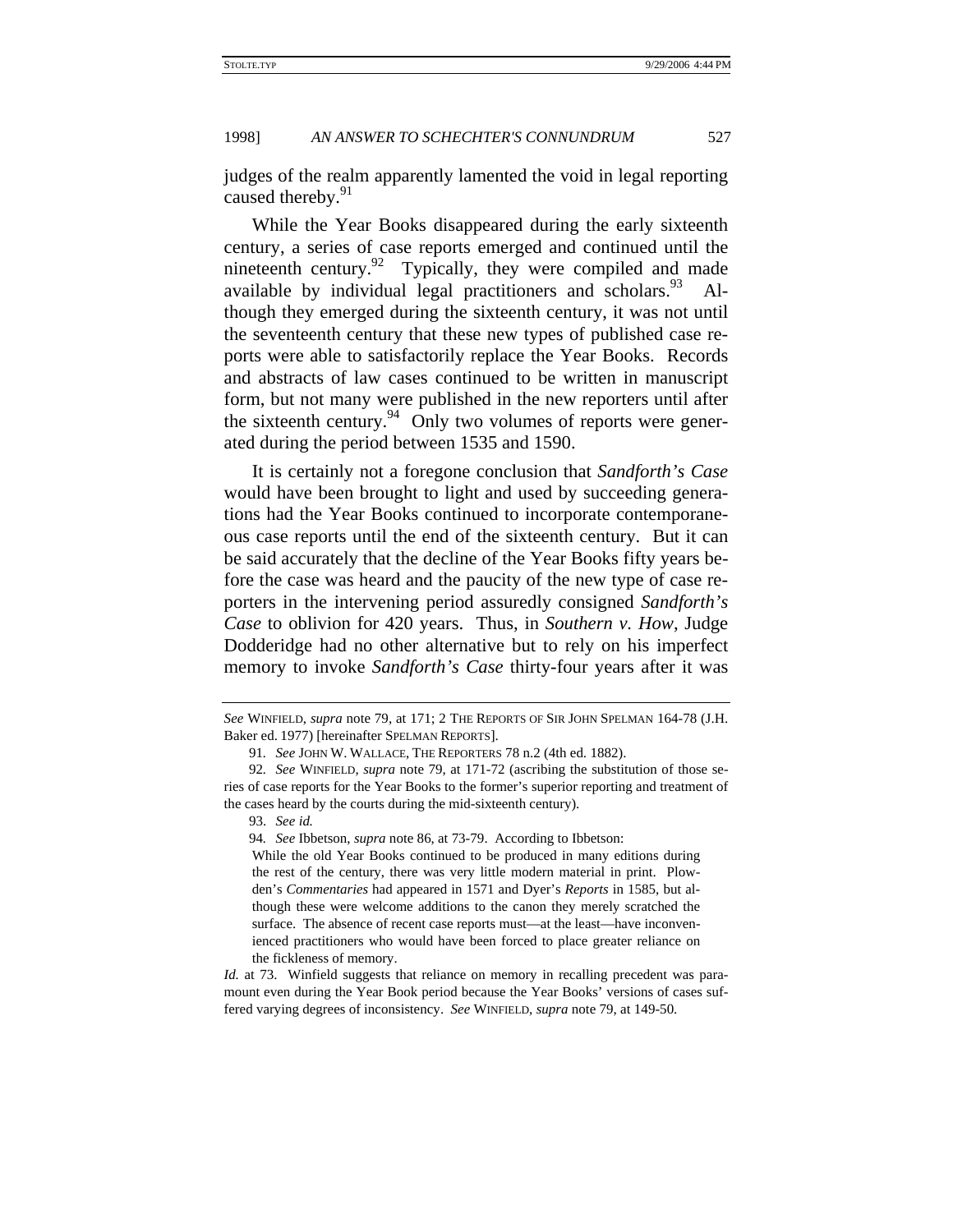judges of the realm apparently lamented the void in legal reporting caused thereby.[91]

While the Year Books disappeared during the early sixteenth century, a series of case reports emerged and continued until the nineteenth century.[92] Typically, they were compiled and made available by individual legal practitioners and scholars.[93] Although they emerged during the sixteenth century, it was not until the seventeenth century that these new types of published case reports were able to satisfactorily replace the Year Books. Records and abstracts of law cases continued to be written in manuscript form, but not many were published in the new reporters until after the sixteenth century.[94] Only two volumes of reports were generated during the period between 1535 and 1590.

It is certainly not a foregone conclusion that *Sandforth's Case* would have been brought to light and used by succeeding generations had the Year Books continued to incorporate contemporaneous case reports until the end of the sixteenth century. But it can be said accurately that the decline of the Year Books fifty years before the case was heard and the paucity of the new type of case reporters in the intervening period assuredly consigned *Sandforth's Case* to oblivion for 420 years. Thus, in *Southern v. How*, Judge Dodderidge had no other alternative but to rely on his imperfect memory to invoke *Sandforth's Case* thirty-four years after it was

---

*See* WINFIELD, *supra* note 79, at 171; 2 THE REPORTS OF SIR JOHN SPELMAN 164-78 (J.H. Baker ed. 1977) [hereinafter SPELMAN REPORTS].

91. *See* JOHN W. WALLACE, THE REPORTERS 78 n.2 (4th ed. 1882).

92. *See* WINFIELD, *supra* note 79, at 171-72 (ascribing the substitution of those series of case reports for the Year Books to the former's superior reporting and treatment of the cases heard by the courts during the mid-sixteenth century).

93. *See id.*

94. *See* Ibbetson, *supra* note 86, at 73-79. According to Ibbetson:

> While the old Year Books continued to be produced in many editions during the rest of the century, there was very little modern material in print. Plowden's *Commentaries* had appeared in 1571 and Dyer's *Reports* in 1585, but although these were welcome additions to the canon they merely scratched the surface. The absence of recent case reports must—at the least—have inconvenienced practitioners who would have been forced to place greater reliance on the fickleness of memory.

*Id.* at 73. Winfield suggests that reliance on memory in recalling precedent was paramount even during the Year Book period because the Year Books' versions of cases suffered varying degrees of inconsistency. *See* WINFIELD, *supra* note 79, at 149-50.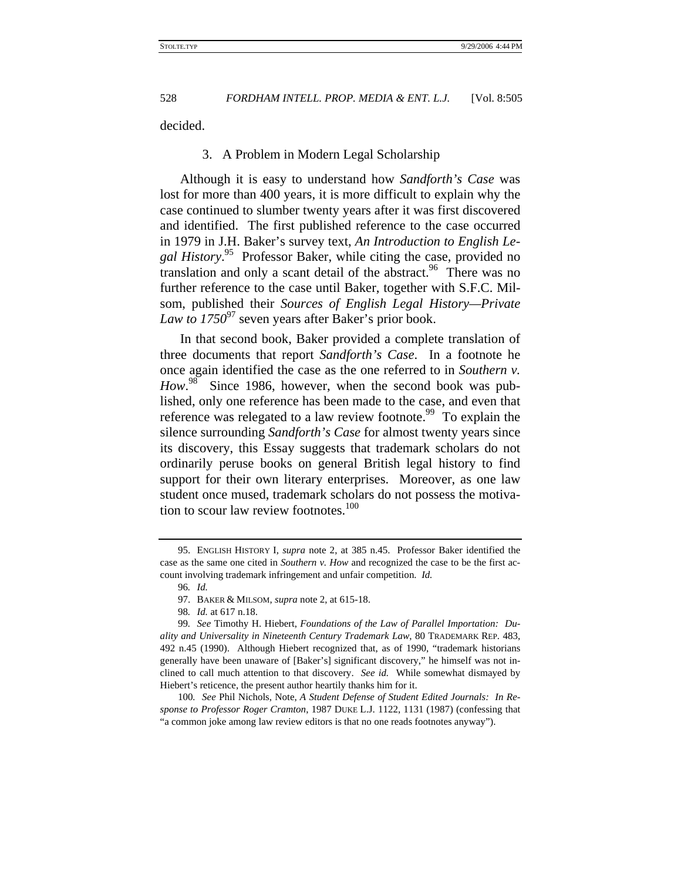decided.

### 3. A Problem in Modern Legal Scholarship

Although it is easy to understand how *Sandforth's Case* was lost for more than 400 years, it is more difficult to explain why the case continued to slumber twenty years after it was first discovered and identified. The first published reference to the case occurred in 1979 in J.H. Baker's survey text, *An Introduction to English Legal History*.[95] Professor Baker, while citing the case, provided no translation and only a scant detail of the abstract.[96] There was no further reference to the case until Baker, together with S.F.C. Milsom, published their *Sources of English Legal History—Private Law to 1750*[97] seven years after Baker's prior book.

In that second book, Baker provided a complete translation of three documents that report *Sandforth's Case*. In a footnote he once again identified the case as the one referred to in *Southern v. How*.[98] Since 1986, however, when the second book was published, only one reference has been made to the case, and even that reference was relegated to a law review footnote.[99] To explain the silence surrounding *Sandforth's Case* for almost twenty years since its discovery, this Essay suggests that trademark scholars do not ordinarily peruse books on general British legal history to find support for their own literary enterprises. Moreover, as one law student once mused, trademark scholars do not possess the motivation to scour law review footnotes.[100]

---

95. ENGLISH HISTORY I, *supra* note 2, at 385 n.45. Professor Baker identified the case as the same one cited in *Southern v. How* and recognized the case to be the first account involving trademark infringement and unfair competition. *Id.*

96. *Id.*

97. BAKER & MILSOM, *supra* note 2, at 615-18.

98. *Id.* at 617 n.18.

99. *See* Timothy H. Hiebert, *Foundations of the Law of Parallel Importation: Duality and Universality in Nineteenth Century Trademark Law*, 80 TRADEMARK REP. 483, 492 n.45 (1990). Although Hiebert recognized that, as of 1990, "trademark historians generally have been unaware of [Baker's] significant discovery," he himself was not inclined to call much attention to that discovery. *See id.* While somewhat dismayed by Hiebert's reticence, the present author heartily thanks him for it.

100. *See* Phil Nichols, Note, *A Student Defense of Student Edited Journals: In Response to Professor Roger Cramton*, 1987 DUKE L.J. 1122, 1131 (1987) (confessing that "a common joke among law review editors is that no one reads footnotes anyway").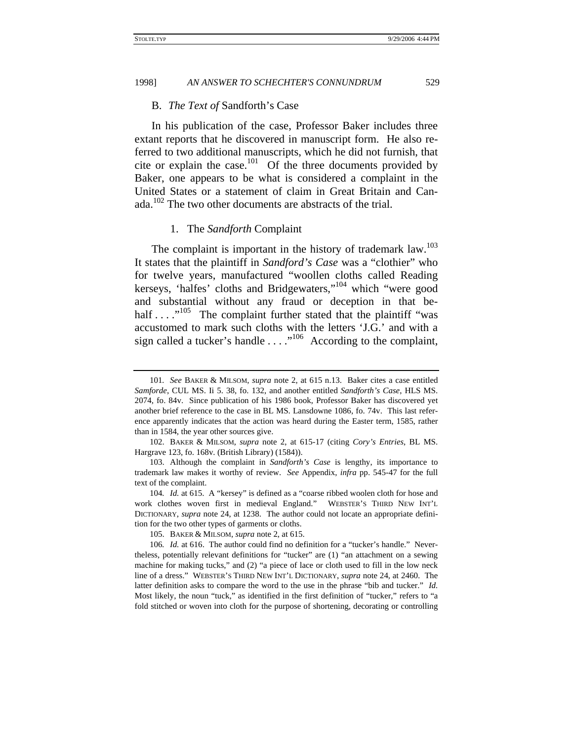### B. *The Text of* Sandforth's Case

In his publication of the case, Professor Baker includes three extant reports that he discovered in manuscript form. He also referred to two additional manuscripts, which he did not furnish, that cite or explain the case.[101] Of the three documents provided by Baker, one appears to be what is considered a complaint in the United States or a statement of claim in Great Britain and Canada.[102] The two other documents are abstracts of the trial.

#### 1. The *Sandforth* Complaint

The complaint is important in the history of trademark law.[103] It states that the plaintiff in *Sandford's Case* was a "clothier" who for twelve years, manufactured "woollen cloths called Reading kerseys, 'halfes' cloths and Bridgewaters,"[104] which "were good and substantial without any fraud or deception in that behalf . . . ."[105] The complaint further stated that the plaintiff "was accustomed to mark such cloths with the letters 'J.G.' and with a sign called a tucker's handle . . . ."[106] According to the complaint,

---

101. *See* BAKER & MILSOM, *supra* note 2, at 615 n.13. Baker cites a case entitled *Samforde*, CUL MS. Ii 5. 38, fo. 132, and another entitled *Sandforth's Case*, HLS MS. 2074, fo. 84v. Since publication of his 1986 book, Professor Baker has discovered yet another brief reference to the case in BL MS. Lansdowne 1086, fo. 74v. This last reference apparently indicates that the action was heard during the Easter term, 1585, rather than in 1584, the year other sources give.

102. BAKER & MILSOM, *supra* note 2, at 615-17 (citing *Cory's Entries*, BL MS. Hargrave 123, fo. 168v. (British Library) (1584)).

103. Although the complaint in *Sandforth's Case* is lengthy, its importance to trademark law makes it worthy of review. *See* Appendix, *infra* pp. 545-47 for the full text of the complaint.

104. *Id.* at 615. A "kersey" is defined as a "coarse ribbed woolen cloth for hose and work clothes woven first in medieval England." WEBSTER'S THIRD NEW INT'L DICTIONARY, *supra* note 24, at 1238. The author could not locate an appropriate definition for the two other types of garments or cloths.

105. BAKER & MILSOM, *supra* note 2, at 615.

106. *Id.* at 616. The author could find no definition for a "tucker's handle." Nevertheless, potentially relevant definitions for "tucker" are (1) "an attachment on a sewing machine for making tucks," and (2) "a piece of lace or cloth used to fill in the low neck line of a dress." WEBSTER'S THIRD NEW INT'L DICTIONARY, *supra* note 24, at 2460. The latter definition asks to compare the word to the use in the phrase "bib and tucker." *Id.* Most likely, the noun "tuck," as identified in the first definition of "tucker," refers to "a fold stitched or woven into cloth for the purpose of shortening, decorating or controlling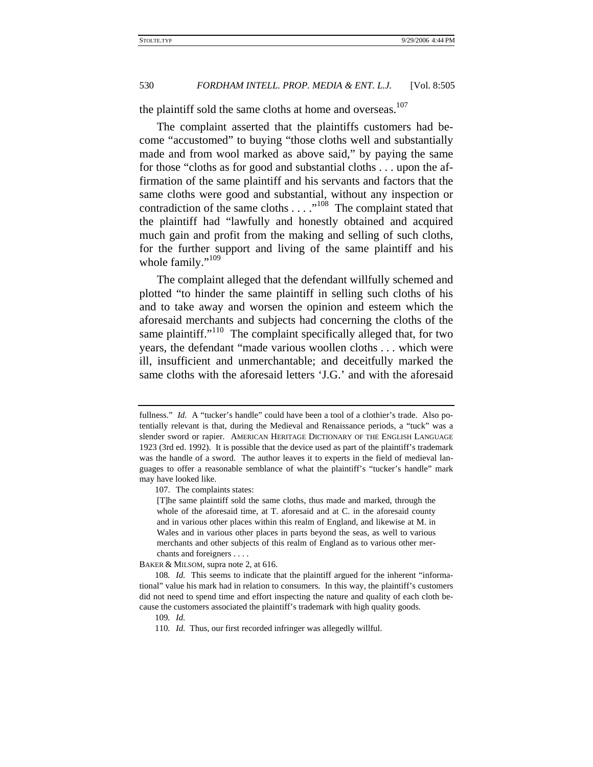the plaintiff sold the same cloths at home and overseas.[107]

The complaint asserted that the plaintiffs customers had become "accustomed" to buying "those cloths well and substantially made and from wool marked as above said," by paying the same for those "cloths as for good and substantial cloths . . . upon the affirmation of the same plaintiff and his servants and factors that the same cloths were good and substantial, without any inspection or contradiction of the same cloths . . . ."[108] The complaint stated that the plaintiff had "lawfully and honestly obtained and acquired much gain and profit from the making and selling of such cloths, for the further support and living of the same plaintiff and his whole family."[109]

The complaint alleged that the defendant willfully schemed and plotted "to hinder the same plaintiff in selling such cloths of his and to take away and worsen the opinion and esteem which the aforesaid merchants and subjects had concerning the cloths of the same plaintiff."[110] The complaint specifically alleged that, for two years, the defendant "made various woollen cloths . . . which were ill, insufficient and unmerchantable; and deceitfully marked the same cloths with the aforesaid letters 'J.G.' and with the aforesaid

---

fullness." *Id.* A "tucker's handle" could have been a tool of a clothier's trade. Also potentially relevant is that, during the Medieval and Renaissance periods, a "tuck" was a slender sword or rapier. AMERICAN HERITAGE DICTIONARY OF THE ENGLISH LANGUAGE 1923 (3rd ed. 1992). It is possible that the device used as part of the plaintiff's trademark was the handle of a sword. The author leaves it to experts in the field of medieval languages to offer a reasonable semblance of what the plaintiff's "tucker's handle" mark may have looked like.

107. The complaints states:

> [T]he same plaintiff sold the same cloths, thus made and marked, through the whole of the aforesaid time, at T. aforesaid and at C. in the aforesaid county and in various other places within this realm of England, and likewise at M. in Wales and in various other places in parts beyond the seas, as well to various merchants and other subjects of this realm of England as to various other merchants and foreigners . . . .

BAKER & MILSOM, supra note 2, at 616.

108. *Id.* This seems to indicate that the plaintiff argued for the inherent "informational" value his mark had in relation to consumers. In this way, the plaintiff's customers did not need to spend time and effort inspecting the nature and quality of each cloth because the customers associated the plaintiff's trademark with high quality goods.

109. *Id.*

110. *Id.* Thus, our first recorded infringer was allegedly willful.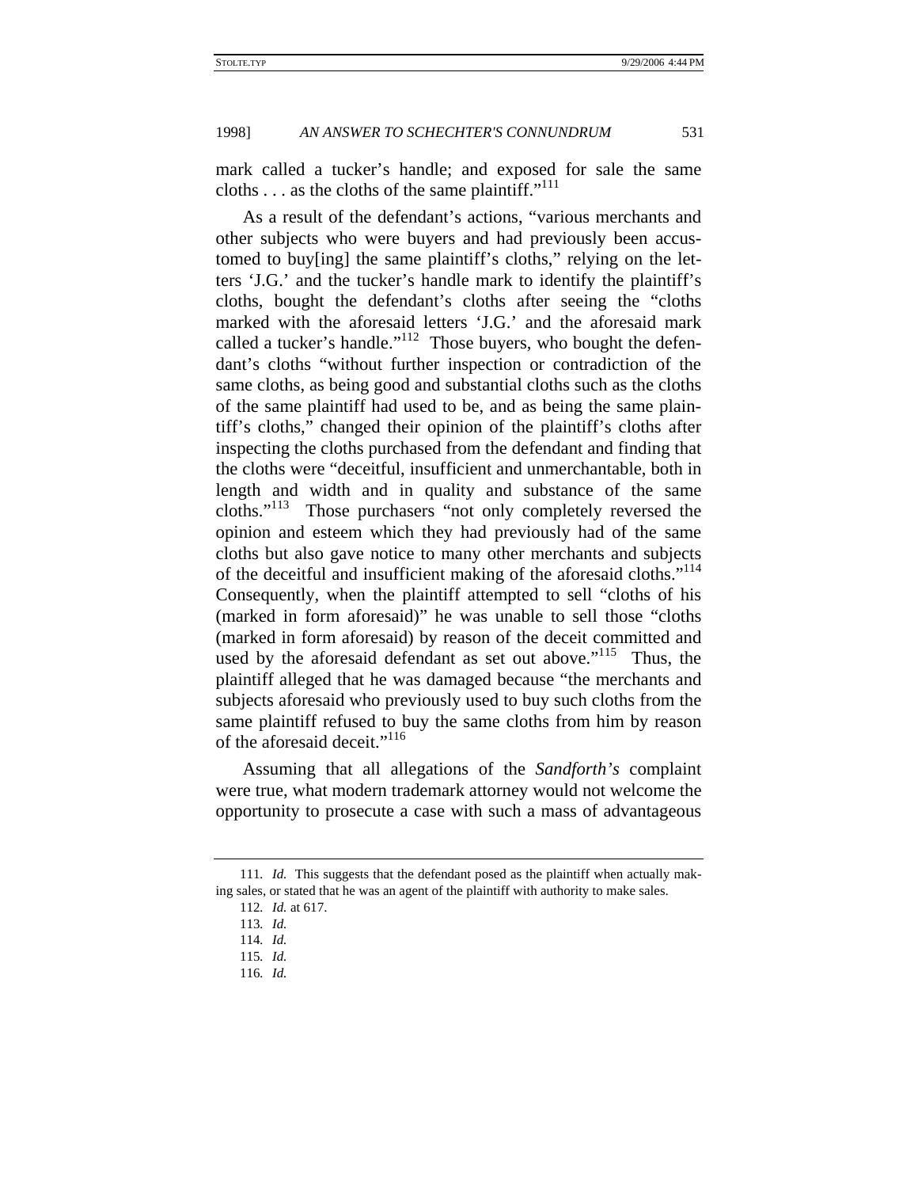mark called a tucker's handle; and exposed for sale the same cloths . . . as the cloths of the same plaintiff."[111]

As a result of the defendant's actions, "various merchants and other subjects who were buyers and had previously been accustomed to buy[ing] the same plaintiff's cloths," relying on the letters 'J.G.' and the tucker's handle mark to identify the plaintiff's cloths, bought the defendant's cloths after seeing the "cloths marked with the aforesaid letters 'J.G.' and the aforesaid mark called a tucker's handle."[112] Those buyers, who bought the defendant's cloths "without further inspection or contradiction of the same cloths, as being good and substantial cloths such as the cloths of the same plaintiff had used to be, and as being the same plaintiff's cloths," changed their opinion of the plaintiff's cloths after inspecting the cloths purchased from the defendant and finding that the cloths were "deceitful, insufficient and unmerchantable, both in length and width and in quality and substance of the same cloths."[113] Those purchasers "not only completely reversed the opinion and esteem which they had previously had of the same cloths but also gave notice to many other merchants and subjects of the deceitful and insufficient making of the aforesaid cloths."[114] Consequently, when the plaintiff attempted to sell "cloths of his (marked in form aforesaid)" he was unable to sell those "cloths (marked in form aforesaid) by reason of the deceit committed and used by the aforesaid defendant as set out above."[115] Thus, the plaintiff alleged that he was damaged because "the merchants and subjects aforesaid who previously used to buy such cloths from the same plaintiff refused to buy the same cloths from him by reason of the aforesaid deceit."[116]

Assuming that all allegations of the *Sandforth's* complaint were true, what modern trademark attorney would not welcome the opportunity to prosecute a case with such a mass of advantageous

---

111. *Id.* This suggests that the defendant posed as the plaintiff when actually making sales, or stated that he was an agent of the plaintiff with authority to make sales.

112. *Id.* at 617.

113. *Id.*

114. *Id.*

115. *Id.*

116. *Id.*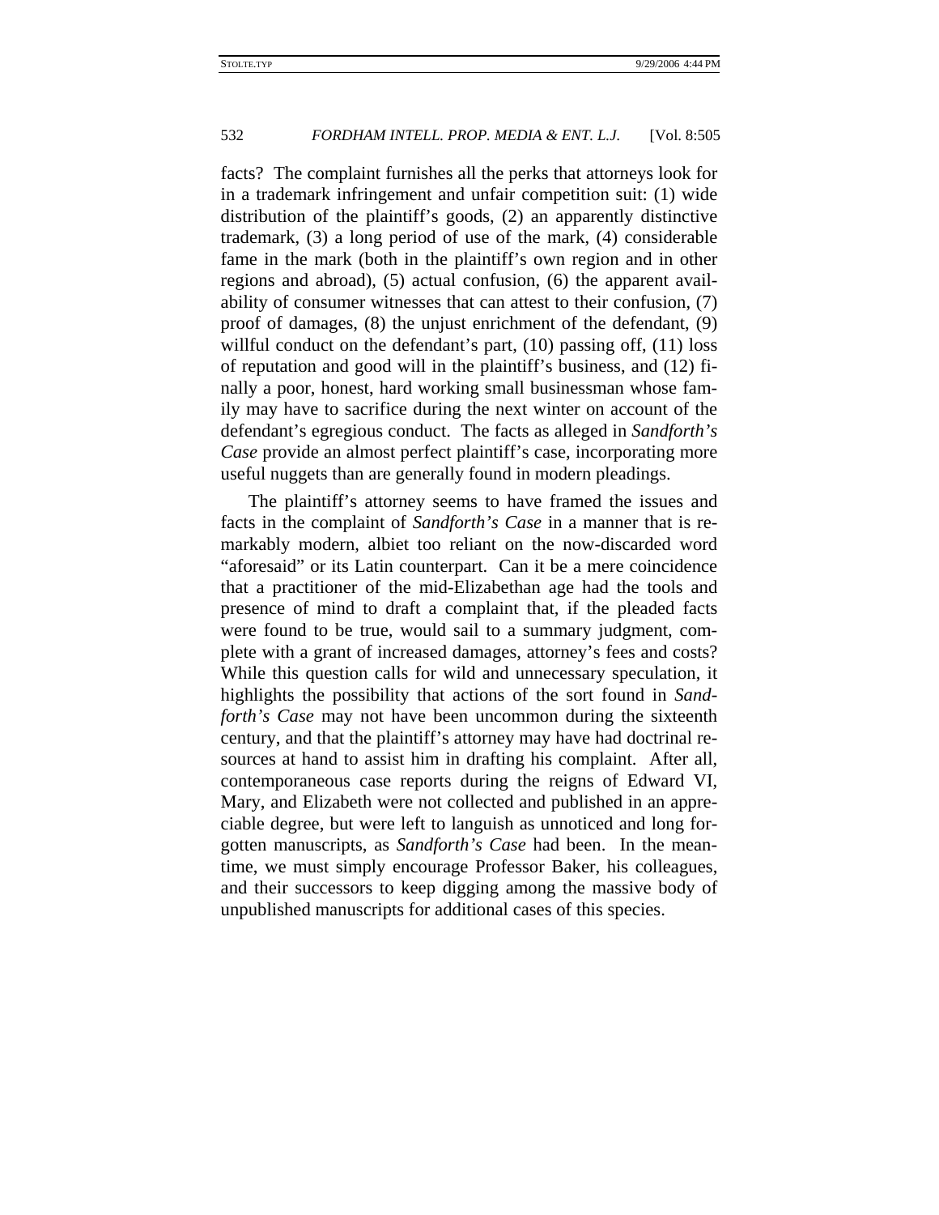facts? The complaint furnishes all the perks that attorneys look for in a trademark infringement and unfair competition suit: (1) wide distribution of the plaintiff's goods, (2) an apparently distinctive trademark, (3) a long period of use of the mark, (4) considerable fame in the mark (both in the plaintiff's own region and in other regions and abroad), (5) actual confusion, (6) the apparent availability of consumer witnesses that can attest to their confusion, (7) proof of damages, (8) the unjust enrichment of the defendant, (9) willful conduct on the defendant's part, (10) passing off, (11) loss of reputation and good will in the plaintiff's business, and (12) finally a poor, honest, hard working small businessman whose family may have to sacrifice during the next winter on account of the defendant's egregious conduct. The facts as alleged in *Sandforth's Case* provide an almost perfect plaintiff's case, incorporating more useful nuggets than are generally found in modern pleadings.

The plaintiff's attorney seems to have framed the issues and facts in the complaint of *Sandforth's Case* in a manner that is remarkably modern, albiet too reliant on the now-discarded word "aforesaid" or its Latin counterpart. Can it be a mere coincidence that a practitioner of the mid-Elizabethan age had the tools and presence of mind to draft a complaint that, if the pleaded facts were found to be true, would sail to a summary judgment, complete with a grant of increased damages, attorney's fees and costs? While this question calls for wild and unnecessary speculation, it highlights the possibility that actions of the sort found in *Sandforth's Case* may not have been uncommon during the sixteenth century, and that the plaintiff's attorney may have had doctrinal resources at hand to assist him in drafting his complaint. After all, contemporaneous case reports during the reigns of Edward VI, Mary, and Elizabeth were not collected and published in an appreciable degree, but were left to languish as unnoticed and long forgotten manuscripts, as *Sandforth's Case* had been. In the meantime, we must simply encourage Professor Baker, his colleagues, and their successors to keep digging among the massive body of unpublished manuscripts for additional cases of this species.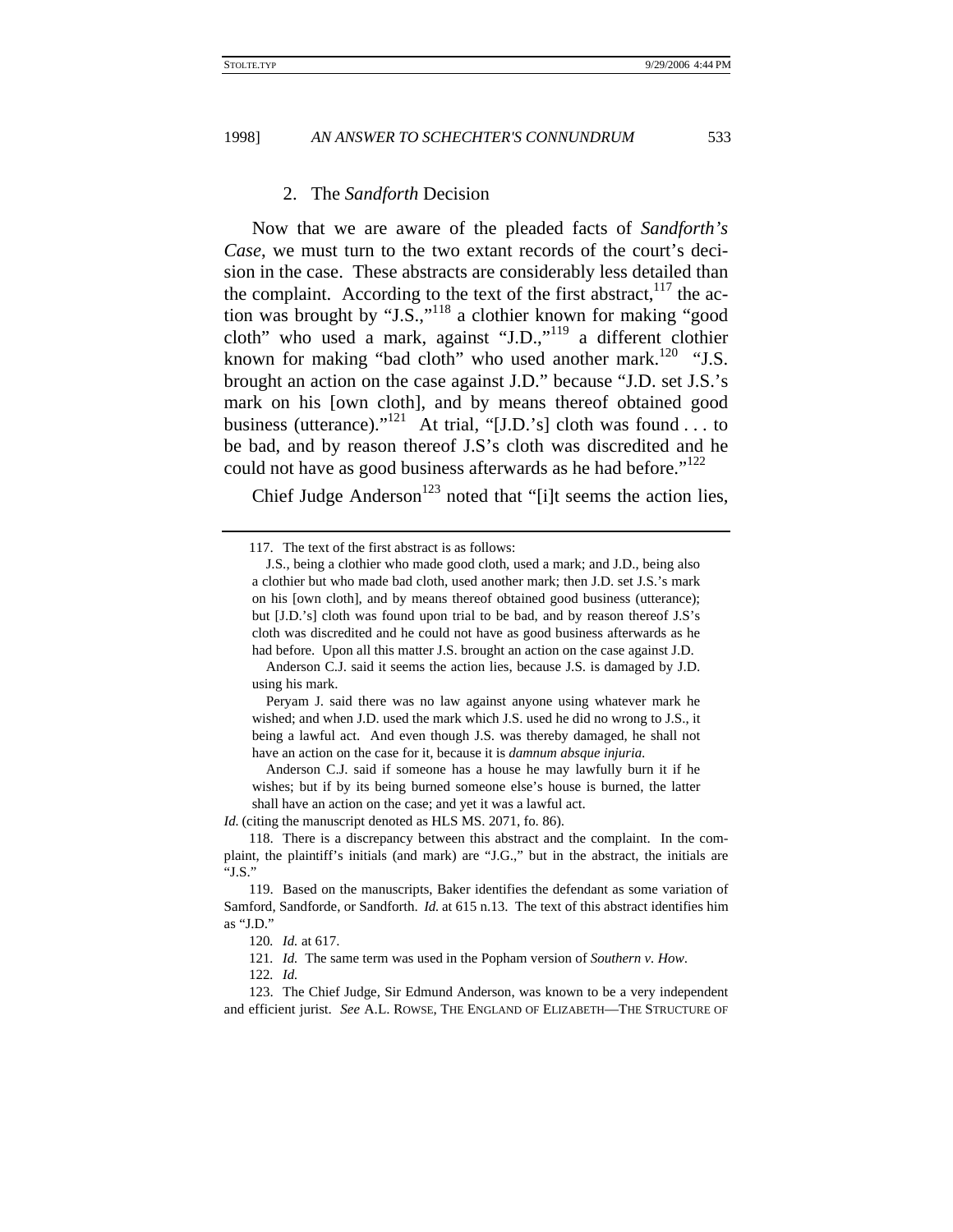### 2. The *Sandforth* Decision

Now that we are aware of the pleaded facts of *Sandforth's Case*, we must turn to the two extant records of the court's decision in the case. These abstracts are considerably less detailed than the complaint. According to the text of the first abstract,[117] the action was brought by "J.S.,"[118] a clothier known for making "good cloth" who used a mark, against "J.D.,"[119] a different clothier known for making "bad cloth" who used another mark.[120] "J.S. brought an action on the case against J.D." because "J.D. set J.S.'s mark on his [own cloth], and by means thereof obtained good business (utterance)."[121] At trial, "[J.D.'s] cloth was found . . . to be bad, and by reason thereof J.S's cloth was discredited and he could not have as good business afterwards as he had before."[122]

Chief Judge Anderson[123] noted that "[i]t seems the action lies,

---

117. The text of the first abstract is as follows:

> J.S., being a clothier who made good cloth, used a mark; and J.D., being also a clothier but who made bad cloth, used another mark; then J.D. set J.S.'s mark on his [own cloth], and by means thereof obtained good business (utterance); but [J.D.'s] cloth was found upon trial to be bad, and by reason thereof J.S's cloth was discredited and he could not have as good business afterwards as he had before. Upon all this matter J.S. brought an action on the case against J.D.
>
> Anderson C.J. said it seems the action lies, because J.S. is damaged by J.D. using his mark.
>
> Peryam J. said there was no law against anyone using whatever mark he wished; and when J.D. used the mark which J.S. used he did no wrong to J.S., it being a lawful act. And even though J.S. was thereby damaged, he shall not have an action on the case for it, because it is *damnum absque injuria.*
>
> Anderson C.J. said if someone has a house he may lawfully burn it if he wishes; but if by its being burned someone else's house is burned, the latter shall have an action on the case; and yet it was a lawful act.

*Id.* (citing the manuscript denoted as HLS MS. 2071, fo. 86).

118. There is a discrepancy between this abstract and the complaint. In the complaint, the plaintiff's initials (and mark) are "J.G.," but in the abstract, the initials are "J.S."

119. Based on the manuscripts, Baker identifies the defendant as some variation of Samford, Sandforde, or Sandforth. *Id.* at 615 n.13. The text of this abstract identifies him as "J.D."

120. *Id.* at 617.

121. *Id.* The same term was used in the Popham version of *Southern v. How*.

122. *Id.*

123. The Chief Judge, Sir Edmund Anderson, was known to be a very independent and efficient jurist. *See* A.L. ROWSE, THE ENGLAND OF ELIZABETH—THE STRUCTURE OF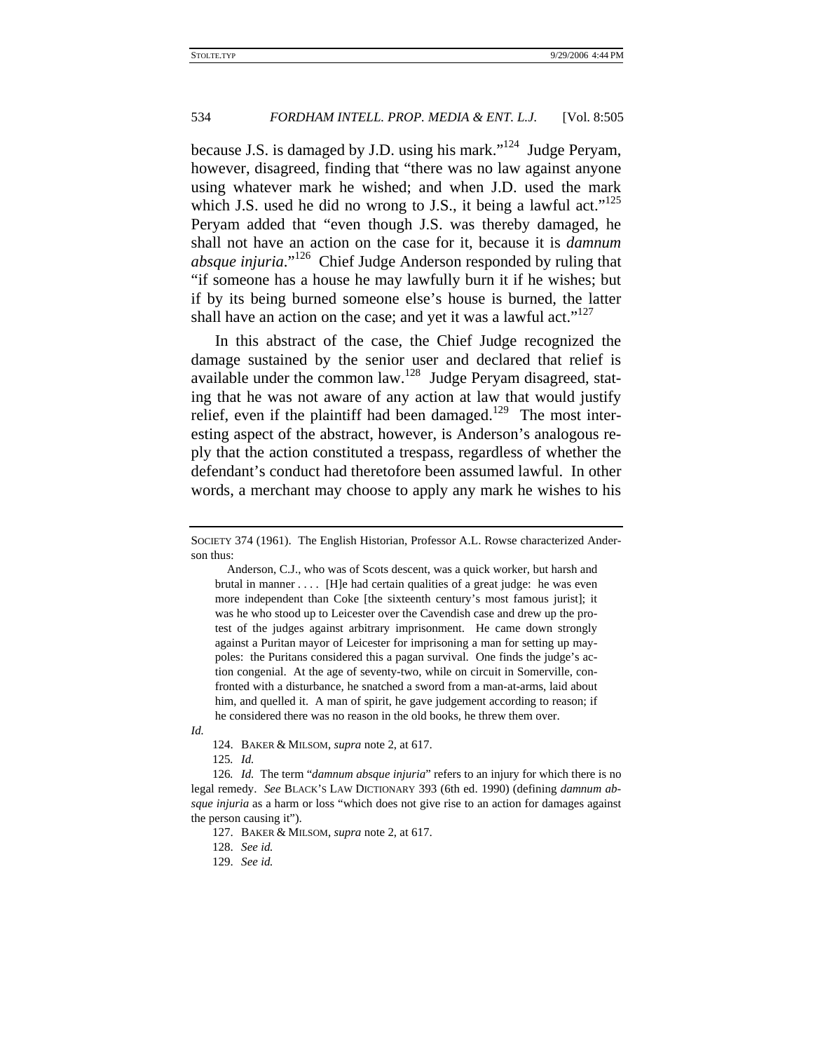because J.S. is damaged by J.D. using his mark."[124] Judge Peryam, however, disagreed, finding that "there was no law against anyone using whatever mark he wished; and when J.D. used the mark which J.S. used he did no wrong to J.S., it being a lawful act."[125] Peryam added that "even though J.S. was thereby damaged, he shall not have an action on the case for it, because it is *damnum absque injuria*."[126] Chief Judge Anderson responded by ruling that "if someone has a house he may lawfully burn it if he wishes; but if by its being burned someone else's house is burned, the latter shall have an action on the case; and yet it was a lawful act."[127]

In this abstract of the case, the Chief Judge recognized the damage sustained by the senior user and declared that relief is available under the common law.[128] Judge Peryam disagreed, stating that he was not aware of any action at law that would justify relief, even if the plaintiff had been damaged.[129] The most interesting aspect of the abstract, however, is Anderson's analogous reply that the action constituted a trespass, regardless of whether the defendant's conduct had theretofore been assumed lawful. In other words, a merchant may choose to apply any mark he wishes to his

---

SOCIETY 374 (1961). The English Historian, Professor A.L. Rowse characterized Anderson thus:

> Anderson, C.J., who was of Scots descent, was a quick worker, but harsh and brutal in manner . . . . [H]e had certain qualities of a great judge: he was even more independent than Coke [the sixteenth century's most famous jurist]; it was he who stood up to Leicester over the Cavendish case and drew up the protest of the judges against arbitrary imprisonment. He came down strongly against a Puritan mayor of Leicester for imprisoning a man for setting up maypoles: the Puritans considered this a pagan survival. One finds the judge's action congenial. At the age of seventy-two, while on circuit in Somerville, confronted with a disturbance, he snatched a sword from a man-at-arms, laid about him, and quelled it. A man of spirit, he gave judgement according to reason; if he considered there was no reason in the old books, he threw them over.

*Id.*

124. BAKER & MILSOM, *supra* note 2, at 617.

125. *Id.*

126. *Id.* The term "*damnum absque injuria*" refers to an injury for which there is no legal remedy. *See* BLACK'S LAW DICTIONARY 393 (6th ed. 1990) (defining *damnum absque injuria* as a harm or loss "which does not give rise to an action for damages against the person causing it").

127. BAKER & MILSOM, *supra* note 2, at 617.

128. *See id.*

129. *See id.*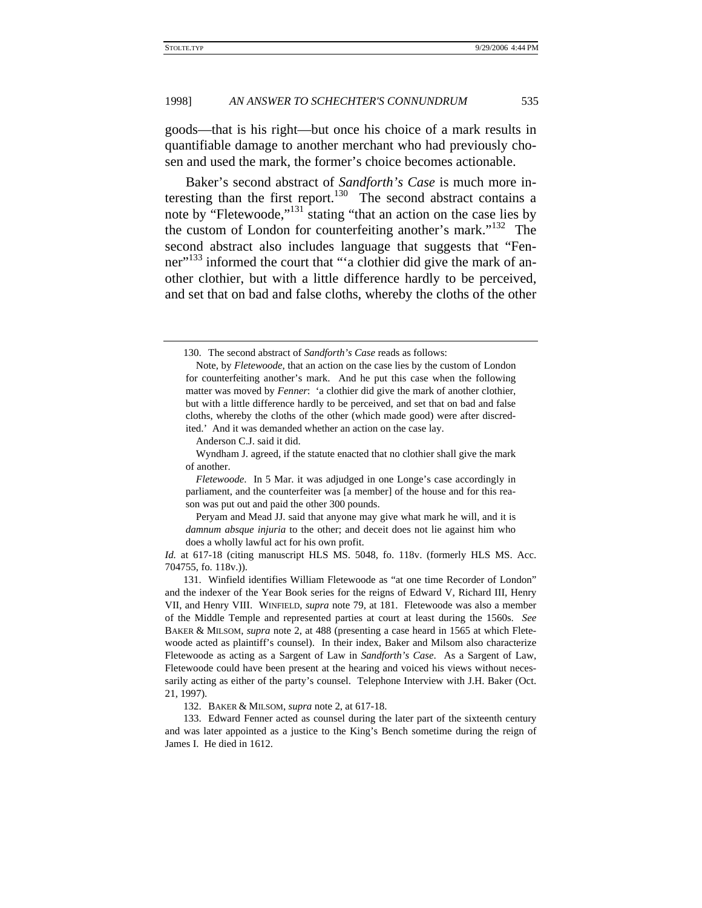goods—that is his right—but once his choice of a mark results in quantifiable damage to another merchant who had previously chosen and used the mark, the former's choice becomes actionable.

Baker's second abstract of *Sandforth's Case* is much more interesting than the first report.[130] The second abstract contains a note by "Fletewoode,"[131] stating "that an action on the case lies by the custom of London for counterfeiting another's mark."[132] The second abstract also includes language that suggests that "Fenner"[133] informed the court that "'a clothier did give the mark of another clothier, but with a little difference hardly to be perceived, and set that on bad and false cloths, whereby the cloths of the other

---

130. The second abstract of *Sandforth's Case* reads as follows:

> Note, by *Fletewoode*, that an action on the case lies by the custom of London for counterfeiting another's mark. And he put this case when the following matter was moved by *Fenner*: 'a clothier did give the mark of another clothier, but with a little difference hardly to be perceived, and set that on bad and false cloths, whereby the cloths of the other (which made good) were after discredited.' And it was demanded whether an action on the case lay.
>
> Anderson C.J. said it did.
>
> Wyndham J. agreed, if the statute enacted that no clothier shall give the mark of another.
>
> *Fletewoode*. In 5 Mar. it was adjudged in one Longe's case accordingly in parliament, and the counterfeiter was [a member] of the house and for this reason was put out and paid the other 300 pounds.
>
> Peryam and Mead JJ. said that anyone may give what mark he will, and it is *damnum absque injuria* to the other; and deceit does not lie against him who does a wholly lawful act for his own profit.

*Id.* at 617-18 (citing manuscript HLS MS. 5048, fo. 118v. (formerly HLS MS. Acc. 704755, fo. 118v.)).

131. Winfield identifies William Fletewoode as "at one time Recorder of London" and the indexer of the Year Book series for the reigns of Edward V, Richard III, Henry VII, and Henry VIII. WINFIELD, *supra* note 79, at 181. Fletewoode was also a member of the Middle Temple and represented parties at court at least during the 1560s. *See* BAKER & MILSOM, *supra* note 2, at 488 (presenting a case heard in 1565 at which Fletewoode acted as plaintiff's counsel). In their index, Baker and Milsom also characterize Fletewoode as acting as a Sargent of Law in *Sandforth's Case*. As a Sargent of Law, Fletewoode could have been present at the hearing and voiced his views without necessarily acting as either of the party's counsel. Telephone Interview with J.H. Baker (Oct. 21, 1997).

132. BAKER & MILSOM, *supra* note 2, at 617-18.

133. Edward Fenner acted as counsel during the later part of the sixteenth century and was later appointed as a justice to the King's Bench sometime during the reign of James I. He died in 1612.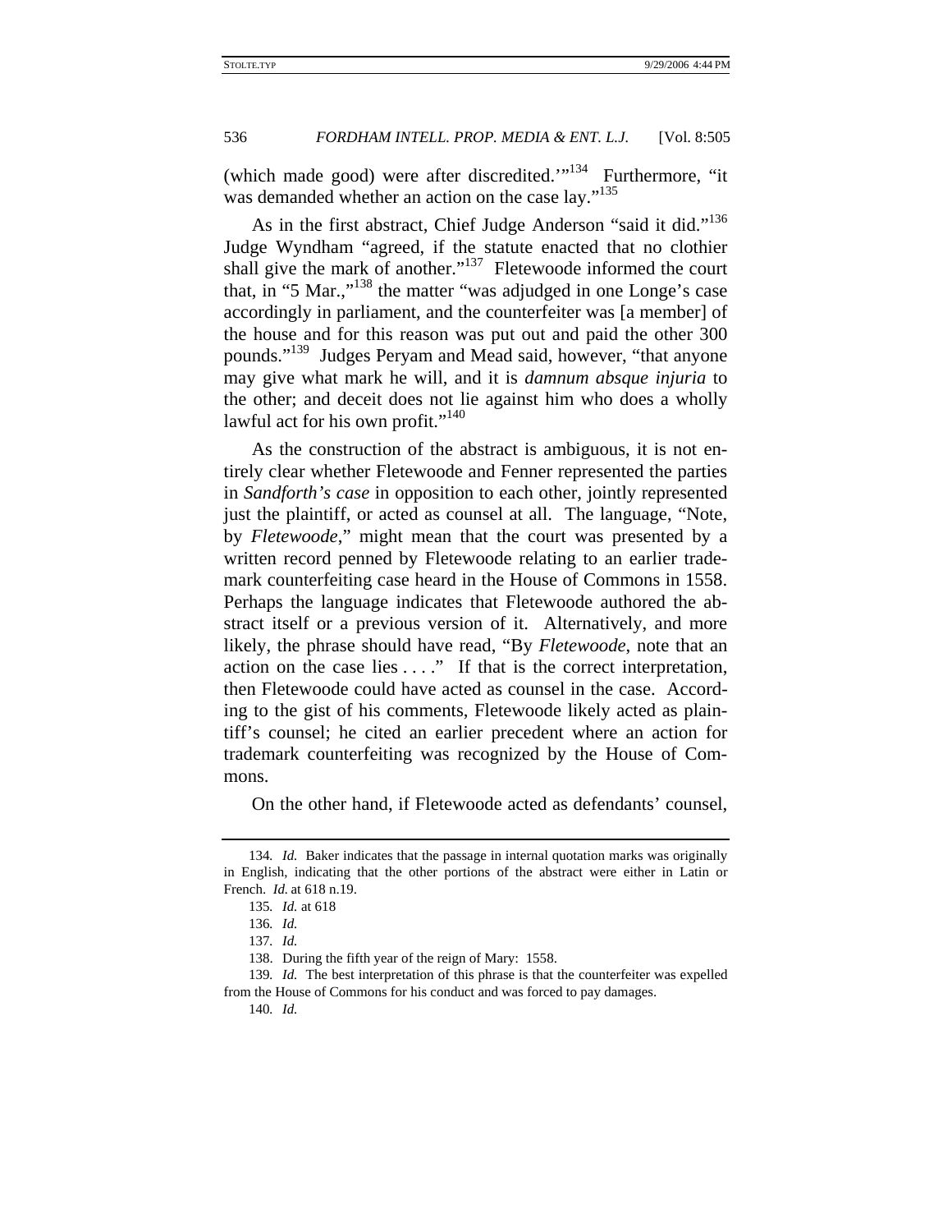(which made good) were after discredited.'"[134] Furthermore, "it was demanded whether an action on the case lay."[135]

As in the first abstract, Chief Judge Anderson "said it did."[136] Judge Wyndham "agreed, if the statute enacted that no clothier shall give the mark of another."[137] Fletewoode informed the court that, in "5 Mar.,"[138] the matter "was adjudged in one Longe's case accordingly in parliament, and the counterfeiter was [a member] of the house and for this reason was put out and paid the other 300 pounds."[139] Judges Peryam and Mead said, however, "that anyone may give what mark he will, and it is *damnum absque injuria* to the other; and deceit does not lie against him who does a wholly lawful act for his own profit."[140]

As the construction of the abstract is ambiguous, it is not entirely clear whether Fletewoode and Fenner represented the parties in *Sandforth's case* in opposition to each other, jointly represented just the plaintiff, or acted as counsel at all. The language, "Note, by *Fletewoode*," might mean that the court was presented by a written record penned by Fletewoode relating to an earlier trademark counterfeiting case heard in the House of Commons in 1558. Perhaps the language indicates that Fletewoode authored the abstract itself or a previous version of it. Alternatively, and more likely, the phrase should have read, "By *Fletewoode*, note that an action on the case lies . . . ." If that is the correct interpretation, then Fletewoode could have acted as counsel in the case. According to the gist of his comments, Fletewoode likely acted as plaintiff's counsel; he cited an earlier precedent where an action for trademark counterfeiting was recognized by the House of Commons.

On the other hand, if Fletewoode acted as defendants' counsel,

---

134. *Id.* Baker indicates that the passage in internal quotation marks was originally in English, indicating that the other portions of the abstract were either in Latin or French. *Id.* at 618 n.19.

135. *Id.* at 618

136. *Id.*

137. *Id.*

138. During the fifth year of the reign of Mary: 1558.

139. *Id.* The best interpretation of this phrase is that the counterfeiter was expelled from the House of Commons for his conduct and was forced to pay damages.

140. *Id.*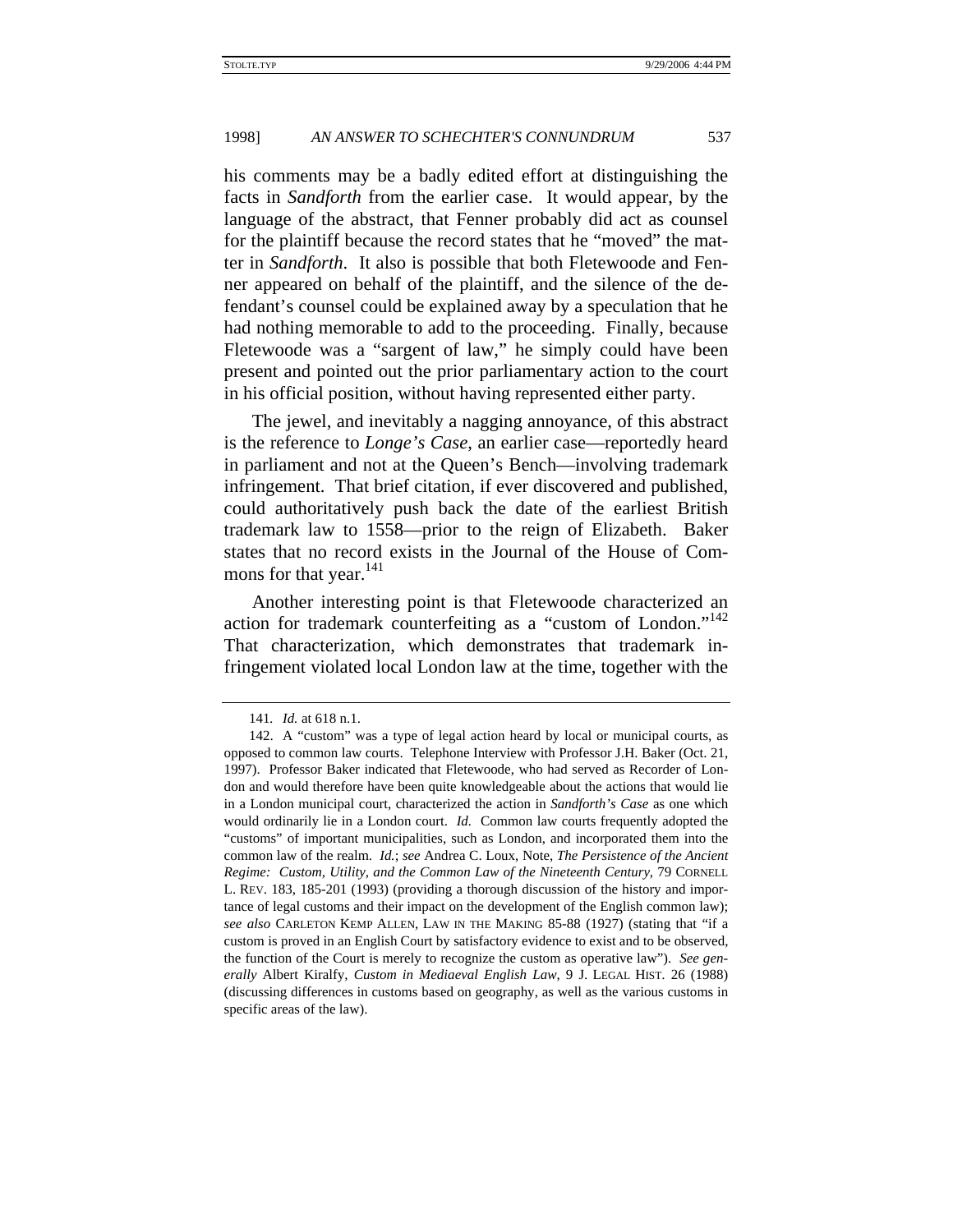his comments may be a badly edited effort at distinguishing the facts in *Sandforth* from the earlier case. It would appear, by the language of the abstract, that Fenner probably did act as counsel for the plaintiff because the record states that he "moved" the matter in *Sandforth*. It also is possible that both Fletewoode and Fenner appeared on behalf of the plaintiff, and the silence of the defendant's counsel could be explained away by a speculation that he had nothing memorable to add to the proceeding. Finally, because Fletewoode was a "sargent of law," he simply could have been present and pointed out the prior parliamentary action to the court in his official position, without having represented either party.

The jewel, and inevitably a nagging annoyance, of this abstract is the reference to *Longe's Case*, an earlier case—reportedly heard in parliament and not at the Queen's Bench—involving trademark infringement. That brief citation, if ever discovered and published, could authoritatively push back the date of the earliest British trademark law to 1558—prior to the reign of Elizabeth. Baker states that no record exists in the Journal of the House of Commons for that year.[141]

Another interesting point is that Fletewoode characterized an action for trademark counterfeiting as a "custom of London."[142] That characterization, which demonstrates that trademark infringement violated local London law at the time, together with the

---

141. *Id.* at 618 n.1.

142. A "custom" was a type of legal action heard by local or municipal courts, as opposed to common law courts. Telephone Interview with Professor J.H. Baker (Oct. 21, 1997). Professor Baker indicated that Fletewoode, who had served as Recorder of London and would therefore have been quite knowledgeable about the actions that would lie in a London municipal court, characterized the action in *Sandforth's Case* as one which would ordinarily lie in a London court. *Id.* Common law courts frequently adopted the "customs" of important municipalities, such as London, and incorporated them into the common law of the realm. *Id.*; *see* Andrea C. Loux, Note, *The Persistence of the Ancient Regime: Custom, Utility, and the Common Law of the Nineteenth Century*, 79 CORNELL L. REV. 183, 185-201 (1993) (providing a thorough discussion of the history and importance of legal customs and their impact on the development of the English common law); *see also* CARLETON KEMP ALLEN, LAW IN THE MAKING 85-88 (1927) (stating that "if a custom is proved in an English Court by satisfactory evidence to exist and to be observed, the function of the Court is merely to recognize the custom as operative law"). *See generally* Albert Kiralfy, *Custom in Mediaeval English Law*, 9 J. LEGAL HIST. 26 (1988) (discussing differences in customs based on geography, as well as the various customs in specific areas of the law).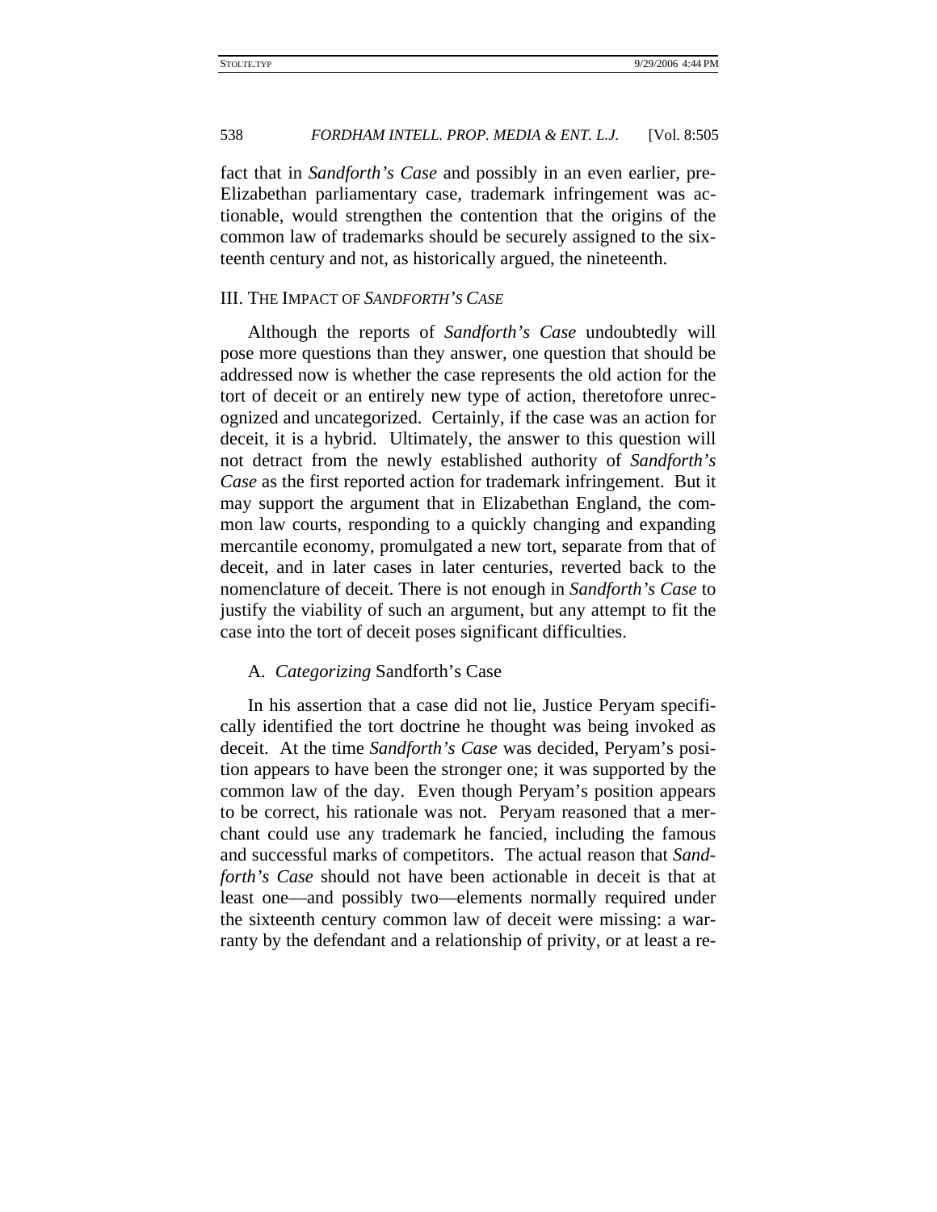fact that in *Sandforth's Case* and possibly in an even earlier, pre-Elizabethan parliamentary case, trademark infringement was actionable, would strengthen the contention that the origins of the common law of trademarks should be securely assigned to the sixteenth century and not, as historically argued, the nineteenth.

## III. The Impact of *Sandforth's Case*

Although the reports of *Sandforth's Case* undoubtedly will pose more questions than they answer, one question that should be addressed now is whether the case represents the old action for the tort of deceit or an entirely new type of action, theretofore unrecognized and uncategorized. Certainly, if the case was an action for deceit, it is a hybrid. Ultimately, the answer to this question will not detract from the newly established authority of *Sandforth's Case* as the first reported action for trademark infringement. But it may support the argument that in Elizabethan England, the common law courts, responding to a quickly changing and expanding mercantile economy, promulgated a new tort, separate from that of deceit, and in later cases in later centuries, reverted back to the nomenclature of deceit. There is not enough in *Sandforth's Case* to justify the viability of such an argument, but any attempt to fit the case into the tort of deceit poses significant difficulties.

### A. *Categorizing* Sandforth's Case

In his assertion that a case did not lie, Justice Peryam specifically identified the tort doctrine he thought was being invoked as deceit. At the time *Sandforth's Case* was decided, Peryam's position appears to have been the stronger one; it was supported by the common law of the day. Even though Peryam's position appears to be correct, his rationale was not. Peryam reasoned that a merchant could use any trademark he fancied, including the famous and successful marks of competitors. The actual reason that *Sandforth's Case* should not have been actionable in deceit is that at least one—and possibly two—elements normally required under the sixteenth century common law of deceit were missing: a warranty by the defendant and a relationship of privity, or at least a re-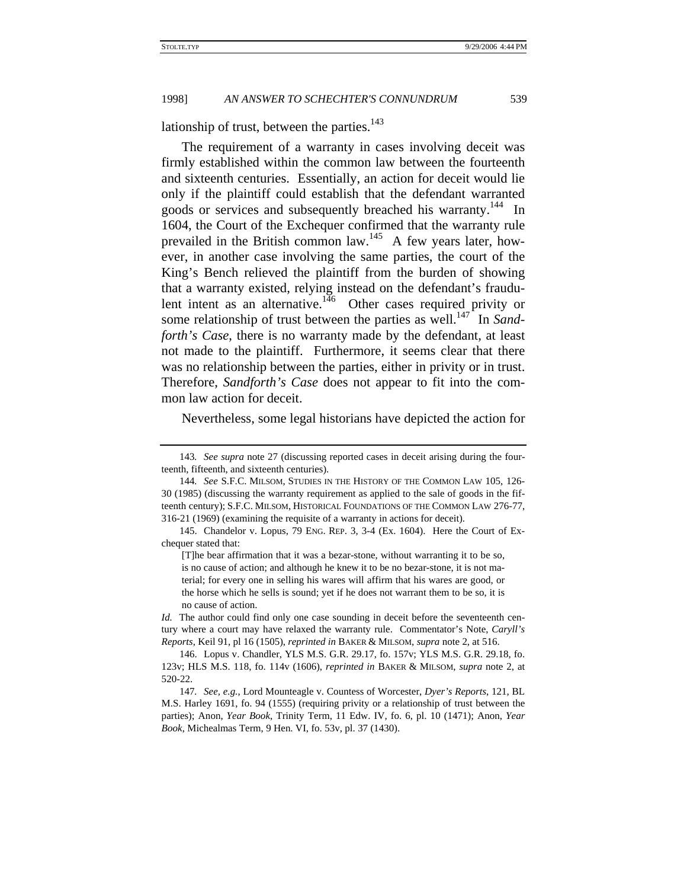lationship of trust, between the parties.[143]

The requirement of a warranty in cases involving deceit was firmly established within the common law between the fourteenth and sixteenth centuries. Essentially, an action for deceit would lie only if the plaintiff could establish that the defendant warranted goods or services and subsequently breached his warranty.[144] In 1604, the Court of the Exchequer confirmed that the warranty rule prevailed in the British common law.[145] A few years later, however, in another case involving the same parties, the court of the King's Bench relieved the plaintiff from the burden of showing that a warranty existed, relying instead on the defendant's fraudulent intent as an alternative.[146] Other cases required privity or some relationship of trust between the parties as well.[147] In *Sandforth's Case*, there is no warranty made by the defendant, at least not made to the plaintiff. Furthermore, it seems clear that there was no relationship between the parties, either in privity or in trust. Therefore, *Sandforth's Case* does not appear to fit into the common law action for deceit.

Nevertheless, some legal historians have depicted the action for

---

143. *See supra* note 27 (discussing reported cases in deceit arising during the fourteenth, fifteenth, and sixteenth centuries).

144. *See* S.F.C. MILSOM, STUDIES IN THE HISTORY OF THE COMMON LAW 105, 126-30 (1985) (discussing the warranty requirement as applied to the sale of goods in the fifteenth century); S.F.C. MILSOM, HISTORICAL FOUNDATIONS OF THE COMMON LAW 276-77, 316-21 (1969) (examining the requisite of a warranty in actions for deceit).

145. Chandelor v. Lopus, 79 ENG. REP. 3, 3-4 (Ex. 1604). Here the Court of Exchequer stated that:

> [T]he bear affirmation that it was a bezar-stone, without warranting it to be so, is no cause of action; and although he knew it to be no bezar-stone, it is not material; for every one in selling his wares will affirm that his wares are good, or the horse which he sells is sound; yet if he does not warrant them to be so, it is no cause of action.

*Id.* The author could find only one case sounding in deceit before the seventeenth century where a court may have relaxed the warranty rule. Commentator's Note, *Caryll's Reports*, Keil 91, pl 16 (1505), *reprinted in* BAKER & MILSOM, *supra* note 2, at 516.

146. Lopus v. Chandler, YLS M.S. G.R. 29.17, fo. 157v; YLS M.S. G.R. 29.18, fo. 123v; HLS M.S. 118, fo. 114v (1606), *reprinted in* BAKER & MILSOM, *supra* note 2, at 520-22.

147. *See, e.g.*, Lord Mounteagle v. Countess of Worcester, *Dyer's Reports*, 121, BL M.S. Harley 1691, fo. 94 (1555) (requiring privity or a relationship of trust between the parties); Anon, *Year Book*, Trinity Term, 11 Edw. IV, fo. 6, pl. 10 (1471); Anon, *Year Book*, Michealmas Term, 9 Hen. VI, fo. 53v, pl. 37 (1430).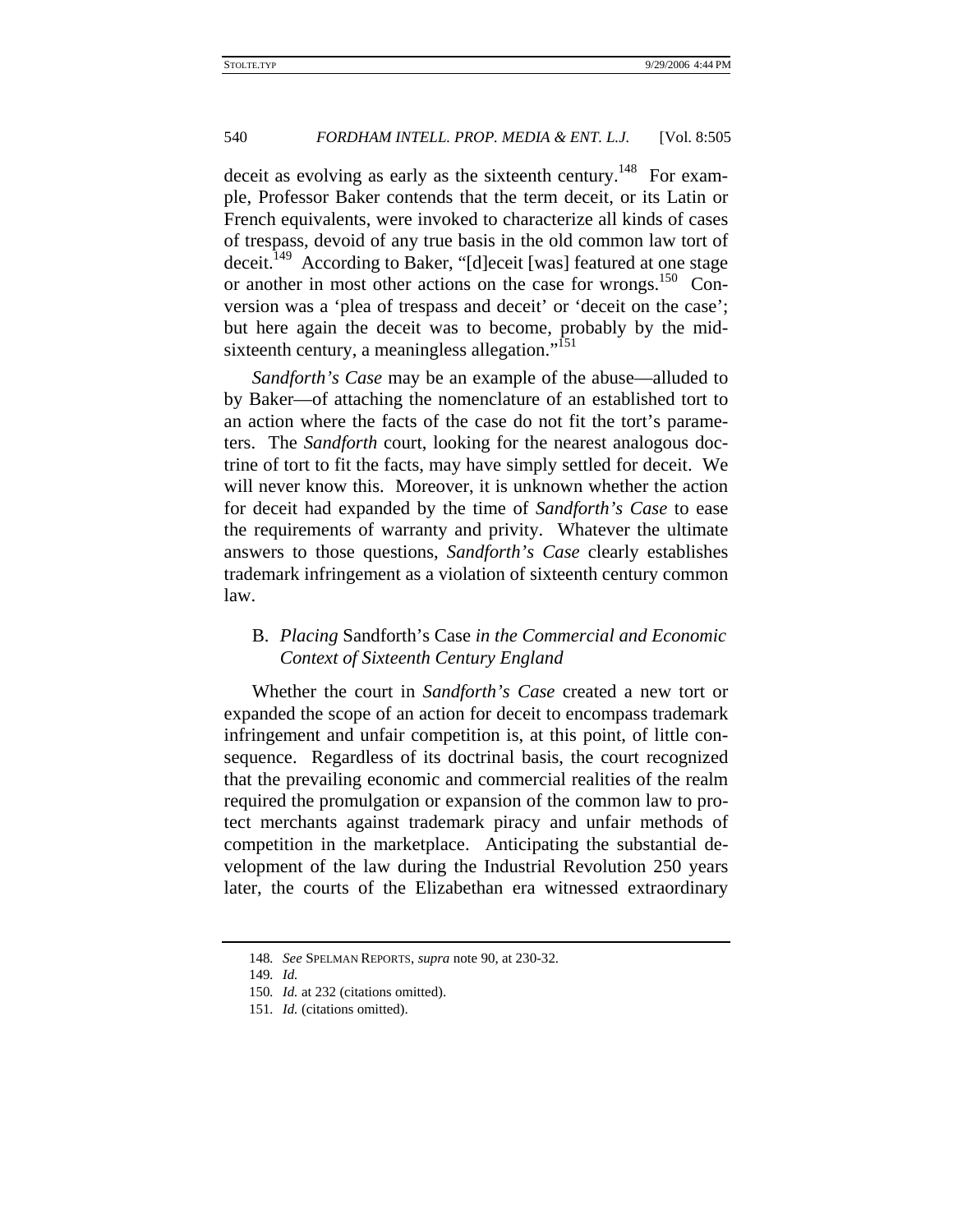deceit as evolving as early as the sixteenth century.[148] For example, Professor Baker contends that the term deceit, or its Latin or French equivalents, were invoked to characterize all kinds of cases of trespass, devoid of any true basis in the old common law tort of deceit.[149] According to Baker, "[d]eceit [was] featured at one stage or another in most other actions on the case for wrongs.[150] Conversion was a 'plea of trespass and deceit' or 'deceit on the case'; but here again the deceit was to become, probably by the mid-sixteenth century, a meaningless allegation."[151]

*Sandforth's Case* may be an example of the abuse—alluded to by Baker—of attaching the nomenclature of an established tort to an action where the facts of the case do not fit the tort's parameters. The *Sandforth* court, looking for the nearest analogous doctrine of tort to fit the facts, may have simply settled for deceit. We will never know this. Moreover, it is unknown whether the action for deceit had expanded by the time of *Sandforth's Case* to ease the requirements of warranty and privity. Whatever the ultimate answers to those questions, *Sandforth's Case* clearly establishes trademark infringement as a violation of sixteenth century common law.

### B. *Placing* Sandforth's Case *in the Commercial and Economic Context of Sixteenth Century England*

Whether the court in *Sandforth's Case* created a new tort or expanded the scope of an action for deceit to encompass trademark infringement and unfair competition is, at this point, of little consequence. Regardless of its doctrinal basis, the court recognized that the prevailing economic and commercial realities of the realm required the promulgation or expansion of the common law to protect merchants against trademark piracy and unfair methods of competition in the marketplace. Anticipating the substantial development of the law during the Industrial Revolution 250 years later, the courts of the Elizabethan era witnessed extraordinary

---

148. *See* SPELMAN REPORTS, *supra* note 90, at 230-32.

149. *Id.*

150. *Id.* at 232 (citations omitted).

151. *Id.* (citations omitted).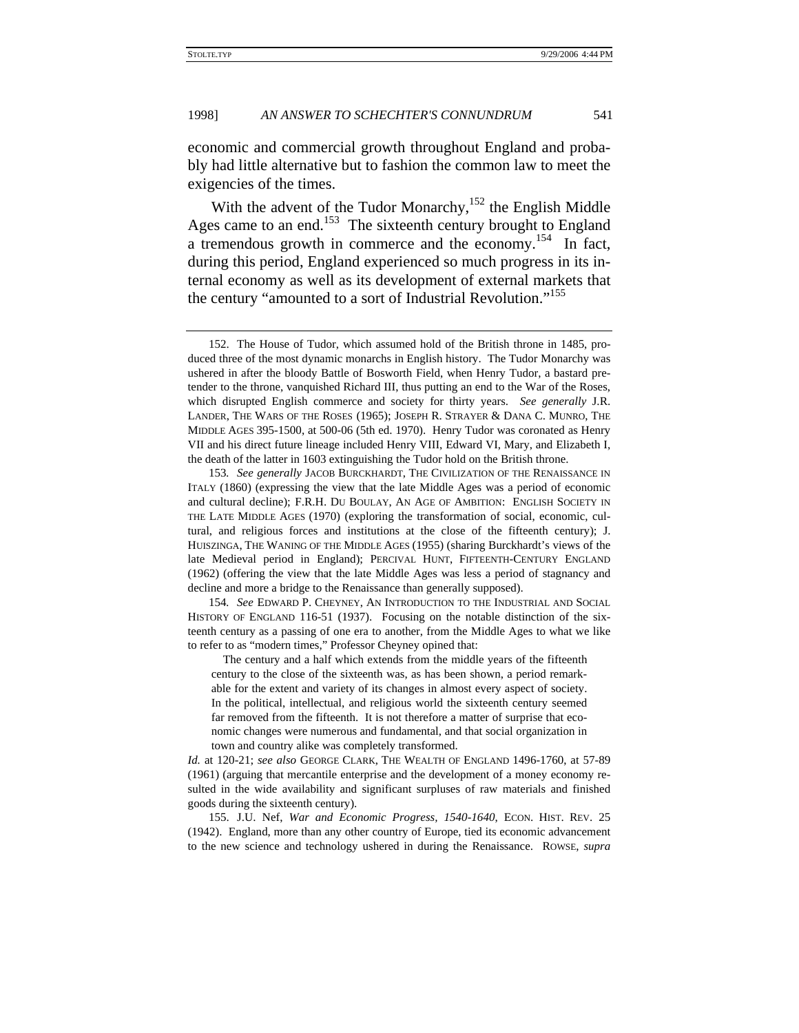economic and commercial growth throughout England and probably had little alternative but to fashion the common law to meet the exigencies of the times.

With the advent of the Tudor Monarchy,[152] the English Middle Ages came to an end.[153] The sixteenth century brought to England a tremendous growth in commerce and the economy.[154] In fact, during this period, England experienced so much progress in its internal economy as well as its development of external markets that the century "amounted to a sort of Industrial Revolution."[155]

---

152. The House of Tudor, which assumed hold of the British throne in 1485, produced three of the most dynamic monarchs in English history. The Tudor Monarchy was ushered in after the bloody Battle of Bosworth Field, when Henry Tudor, a bastard pretender to the throne, vanquished Richard III, thus putting an end to the War of the Roses, which disrupted English commerce and society for thirty years. *See generally* J.R. LANDER, THE WARS OF THE ROSES (1965); JOSEPH R. STRAYER & DANA C. MUNRO, THE MIDDLE AGES 395-1500, at 500-06 (5th ed. 1970). Henry Tudor was coronated as Henry VII and his direct future lineage included Henry VIII, Edward VI, Mary, and Elizabeth I, the death of the latter in 1603 extinguishing the Tudor hold on the British throne.

153. *See generally* JACOB BURCKHARDT, THE CIVILIZATION OF THE RENAISSANCE IN ITALY (1860) (expressing the view that the late Middle Ages was a period of economic and cultural decline); F.R.H. DU BOULAY, AN AGE OF AMBITION: ENGLISH SOCIETY IN THE LATE MIDDLE AGES (1970) (exploring the transformation of social, economic, cultural, and religious forces and institutions at the close of the fifteenth century); J. HUISZINGA, THE WANING OF THE MIDDLE AGES (1955) (sharing Burckhardt's views of the late Medieval period in England); PERCIVAL HUNT, FIFTEENTH-CENTURY ENGLAND (1962) (offering the view that the late Middle Ages was less a period of stagnancy and decline and more a bridge to the Renaissance than generally supposed).

154. *See* EDWARD P. CHEYNEY, AN INTRODUCTION TO THE INDUSTRIAL AND SOCIAL HISTORY OF ENGLAND 116-51 (1937). Focusing on the notable distinction of the sixteenth century as a passing of one era to another, from the Middle Ages to what we like to refer to as "modern times," Professor Cheyney opined that:

> The century and a half which extends from the middle years of the fifteenth century to the close of the sixteenth was, as has been shown, a period remarkable for the extent and variety of its changes in almost every aspect of society. In the political, intellectual, and religious world the sixteenth century seemed far removed from the fifteenth. It is not therefore a matter of surprise that economic changes were numerous and fundamental, and that social organization in town and country alike was completely transformed.

*Id.* at 120-21; *see also* GEORGE CLARK, THE WEALTH OF ENGLAND 1496-1760, at 57-89 (1961) (arguing that mercantile enterprise and the development of a money economy resulted in the wide availability and significant surpluses of raw materials and finished goods during the sixteenth century).

155. J.U. Nef, *War and Economic Progress, 1540-1640*, ECON. HIST. REV. 25 (1942). England, more than any other country of Europe, tied its economic advancement to the new science and technology ushered in during the Renaissance. ROWSE, *supra*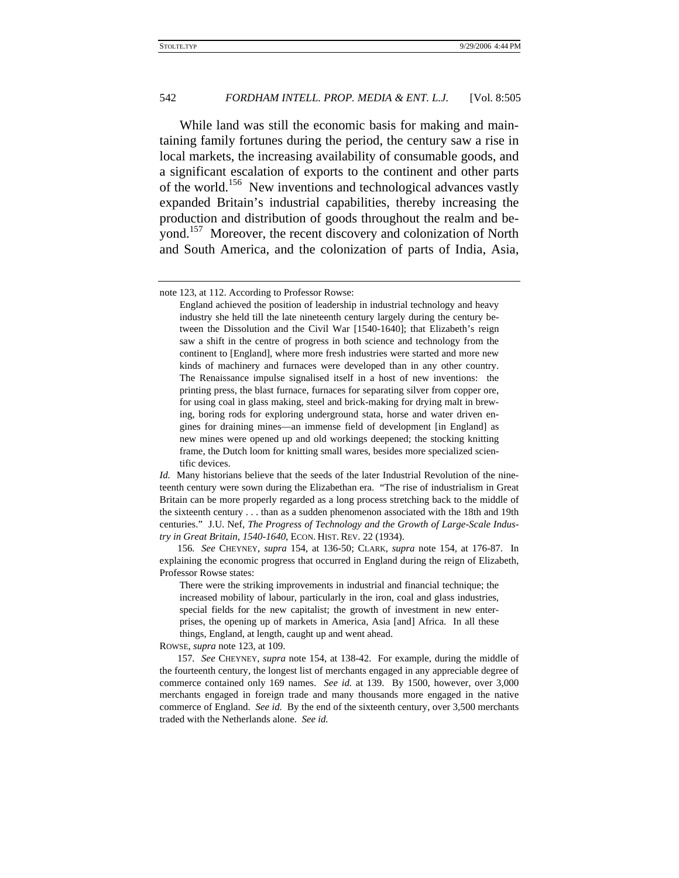While land was still the economic basis for making and maintaining family fortunes during the period, the century saw a rise in local markets, the increasing availability of consumable goods, and a significant escalation of exports to the continent and other parts of the world.[156] New inventions and technological advances vastly expanded Britain's industrial capabilities, thereby increasing the production and distribution of goods throughout the realm and beyond.[157] Moreover, the recent discovery and colonization of North and South America, and the colonization of parts of India, Asia,

---

note 123, at 112. According to Professor Rowse:

> England achieved the position of leadership in industrial technology and heavy industry she held till the late nineteenth century largely during the century between the Dissolution and the Civil War [1540-1640]; that Elizabeth's reign saw a shift in the centre of progress in both science and technology from the continent to [England], where more fresh industries were started and more new kinds of machinery and furnaces were developed than in any other country. The Renaissance impulse signalised itself in a host of new inventions: the printing press, the blast furnace, furnaces for separating silver from copper ore, for using coal in glass making, steel and brick-making for drying malt in brewing, boring rods for exploring underground stata, horse and water driven engines for draining mines—an immense field of development [in England] as new mines were opened up and old workings deepened; the stocking knitting frame, the Dutch loom for knitting small wares, besides more specialized scientific devices.

*Id.* Many historians believe that the seeds of the later Industrial Revolution of the nineteenth century were sown during the Elizabethan era. "The rise of industrialism in Great Britain can be more properly regarded as a long process stretching back to the middle of the sixteenth century . . . than as a sudden phenomenon associated with the 18th and 19th centuries." J.U. Nef, *The Progress of Technology and the Growth of Large-Scale Industry in Great Britain, 1540-1640*, ECON. HIST. REV. 22 (1934).

156. *See* CHEYNEY, *supra* 154, at 136-50; CLARK, *supra* note 154, at 176-87. In explaining the economic progress that occurred in England during the reign of Elizabeth, Professor Rowse states:

> There were the striking improvements in industrial and financial technique; the increased mobility of labour, particularly in the iron, coal and glass industries, special fields for the new capitalist; the growth of investment in new enterprises, the opening up of markets in America, Asia [and] Africa. In all these things, England, at length, caught up and went ahead.

ROWSE, *supra* note 123, at 109.

157. *See* CHEYNEY, *supra* note 154, at 138-42. For example, during the middle of the fourteenth century, the longest list of merchants engaged in any appreciable degree of commerce contained only 169 names. *See id.* at 139. By 1500, however, over 3,000 merchants engaged in foreign trade and many thousands more engaged in the native commerce of England. *See id.* By the end of the sixteenth century, over 3,500 merchants traded with the Netherlands alone. *See id.*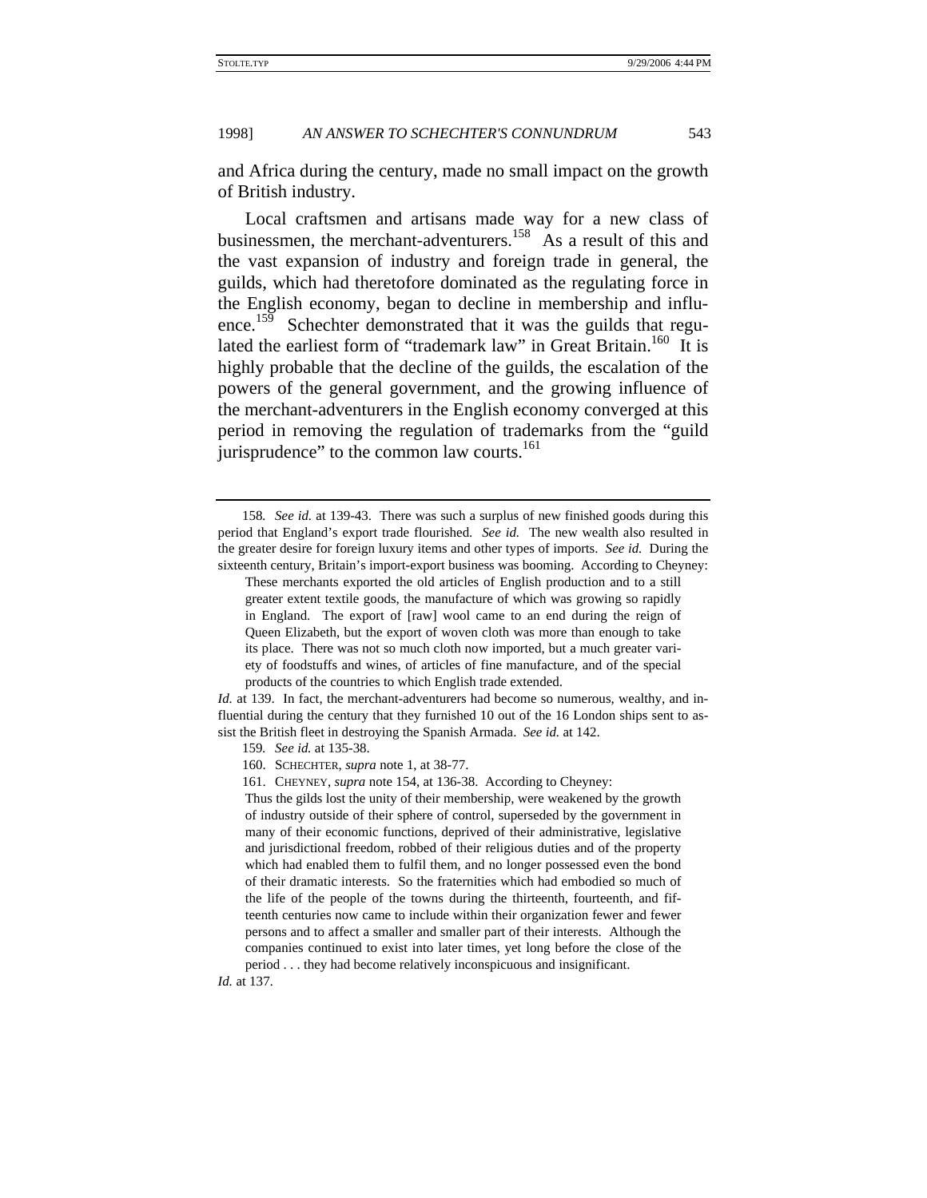and Africa during the century, made no small impact on the growth of British industry.

Local craftsmen and artisans made way for a new class of businessmen, the merchant-adventurers.[158] As a result of this and the vast expansion of industry and foreign trade in general, the guilds, which had theretofore dominated as the regulating force in the English economy, began to decline in membership and influence.[159] Schechter demonstrated that it was the guilds that regulated the earliest form of "trademark law" in Great Britain.[160] It is highly probable that the decline of the guilds, the escalation of the powers of the general government, and the growing influence of the merchant-adventurers in the English economy converged at this period in removing the regulation of trademarks from the "guild jurisprudence" to the common law courts.[161]

---

158. *See id.* at 139-43. There was such a surplus of new finished goods during this period that England's export trade flourished. *See id.* The new wealth also resulted in the greater desire for foreign luxury items and other types of imports. *See id.* During the sixteenth century, Britain's import-export business was booming. According to Cheyney:

> These merchants exported the old articles of English production and to a still greater extent textile goods, the manufacture of which was growing so rapidly in England. The export of [raw] wool came to an end during the reign of Queen Elizabeth, but the export of woven cloth was more than enough to take its place. There was not so much cloth now imported, but a much greater variety of foodstuffs and wines, of articles of fine manufacture, and of the special products of the countries to which English trade extended.

*Id.* at 139. In fact, the merchant-adventurers had become so numerous, wealthy, and influential during the century that they furnished 10 out of the 16 London ships sent to assist the British fleet in destroying the Spanish Armada. *See id.* at 142.

159. *See id.* at 135-38.

160. SCHECHTER, *supra* note 1, at 38-77.

161. CHEYNEY, *supra* note 154, at 136-38. According to Cheyney:

> Thus the gilds lost the unity of their membership, were weakened by the growth of industry outside of their sphere of control, superseded by the government in many of their economic functions, deprived of their administrative, legislative and jurisdictional freedom, robbed of their religious duties and of the property which had enabled them to fulfil them, and no longer possessed even the bond of their dramatic interests. So the fraternities which had embodied so much of the life of the people of the towns during the thirteenth, fourteenth, and fifteenth centuries now came to include within their organization fewer and fewer persons and to affect a smaller and smaller part of their interests. Although the companies continued to exist into later times, yet long before the close of the period . . . they had become relatively inconspicuous and insignificant.

*Id.* at 137.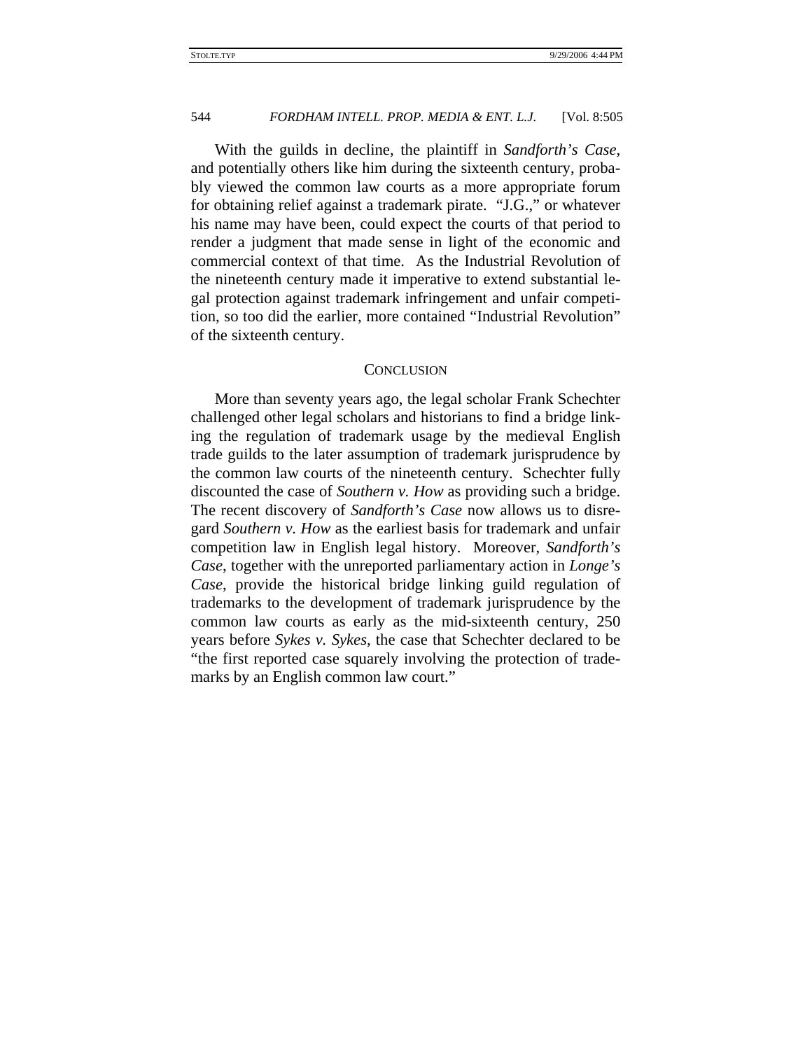With the guilds in decline, the plaintiff in *Sandforth's Case*, and potentially others like him during the sixteenth century, probably viewed the common law courts as a more appropriate forum for obtaining relief against a trademark pirate. "J.G.," or whatever his name may have been, could expect the courts of that period to render a judgment that made sense in light of the economic and commercial context of that time. As the Industrial Revolution of the nineteenth century made it imperative to extend substantial legal protection against trademark infringement and unfair competition, so too did the earlier, more contained "Industrial Revolution" of the sixteenth century.

## CONCLUSION

More than seventy years ago, the legal scholar Frank Schechter challenged other legal scholars and historians to find a bridge linking the regulation of trademark usage by the medieval English trade guilds to the later assumption of trademark jurisprudence by the common law courts of the nineteenth century. Schechter fully discounted the case of *Southern v. How* as providing such a bridge. The recent discovery of *Sandforth's Case* now allows us to disregard *Southern v. How* as the earliest basis for trademark and unfair competition law in English legal history. Moreover, *Sandforth's Case*, together with the unreported parliamentary action in *Longe's Case*, provide the historical bridge linking guild regulation of trademarks to the development of trademark jurisprudence by the common law courts as early as the mid-sixteenth century, 250 years before *Sykes v. Sykes*, the case that Schechter declared to be "the first reported case squarely involving the protection of trademarks by an English common law court."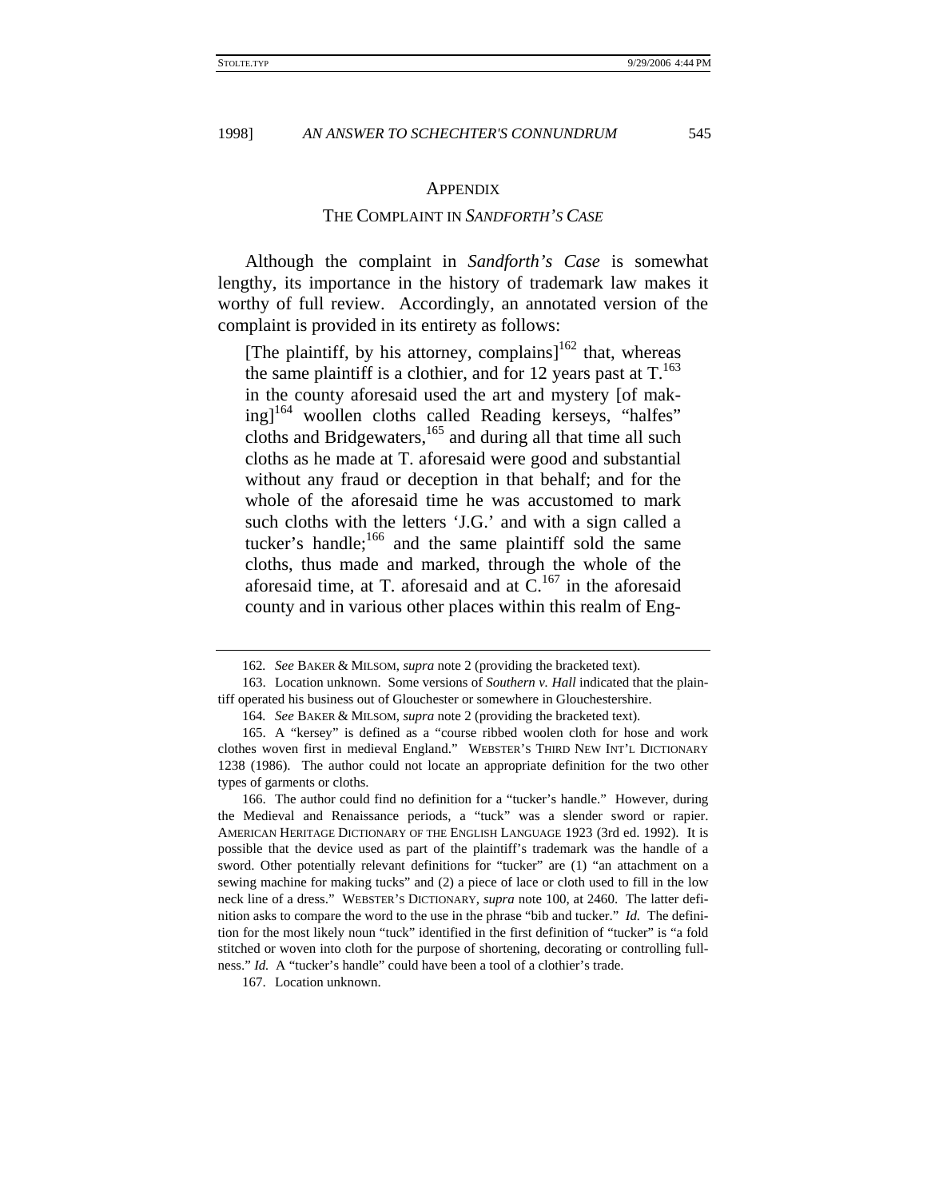## APPENDIX

### THE COMPLAINT IN *SANDFORTH'S CASE*

Although the complaint in *Sandforth's Case* is somewhat lengthy, its importance in the history of trademark law makes it worthy of full review. Accordingly, an annotated version of the complaint is provided in its entirety as follows:

> [The plaintiff, by his attorney, complains][162] that, whereas the same plaintiff is a clothier, and for 12 years past at T.[163] in the county aforesaid used the art and mystery [of making][164] woollen cloths called Reading kerseys, "halfes" cloths and Bridgewaters,[165] and during all that time all such cloths as he made at T. aforesaid were good and substantial without any fraud or deception in that behalf; and for the whole of the aforesaid time he was accustomed to mark such cloths with the letters 'J.G.' and with a sign called a tucker's handle;[166] and the same plaintiff sold the same cloths, thus made and marked, through the whole of the aforesaid time, at T. aforesaid and at C.[167] in the aforesaid county and in various other places within this realm of Eng-

---

162. *See* BAKER & MILSOM, *supra* note 2 (providing the bracketed text).

163. Location unknown. Some versions of *Southern v. Hall* indicated that the plaintiff operated his business out of Glouchester or somewhere in Glouchestershire.

164. *See* BAKER & MILSOM, *supra* note 2 (providing the bracketed text).

165. A "kersey" is defined as a "course ribbed woolen cloth for hose and work clothes woven first in medieval England." WEBSTER'S THIRD NEW INT'L DICTIONARY 1238 (1986). The author could not locate an appropriate definition for the two other types of garments or cloths.

166. The author could find no definition for a "tucker's handle." However, during the Medieval and Renaissance periods, a "tuck" was a slender sword or rapier. AMERICAN HERITAGE DICTIONARY OF THE ENGLISH LANGUAGE 1923 (3rd ed. 1992). It is possible that the device used as part of the plaintiff's trademark was the handle of a sword. Other potentially relevant definitions for "tucker" are (1) "an attachment on a sewing machine for making tucks" and (2) a piece of lace or cloth used to fill in the low neck line of a dress." WEBSTER'S DICTIONARY, *supra* note 100, at 2460. The latter definition asks to compare the word to the use in the phrase "bib and tucker." *Id.* The definition for the most likely noun "tuck" identified in the first definition of "tucker" is "a fold stitched or woven into cloth for the purpose of shortening, decorating or controlling fullness." *Id.* A "tucker's handle" could have been a tool of a clothier's trade.

167. Location unknown.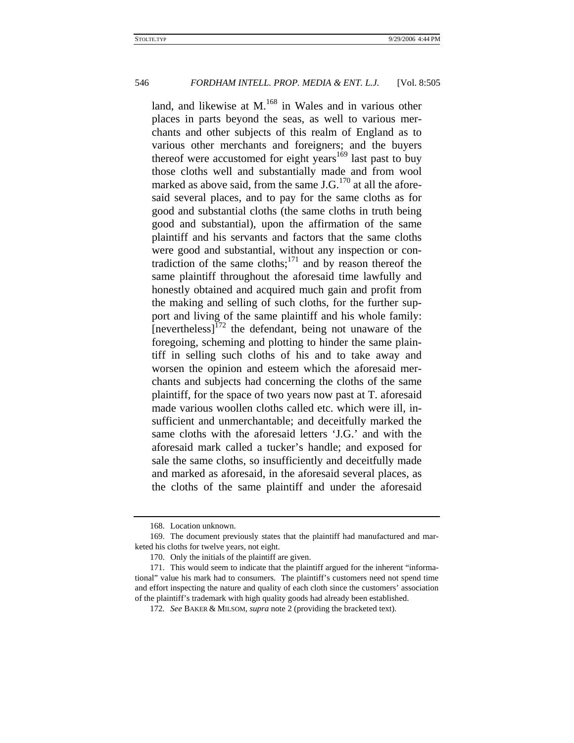land, and likewise at M.[168] in Wales and in various other places in parts beyond the seas, as well to various merchants and other subjects of this realm of England as to various other merchants and foreigners; and the buyers thereof were accustomed for eight years[169] last past to buy those cloths well and substantially made and from wool marked as above said, from the same J.G.[170] at all the aforesaid several places, and to pay for the same cloths as for good and substantial cloths (the same cloths in truth being good and substantial), upon the affirmation of the same plaintiff and his servants and factors that the same cloths were good and substantial, without any inspection or contradiction of the same cloths;[171] and by reason thereof the same plaintiff throughout the aforesaid time lawfully and honestly obtained and acquired much gain and profit from the making and selling of such cloths, for the further support and living of the same plaintiff and his whole family: [nevertheless][172] the defendant, being not unaware of the foregoing, scheming and plotting to hinder the same plaintiff in selling such cloths of his and to take away and worsen the opinion and esteem which the aforesaid merchants and subjects had concerning the cloths of the same plaintiff, for the space of two years now past at T. aforesaid made various woollen cloths called etc. which were ill, insufficient and unmerchantable; and deceitfully marked the same cloths with the aforesaid letters 'J.G.' and with the aforesaid mark called a tucker's handle; and exposed for sale the same cloths, so insufficiently and deceitfully made and marked as aforesaid, in the aforesaid several places, as the cloths of the same plaintiff and under the aforesaid

---

168. Location unknown.

169. The document previously states that the plaintiff had manufactured and marketed his cloths for twelve years, not eight.

170. Only the initials of the plaintiff are given.

171. This would seem to indicate that the plaintiff argued for the inherent "informational" value his mark had to consumers. The plaintiff's customers need not spend time and effort inspecting the nature and quality of each cloth since the customers' association of the plaintiff's trademark with high quality goods had already been established.

172. *See* BAKER & MILSOM, *supra* note 2 (providing the bracketed text).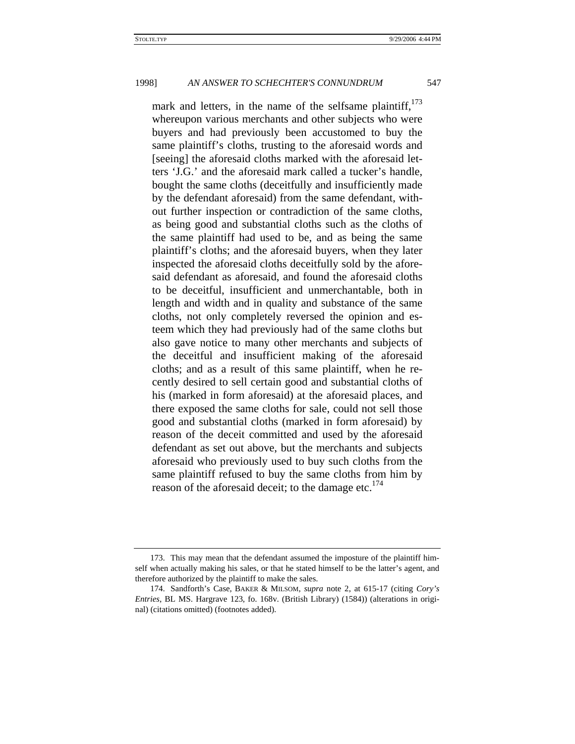mark and letters, in the name of the selfsame plaintiff,[173] whereupon various merchants and other subjects who were buyers and had previously been accustomed to buy the same plaintiff's cloths, trusting to the aforesaid words and [seeing] the aforesaid cloths marked with the aforesaid letters 'J.G.' and the aforesaid mark called a tucker's handle, bought the same cloths (deceitfully and insufficiently made by the defendant aforesaid) from the same defendant, without further inspection or contradiction of the same cloths, as being good and substantial cloths such as the cloths of the same plaintiff had used to be, and as being the same plaintiff's cloths; and the aforesaid buyers, when they later inspected the aforesaid cloths deceitfully sold by the aforesaid defendant as aforesaid, and found the aforesaid cloths to be deceitful, insufficient and unmerchantable, both in length and width and in quality and substance of the same cloths, not only completely reversed the opinion and esteem which they had previously had of the same cloths but also gave notice to many other merchants and subjects of the deceitful and insufficient making of the aforesaid cloths; and as a result of this same plaintiff, when he recently desired to sell certain good and substantial cloths of his (marked in form aforesaid) at the aforesaid places, and there exposed the same cloths for sale, could not sell those good and substantial cloths (marked in form aforesaid) by reason of the deceit committed and used by the aforesaid defendant as set out above, but the merchants and subjects aforesaid who previously used to buy such cloths from the same plaintiff refused to buy the same cloths from him by reason of the aforesaid deceit; to the damage etc.[174]

---

173. This may mean that the defendant assumed the imposture of the plaintiff himself when actually making his sales, or that he stated himself to be the latter's agent, and therefore authorized by the plaintiff to make the sales.

174. Sandforth's Case, BAKER & MILSOM, *supra* note 2, at 615-17 (citing *Cory's Entries*, BL MS. Hargrave 123, fo. 168v. (British Library) (1584)) (alterations in original) (citations omitted) (footnotes added).